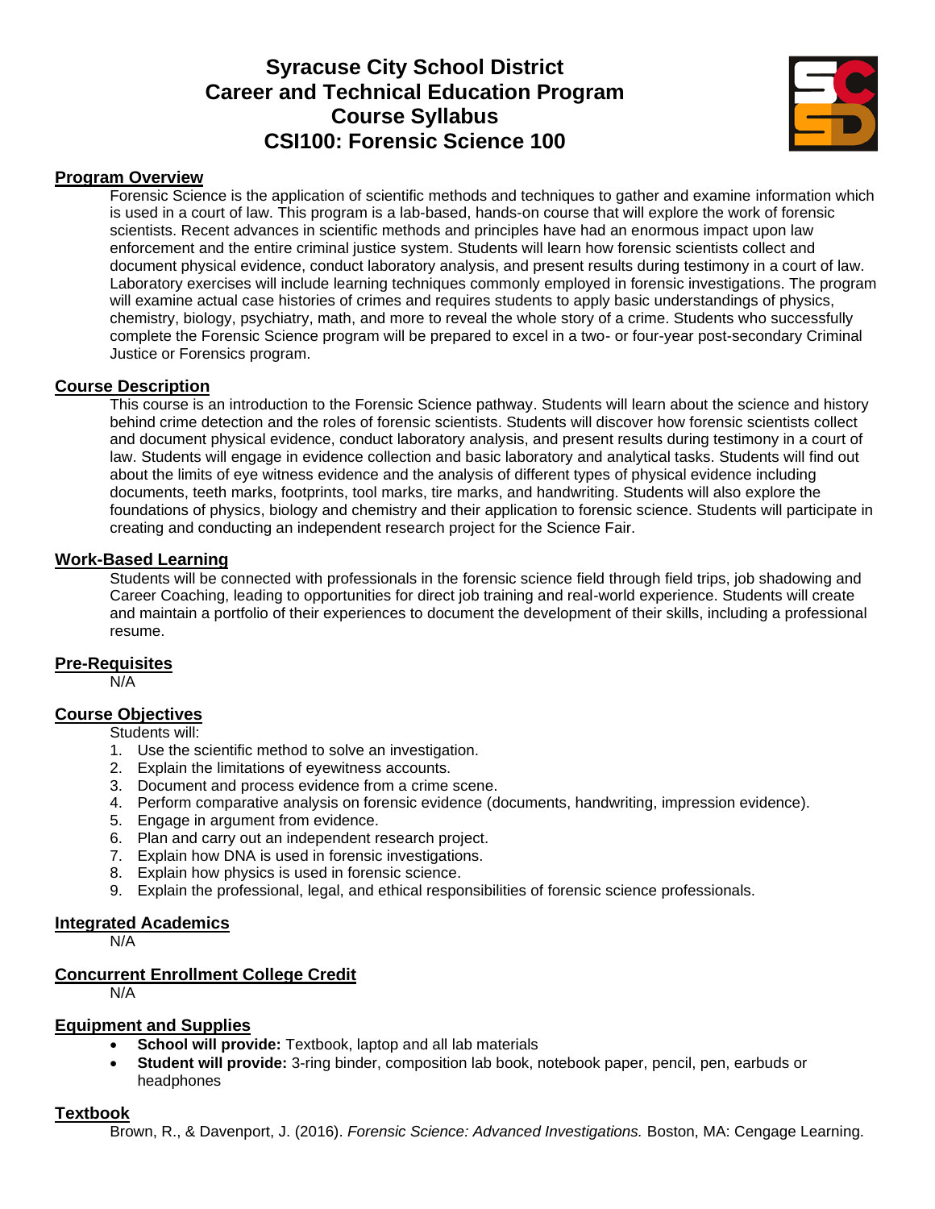# Syracuse City School District
# Career and Technical Education Program
# Course Syllabus
# CSI100: Forensic Science 100

## Program Overview

Forensic Science is the application of scientific methods and techniques to gather and examine information which is used in a court of law. This program is a lab-based, hands-on course that will explore the work of forensic scientists. Recent advances in scientific methods and principles have had an enormous impact upon law enforcement and the entire criminal justice system. Students will learn how forensic scientists collect and document physical evidence, conduct laboratory analysis, and present results during testimony in a court of law. Laboratory exercises will include learning techniques commonly employed in forensic investigations. The program will examine actual case histories of crimes and requires students to apply basic understandings of physics, chemistry, biology, psychiatry, math, and more to reveal the whole story of a crime. Students who successfully complete the Forensic Science program will be prepared to excel in a two- or four-year post-secondary Criminal Justice or Forensics program.

## Course Description

This course is an introduction to the Forensic Science pathway. Students will learn about the science and history behind crime detection and the roles of forensic scientists. Students will discover how forensic scientists collect and document physical evidence, conduct laboratory analysis, and present results during testimony in a court of law. Students will engage in evidence collection and basic laboratory and analytical tasks. Students will find out about the limits of eye witness evidence and the analysis of different types of physical evidence including documents, teeth marks, footprints, tool marks, tire marks, and handwriting. Students will also explore the foundations of physics, biology and chemistry and their application to forensic science. Students will participate in creating and conducting an independent research project for the Science Fair.

## Work-Based Learning

Students will be connected with professionals in the forensic science field through field trips, job shadowing and Career Coaching, leading to opportunities for direct job training and real-world experience. Students will create and maintain a portfolio of their experiences to document the development of their skills, including a professional resume.

## Pre-Requisites

N/A

## Course Objectives

Students will:

1. Use the scientific method to solve an investigation.
2. Explain the limitations of eyewitness accounts.
3. Document and process evidence from a crime scene.
4. Perform comparative analysis on forensic evidence (documents, handwriting, impression evidence).
5. Engage in argument from evidence.
6. Plan and carry out an independent research project.
7. Explain how DNA is used in forensic investigations.
8. Explain how physics is used in forensic science.
9. Explain the professional, legal, and ethical responsibilities of forensic science professionals.

## Integrated Academics

N/A

## Concurrent Enrollment College Credit

N/A

## Equipment and Supplies

- **School will provide:** Textbook, laptop and all lab materials
- **Student will provide:** 3-ring binder, composition lab book, notebook paper, pencil, pen, earbuds or headphones

## Textbook

Brown, R., & Davenport, J. (2016). *Forensic Science: Advanced Investigations.* Boston, MA: Cengage Learning.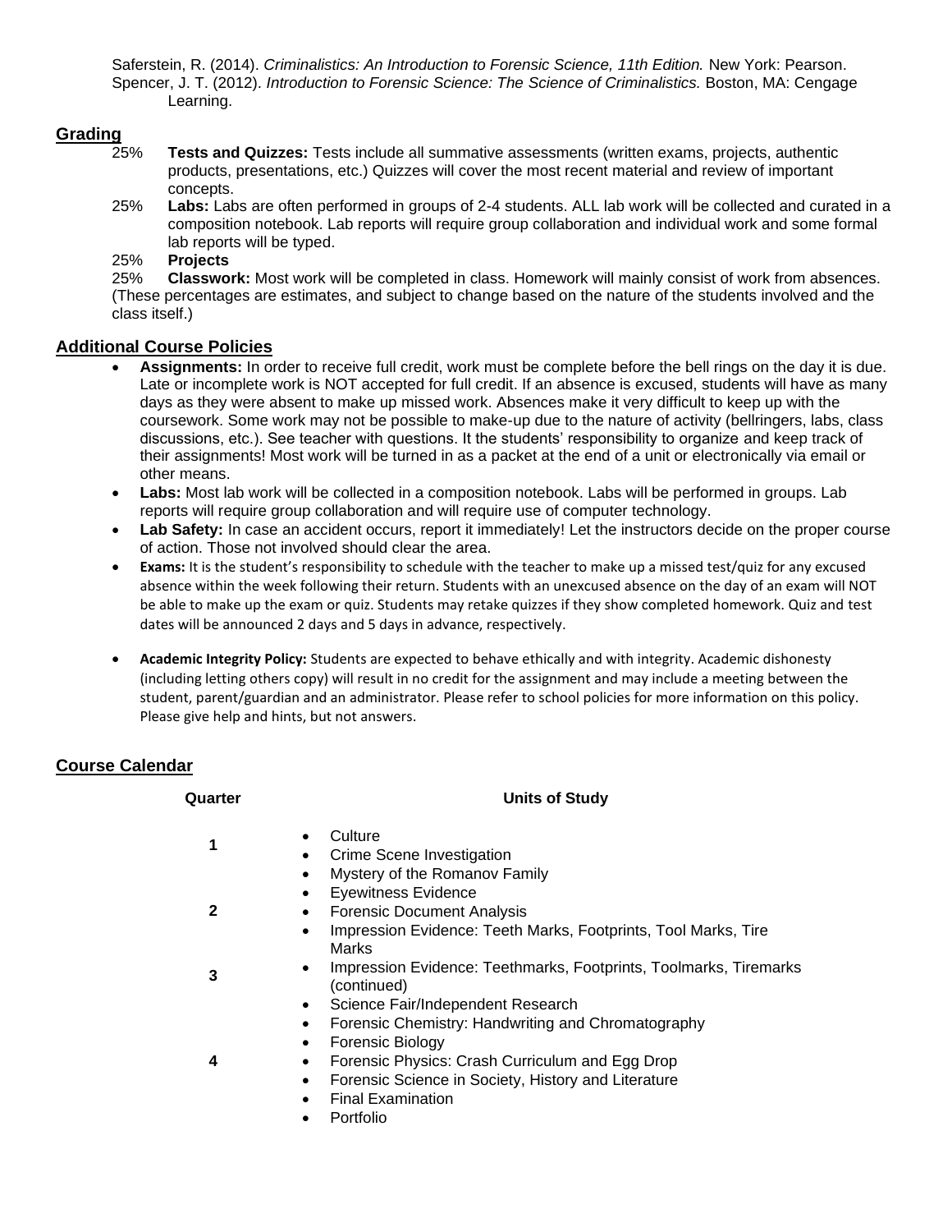Saferstein, R. (2014). *Criminalistics: An Introduction to Forensic Science, 11th Edition.* New York: Pearson.
Spencer, J. T. (2012). *Introduction to Forensic Science: The Science of Criminalistics.* Boston, MA: Cengage Learning.

## Grading

25% **Tests and Quizzes:** Tests include all summative assessments (written exams, projects, authentic products, presentations, etc.) Quizzes will cover the most recent material and review of important concepts.

25% **Labs:** Labs are often performed in groups of 2-4 students. ALL lab work will be collected and curated in a composition notebook. Lab reports will require group collaboration and individual work and some formal lab reports will be typed.

25% **Projects**

25% **Classwork:** Most work will be completed in class. Homework will mainly consist of work from absences.

(These percentages are estimates, and subject to change based on the nature of the students involved and the class itself.)

## Additional Course Policies

- **Assignments:** In order to receive full credit, work must be complete before the bell rings on the day it is due. Late or incomplete work is NOT accepted for full credit. If an absence is excused, students will have as many days as they were absent to make up missed work. Absences make it very difficult to keep up with the coursework. Some work may not be possible to make-up due to the nature of activity (bellringers, labs, class discussions, etc.). See teacher with questions. It the students' responsibility to organize and keep track of their assignments! Most work will be turned in as a packet at the end of a unit or electronically via email or other means.
- **Labs:** Most lab work will be collected in a composition notebook. Labs will be performed in groups. Lab reports will require group collaboration and will require use of computer technology.
- **Lab Safety:** In case an accident occurs, report it immediately! Let the instructors decide on the proper course of action. Those not involved should clear the area.
- **Exams:** It is the student's responsibility to schedule with the teacher to make up a missed test/quiz for any excused absence within the week following their return. Students with an unexcused absence on the day of an exam will NOT be able to make up the exam or quiz. Students may retake quizzes if they show completed homework. Quiz and test dates will be announced 2 days and 5 days in advance, respectively.
- **Academic Integrity Policy:** Students are expected to behave ethically and with integrity. Academic dishonesty (including letting others copy) will result in no credit for the assignment and may include a meeting between the student, parent/guardian and an administrator. Please refer to school policies for more information on this policy. Please give help and hints, but not answers.

## Course Calendar

| Quarter | Units of Study |
|---|---|
| 1 | • Culture<br>• Crime Scene Investigation<br>• Mystery of the Romanov Family<br>• Eyewitness Evidence |
| 2 | • Forensic Document Analysis<br>• Impression Evidence: Teeth Marks, Footprints, Tool Marks, Tire Marks |
| 3 | • Impression Evidence: Teethmarks, Footprints, Toolmarks, Tiremarks (continued)<br>• Science Fair/Independent Research<br>• Forensic Chemistry: Handwriting and Chromatography<br>• Forensic Biology |
| 4 | • Forensic Physics: Crash Curriculum and Egg Drop<br>• Forensic Science in Society, History and Literature<br>• Final Examination<br>• Portfolio |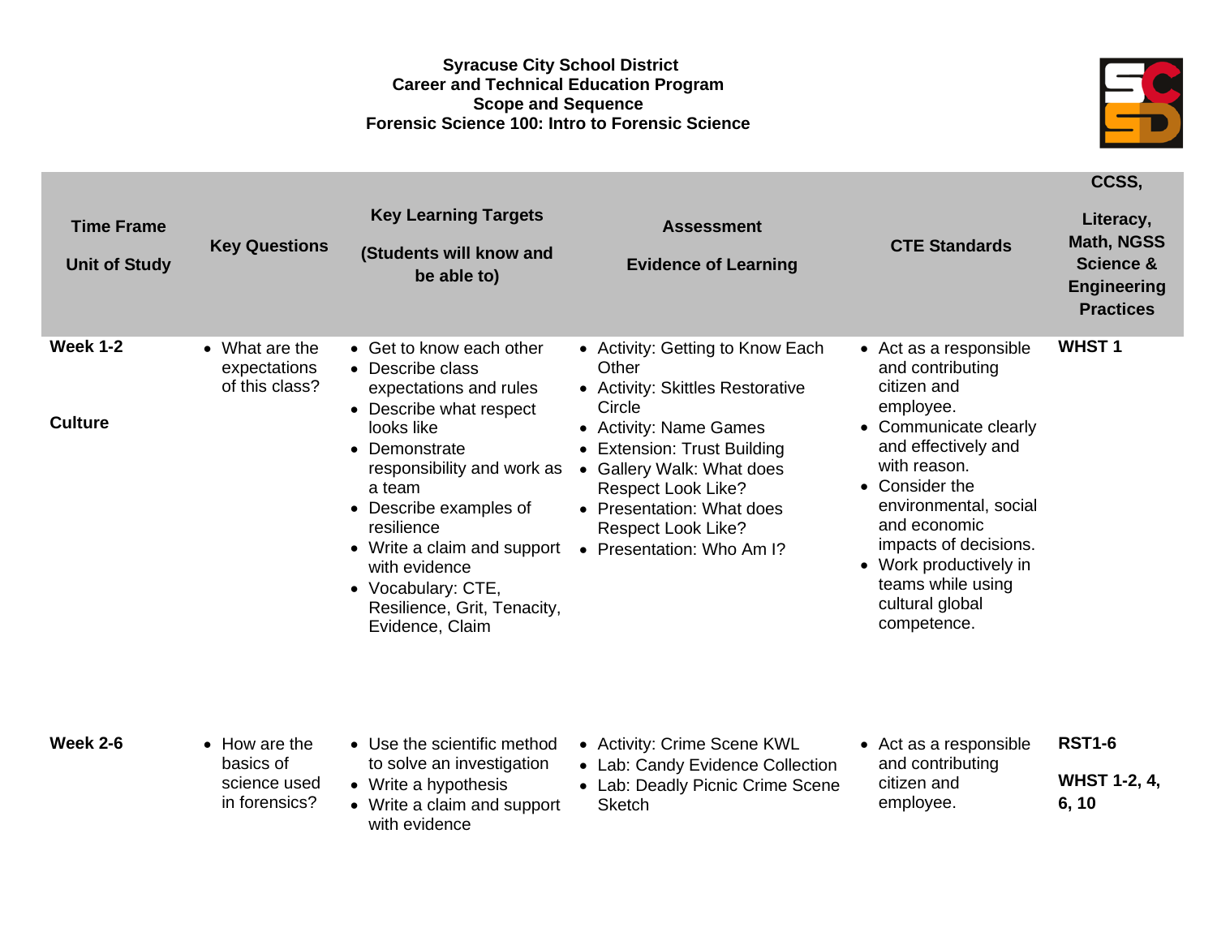**Syracuse City School District**
**Career and Technical Education Program**
**Scope and Sequence**
**Forensic Science 100: Intro to Forensic Science**

| Time Frame<br><br>Unit of Study | Key Questions | Key Learning Targets<br><br>(Students will know and be able to) | Assessment<br><br>Evidence of Learning | CTE Standards | CCSS,<br><br>Literacy, Math, NGSS Science & Engineering Practices |
|---|---|---|---|---|---|
| **Week 1-2**<br><br>**Culture** | • What are the expectations of this class? | • Get to know each other<br>• Describe class expectations and rules<br>• Describe what respect looks like<br>• Demonstrate responsibility and work as a team<br>• Describe examples of resilience<br>• Write a claim and support with evidence<br>• Vocabulary: CTE, Resilience, Grit, Tenacity, Evidence, Claim | • Activity: Getting to Know Each Other<br>• Activity: Skittles Restorative Circle<br>• Activity: Name Games<br>• Extension: Trust Building<br>• Gallery Walk: What does Respect Look Like?<br>• Presentation: What does Respect Look Like?<br>• Presentation: Who Am I? | • Act as a responsible and contributing citizen and employee.<br>• Communicate clearly and effectively and with reason.<br>• Consider the environmental, social and economic impacts of decisions.<br>• Work productively in teams while using cultural global competence. | **WHST 1** |
| **Week 2-6** | • How are the basics of science used in forensics? | • Use the scientific method to solve an investigation<br>• Write a hypothesis<br>• Write a claim and support with evidence | • Activity: Crime Scene KWL<br>• Lab: Candy Evidence Collection<br>• Lab: Deadly Picnic Crime Scene Sketch | • Act as a responsible and contributing citizen and employee. | **RST1-6**<br><br>**WHST 1-2, 4, 6, 10** |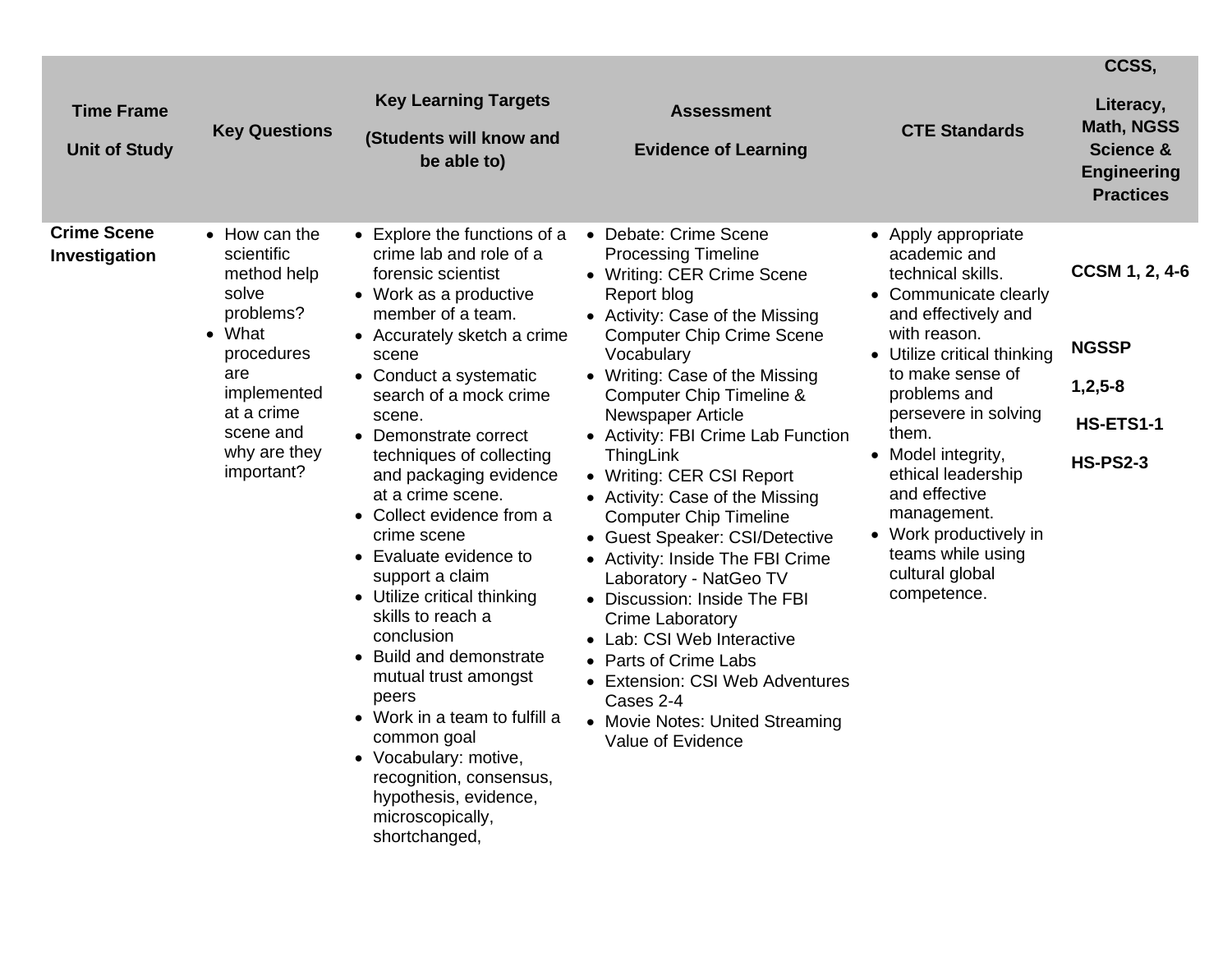| Time Frame<br><br>Unit of Study | Key Questions | Key Learning Targets<br><br>(Students will know and be able to) | Assessment<br><br>Evidence of Learning | CTE Standards | CCSS,<br><br>Literacy, Math, NGSS Science & Engineering Practices |
|---|---|---|---|---|---|
| **Crime Scene Investigation** | • How can the scientific method help solve problems?<br>• What procedures are implemented at a crime scene and why are they important? | • Explore the functions of a crime lab and role of a forensic scientist<br>• Work as a productive member of a team.<br>• Accurately sketch a crime scene<br>• Conduct a systematic search of a mock crime scene.<br>• Demonstrate correct techniques of collecting and packaging evidence at a crime scene.<br>• Collect evidence from a crime scene<br>• Evaluate evidence to support a claim<br>• Utilize critical thinking skills to reach a conclusion<br>• Build and demonstrate mutual trust amongst peers<br>• Work in a team to fulfill a common goal<br>• Vocabulary: motive, recognition, consensus, hypothesis, evidence, microscopically, shortchanged, | • Debate: Crime Scene Processing Timeline<br>• Writing: CER Crime Scene Report blog<br>• Activity: Case of the Missing Computer Chip Crime Scene Vocabulary<br>• Writing: Case of the Missing Computer Chip Timeline & Newspaper Article<br>• Activity: FBI Crime Lab Function ThingLink<br>• Writing: CER CSI Report<br>• Activity: Case of the Missing Computer Chip Timeline<br>• Guest Speaker: CSI/Detective<br>• Activity: Inside The FBI Crime Laboratory - NatGeo TV<br>• Discussion: Inside The FBI Crime Laboratory<br>• Lab: CSI Web Interactive<br>• Parts of Crime Labs<br>• Extension: CSI Web Adventures Cases 2-4<br>• Movie Notes: United Streaming Value of Evidence | • Apply appropriate academic and technical skills.<br>• Communicate clearly and effectively and with reason.<br>• Utilize critical thinking to make sense of problems and persevere in solving them.<br>• Model integrity, ethical leadership and effective management.<br>• Work productively in teams while using cultural global competence. | **CCSM 1, 2, 4-6**<br><br>**NGSSP**<br><br>**1,2,5-8**<br><br>**HS-ETS1-1**<br><br>**HS-PS2-3** |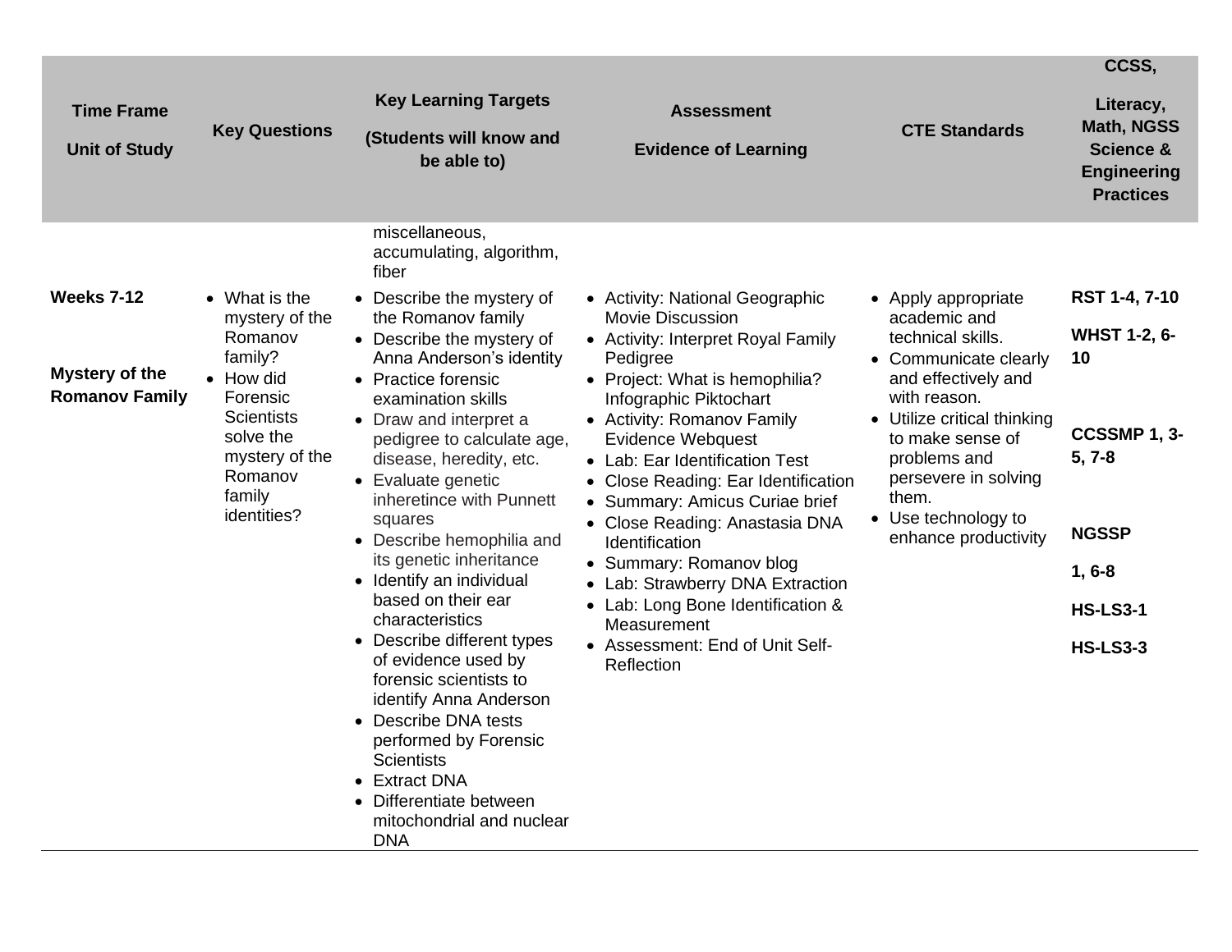| Time Frame<br><br>Unit of Study | Key Questions | Key Learning Targets<br><br>(Students will know and be able to) | Assessment<br><br>Evidence of Learning | CTE Standards | CCSS,<br><br>Literacy, Math, NGSS Science & Engineering Practices |
|---|---|---|---|---|---|
| | | miscellaneous, accumulating, algorithm, fiber | | | |
| **Weeks 7-12**<br><br>**Mystery of the Romanov Family** | • What is the mystery of the Romanov family?<br>• How did Forensic Scientists solve the mystery of the Romanov family identities? | • Describe the mystery of the Romanov family<br>• Describe the mystery of Anna Anderson's identity<br>• Practice forensic examination skills<br>• Draw and interpret a pedigree to calculate age, disease, heredity, etc.<br>• Evaluate genetic inheretince with Punnett squares<br>• Describe hemophilia and its genetic inheritance<br>• Identify an individual based on their ear characteristics<br>• Describe different types of evidence used by forensic scientists to identify Anna Anderson<br>• Describe DNA tests performed by Forensic Scientists<br>• Extract DNA<br>• Differentiate between mitochondrial and nuclear DNA | • Activity: National Geographic Movie Discussion<br>• Activity: Interpret Royal Family Pedigree<br>• Project: What is hemophilia? Infographic Piktochart<br>• Activity: Romanov Family Evidence Webquest<br>• Lab: Ear Identification Test<br>• Close Reading: Ear Identification<br>• Summary: Amicus Curiae brief<br>• Close Reading: Anastasia DNA Identification<br>• Summary: Romanov blog<br>• Lab: Strawberry DNA Extraction<br>• Lab: Long Bone Identification & Measurement<br>• Assessment: End of Unit Self-Reflection | • Apply appropriate academic and technical skills.<br>• Communicate clearly and effectively and with reason.<br>• Utilize critical thinking to make sense of problems and persevere in solving them.<br>• Use technology to enhance productivity | **RST 1-4, 7-10**<br><br>**WHST 1-2, 6-10**<br><br>**CCSSMP 1, 3-5, 7-8**<br><br>**NGSSP**<br><br>**1, 6-8**<br><br>**HS-LS3-1**<br><br>**HS-LS3-3** |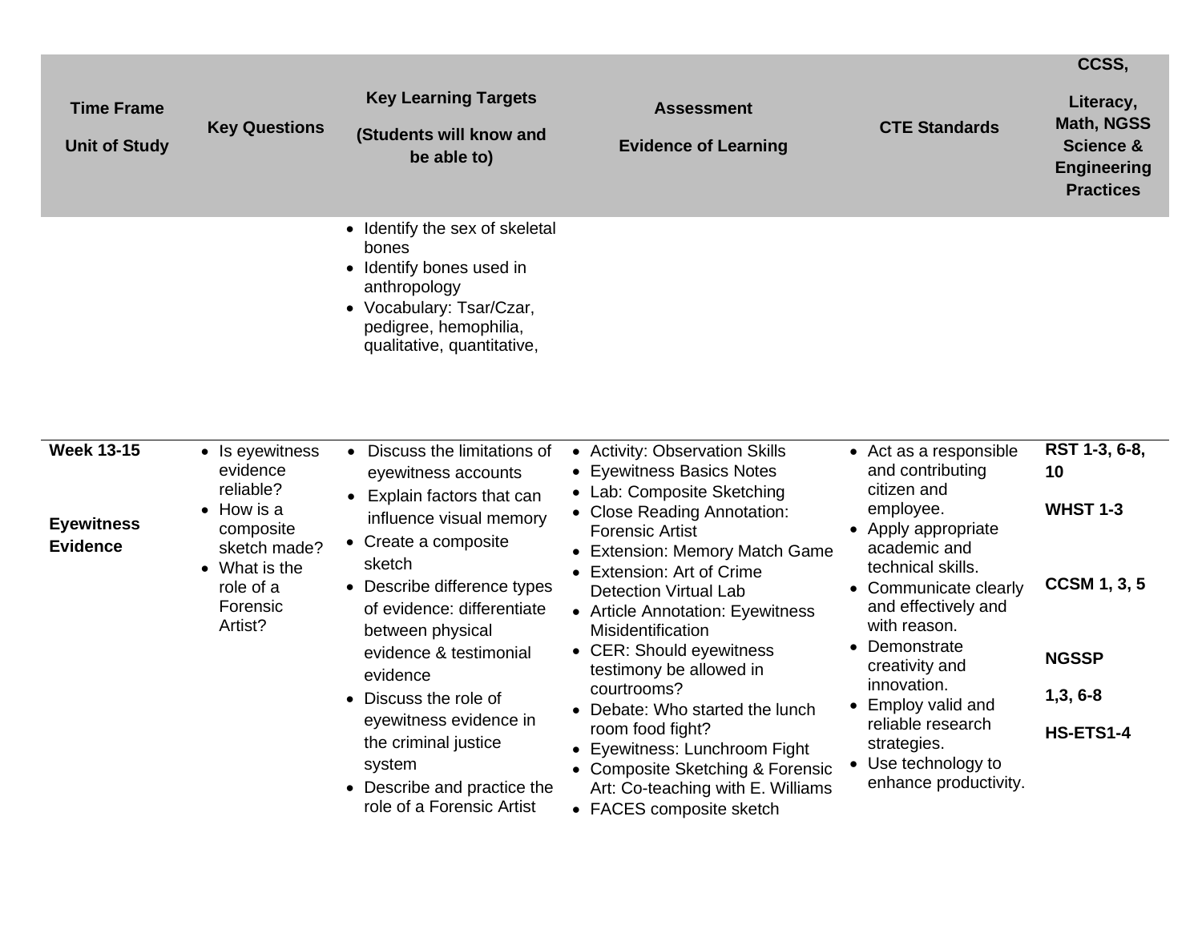| Time Frame<br><br>Unit of Study | Key Questions | Key Learning Targets<br><br>(Students will know and be able to) | Assessment<br><br>Evidence of Learning | CTE Standards | CCSS,<br><br>Literacy, Math, NGSS Science & Engineering Practices |
|---|---|---|---|---|---|
| | | • Identify the sex of skeletal bones<br>• Identify bones used in anthropology<br>• Vocabulary: Tsar/Czar, pedigree, hemophilia, qualitative, quantitative, | | | |
| **Week 13-15**<br><br>**Eyewitness Evidence** | • Is eyewitness evidence reliable?<br>• How is a composite sketch made?<br>• What is the role of a Forensic Artist? | • Discuss the limitations of eyewitness accounts<br>• Explain factors that can influence visual memory<br>• Create a composite sketch<br>• Describe difference types of evidence: differentiate between physical evidence & testimonial evidence<br>• Discuss the role of eyewitness evidence in the criminal justice system<br>• Describe and practice the role of a Forensic Artist | • Activity: Observation Skills<br>• Eyewitness Basics Notes<br>• Lab: Composite Sketching<br>• Close Reading Annotation: Forensic Artist<br>• Extension: Memory Match Game<br>• Extension: Art of Crime Detection Virtual Lab<br>• Article Annotation: Eyewitness Misidentification<br>• CER: Should eyewitness testimony be allowed in courtrooms?<br>• Debate: Who started the lunch room food fight?<br>• Eyewitness: Lunchroom Fight<br>• Composite Sketching & Forensic Art: Co-teaching with E. Williams<br>• FACES composite sketch | • Act as a responsible and contributing citizen and employee.<br>• Apply appropriate academic and technical skills.<br>• Communicate clearly and effectively and with reason.<br>• Demonstrate creativity and innovation.<br>• Employ valid and reliable research strategies.<br>• Use technology to enhance productivity. | **RST 1-3, 6-8, 10**<br><br>**WHST 1-3**<br><br>**CCSM 1, 3, 5**<br><br>**NGSSP**<br><br>**1,3, 6-8**<br><br>**HS-ETS1-4** |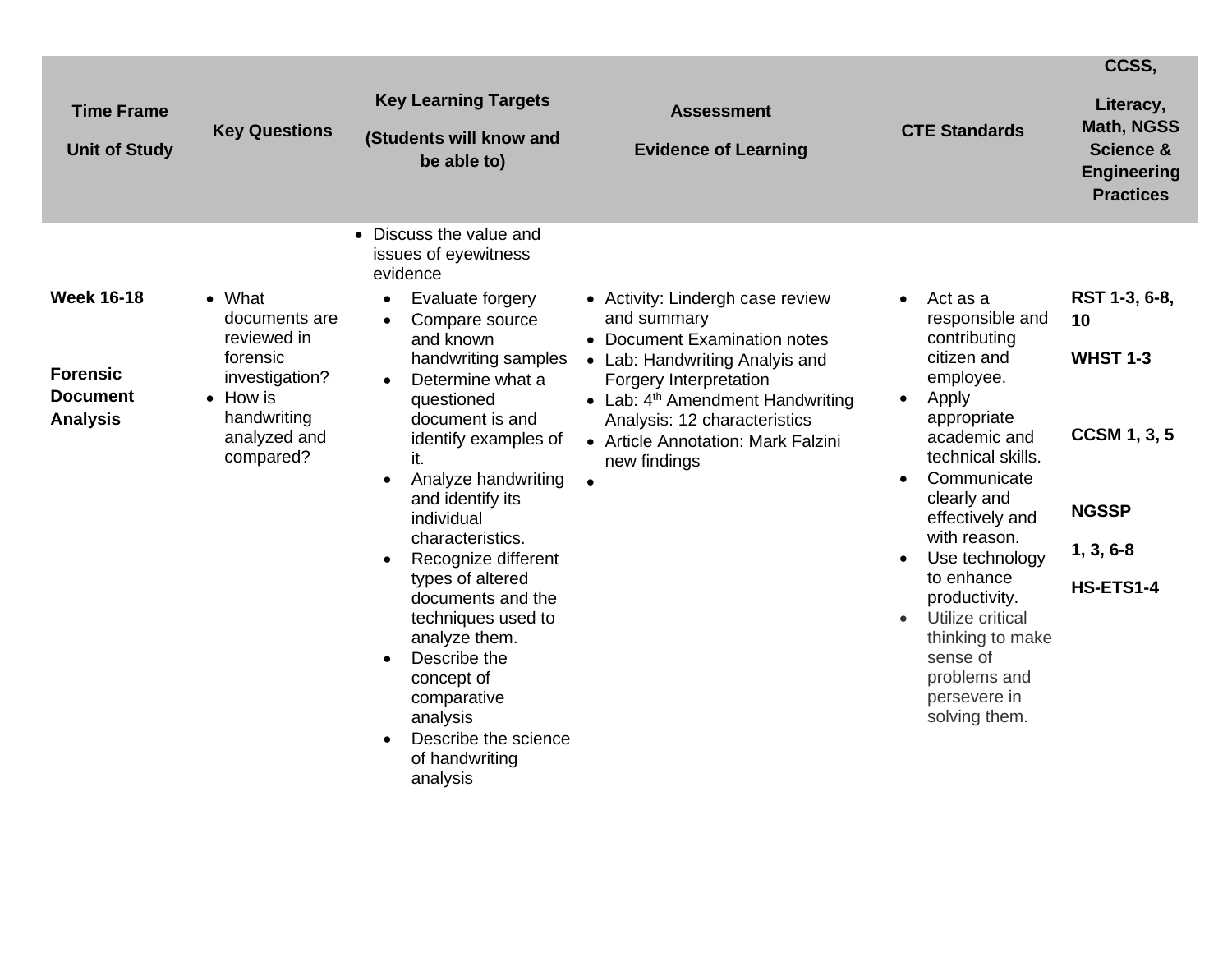| Time Frame<br><br>Unit of Study | Key Questions | Key Learning Targets<br><br>(Students will know and be able to) | Assessment<br><br>Evidence of Learning | CTE Standards | CCSS,<br><br>Literacy, Math, NGSS Science & Engineering Practices |
|---|---|---|---|---|---|
| | | • Discuss the value and issues of eyewitness evidence | | | |
| **Week 16-18**<br><br>**Forensic Document Analysis** | • What documents are reviewed in forensic investigation?<br>• How is handwriting analyzed and compared? | • Evaluate forgery<br>• Compare source and known handwriting samples<br>• Determine what a questioned document is and identify examples of it.<br>• Analyze handwriting and identify its individual characteristics.<br>• Recognize different types of altered documents and the techniques used to analyze them.<br>• Describe the concept of comparative analysis<br>• Describe the science of handwriting analysis | • Activity: Lindergh case review and summary<br>• Document Examination notes<br>• Lab: Handwriting Analyis and Forgery Interpretation<br>• Lab: 4th Amendment Handwriting Analysis: 12 characteristics<br>• Article Annotation: Mark Falzini new findings<br>• | • Act as a responsible and contributing citizen and employee.<br>• Apply appropriate academic and technical skills.<br>• Communicate clearly and effectively and with reason.<br>• Use technology to enhance productivity.<br>• Utilize critical thinking to make sense of problems and persevere in solving them. | **RST 1-3, 6-8, 10**<br><br>**WHST 1-3**<br><br>**CCSM 1, 3, 5**<br><br>**NGSSP**<br><br>**1, 3, 6-8**<br><br>**HS-ETS1-4** |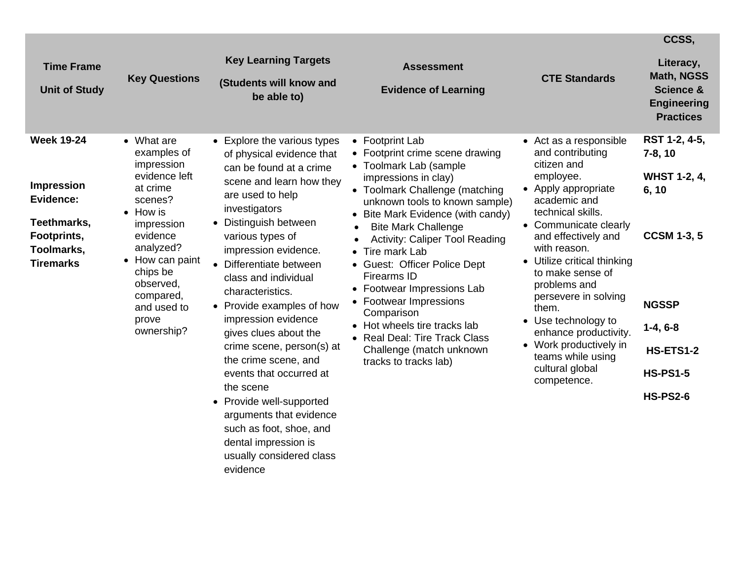| Time Frame<br><br>Unit of Study | Key Questions | Key Learning Targets<br><br>(Students will know and be able to) | Assessment<br><br>Evidence of Learning | CTE Standards | CCSS,<br><br>Literacy, Math, NGSS Science & Engineering Practices |
|---|---|---|---|---|---|
| **Week 19-24**<br><br>**Impression Evidence:**<br><br>**Teethmarks, Footprints, Toolmarks, Tiremarks** | • What are examples of impression evidence left at crime scenes?<br>• How is impression evidence analyzed?<br>• How can paint chips be observed, compared, and used to prove ownership? | • Explore the various types of physical evidence that can be found at a crime scene and learn how they are used to help investigators<br>• Distinguish between various types of impression evidence.<br>• Differentiate between class and individual characteristics.<br>• Provide examples of how impression evidence gives clues about the crime scene, person(s) at the crime scene, and events that occurred at the scene<br>• Provide well-supported arguments that evidence such as foot, shoe, and dental impression is usually considered class evidence | • Footprint Lab<br>• Footprint crime scene drawing<br>• Toolmark Lab (sample impressions in clay)<br>• Toolmark Challenge (matching unknown tools to known sample)<br>• Bite Mark Evidence (with candy)<br>• Bite Mark Challenge<br>• Activity: Caliper Tool Reading<br>• Tire mark Lab<br>• Guest: Officer Police Dept Firearms ID<br>• Footwear Impressions Lab<br>• Footwear Impressions Comparison<br>• Hot wheels tire tracks lab<br>• Real Deal: Tire Track Class Challenge (match unknown tracks to tracks lab) | • Act as a responsible and contributing citizen and employee.<br>• Apply appropriate academic and technical skills.<br>• Communicate clearly and effectively and with reason.<br>• Utilize critical thinking to make sense of problems and persevere in solving them.<br>• Use technology to enhance productivity.<br>• Work productively in teams while using cultural global competence. | **RST 1-2, 4-5, 7-8, 10**<br><br>**WHST 1-2, 4, 6, 10**<br><br>**CCSM 1-3, 5**<br><br>**NGSSP**<br><br>**1-4, 6-8**<br><br>**HS-ETS1-2**<br><br>**HS-PS1-5**<br><br>**HS-PS2-6** |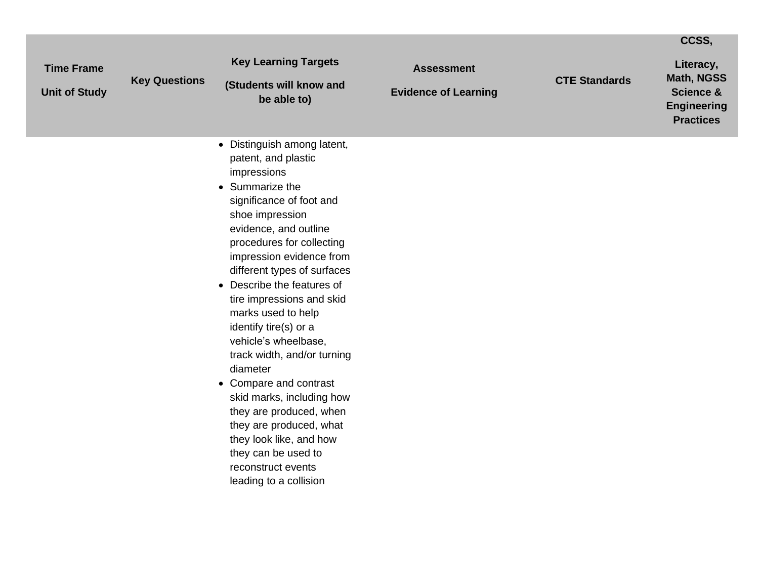| Time Frame<br><br>Unit of Study | Key Questions | Key Learning Targets<br><br>(Students will know and be able to) | Assessment<br><br>Evidence of Learning | CTE Standards | CCSS,<br><br>Literacy, Math, NGSS Science & Engineering Practices |
|---|---|---|---|---|---|
| | | • Distinguish among latent, patent, and plastic impressions<br>• Summarize the significance of foot and shoe impression evidence, and outline procedures for collecting impression evidence from different types of surfaces<br>• Describe the features of tire impressions and skid marks used to help identify tire(s) or a vehicle's wheelbase, track width, and/or turning diameter<br>• Compare and contrast skid marks, including how they are produced, when they are produced, what they look like, and how they can be used to reconstruct events leading to a collision | | | |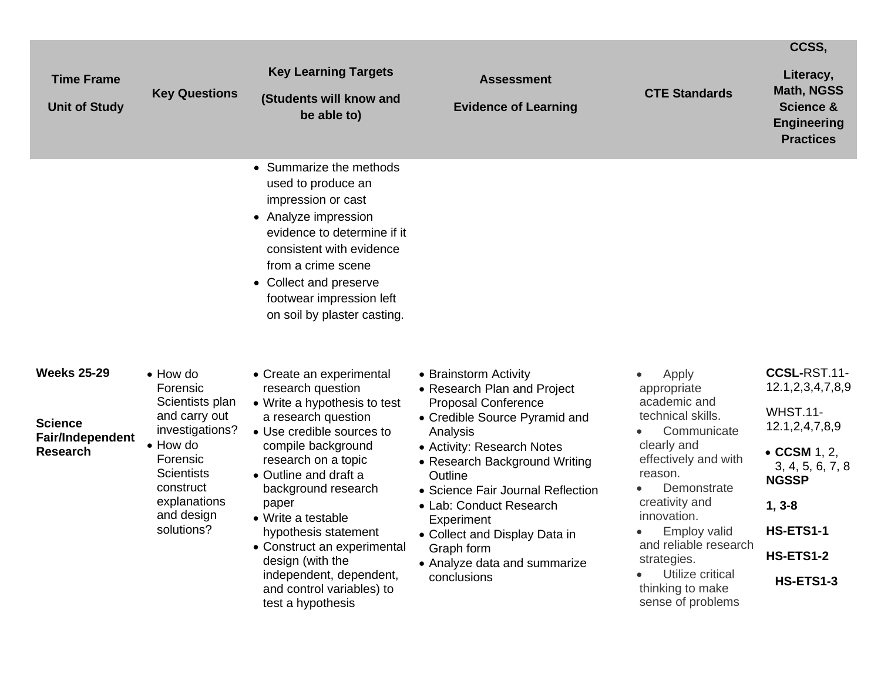| Time Frame<br><br>Unit of Study | Key Questions | Key Learning Targets<br><br>(Students will know and be able to) | Assessment<br><br>Evidence of Learning | CTE Standards | CCSS,<br><br>Literacy, Math, NGSS Science & Engineering Practices |
|---|---|---|---|---|---|
| | | • Summarize the methods used to produce an impression or cast<br>• Analyze impression evidence to determine if it consistent with evidence from a crime scene<br>• Collect and preserve footwear impression left on soil by plaster casting. | | | |
| **Weeks 25-29**<br><br>**Science Fair/Independent Research** | • How do Forensic Scientists plan and carry out investigations?<br>• How do Forensic Scientists construct explanations and design solutions? | • Create an experimental research question<br>• Write a hypothesis to test a research question<br>• Use credible sources to compile background research on a topic<br>• Outline and draft a background research paper<br>• Write a testable hypothesis statement<br>• Construct an experimental design (with the independent, dependent, and control variables) to test a hypothesis | • Brainstorm Activity<br>• Research Plan and Project Proposal Conference<br>• Credible Source Pyramid and Analysis<br>• Activity: Research Notes<br>• Research Background Writing Outline<br>• Science Fair Journal Reflection<br>• Lab: Conduct Research Experiment<br>• Collect and Display Data in Graph form<br>• Analyze data and summarize conclusions | • Apply appropriate academic and technical skills.<br>• Communicate clearly and effectively and with reason.<br>• Demonstrate creativity and innovation.<br>• Employ valid and reliable research strategies.<br>• Utilize critical thinking to make sense of problems | **CCSL-**RST.11-12.1,2,3,4,7,8,9<br><br>WHST.11-12.1,2,4,7,8,9<br><br>• **CCSM** 1, 2, 3, 4, 5, 6, 7, 8<br>**NGSSP**<br><br>**1, 3-8**<br><br>**HS-ETS1-1**<br><br>**HS-ETS1-2**<br><br>**HS-ETS1-3** |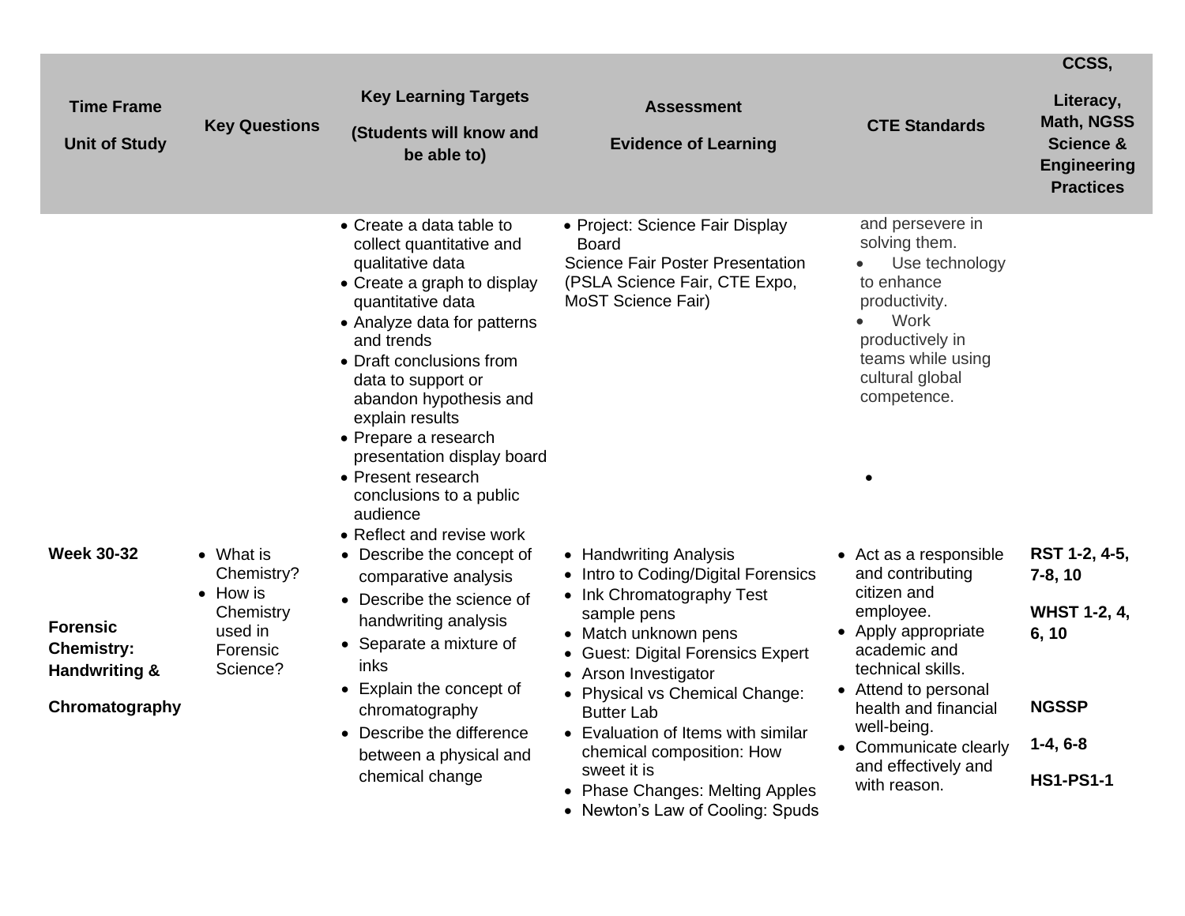| Time Frame<br><br>Unit of Study | Key Questions | Key Learning Targets<br><br>(Students will know and be able to) | Assessment<br><br>Evidence of Learning | CTE Standards | CCSS,<br><br>Literacy, Math, NGSS Science & Engineering Practices |
|---|---|---|---|---|---|
| | | • Create a data table to collect quantitative and qualitative data<br>• Create a graph to display quantitative data<br>• Analyze data for patterns and trends<br>• Draft conclusions from data to support or abandon hypothesis and explain results<br>• Prepare a research presentation display board<br>• Present research conclusions to a public audience<br>• Reflect and revise work | • Project: Science Fair Display Board<br>Science Fair Poster Presentation (PSLA Science Fair, CTE Expo, MoST Science Fair) | and persevere in solving them.<br>• Use technology to enhance productivity.<br>• Work productively in teams while using cultural global competence.<br>• | |
| **Week 30-32**<br><br>**Forensic Chemistry: Handwriting & Chromatography** | • What is Chemistry?<br>• How is Chemistry used in Forensic Science? | • Describe the concept of comparative analysis<br>• Describe the science of handwriting analysis<br>• Separate a mixture of inks<br>• Explain the concept of chromatography<br>• Describe the difference between a physical and chemical change | • Handwriting Analysis<br>• Intro to Coding/Digital Forensics<br>• Ink Chromatography Test sample pens<br>• Match unknown pens<br>• Guest: Digital Forensics Expert<br>• Arson Investigator<br>• Physical vs Chemical Change: Butter Lab<br>• Evaluation of Items with similar chemical composition: How sweet it is<br>• Phase Changes: Melting Apples<br>• Newton's Law of Cooling: Spuds | • Act as a responsible and contributing citizen and employee.<br>• Apply appropriate academic and technical skills.<br>• Attend to personal health and financial well-being.<br>• Communicate clearly and effectively and with reason. | **RST 1-2, 4-5, 7-8, 10**<br><br>**WHST 1-2, 4, 6, 10**<br><br>**NGSSP**<br><br>**1-4, 6-8**<br><br>**HS1-PS1-1** |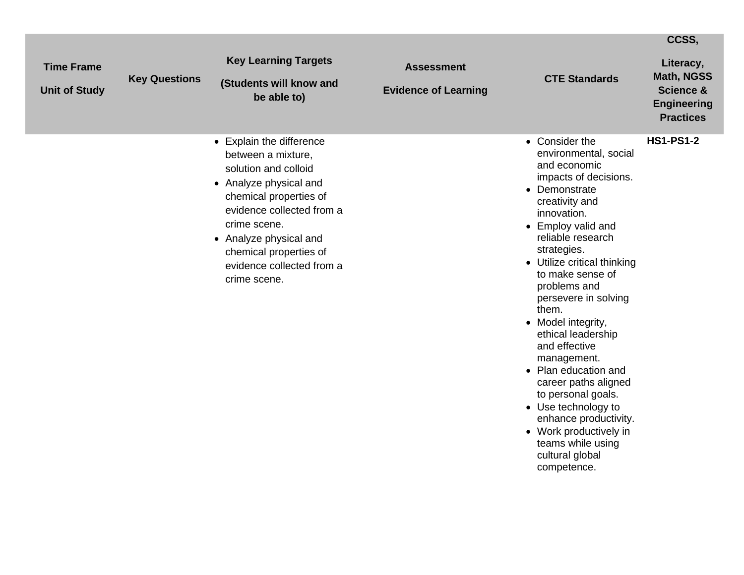| Time Frame<br><br>Unit of Study | Key Questions | Key Learning Targets<br><br>(Students will know and be able to) | Assessment<br><br>Evidence of Learning | CTE Standards | CCSS,<br><br>Literacy, Math, NGSS Science & Engineering Practices |
|---|---|---|---|---|---|
| | | • Explain the difference between a mixture, solution and colloid<br>• Analyze physical and chemical properties of evidence collected from a crime scene.<br>• Analyze physical and chemical properties of evidence collected from a crime scene. | | • Consider the environmental, social and economic impacts of decisions.<br>• Demonstrate creativity and innovation.<br>• Employ valid and reliable research strategies.<br>• Utilize critical thinking to make sense of problems and persevere in solving them.<br>• Model integrity, ethical leadership and effective management.<br>• Plan education and career paths aligned to personal goals.<br>• Use technology to enhance productivity.<br>• Work productively in teams while using cultural global competence. | **HS1-PS1-2** |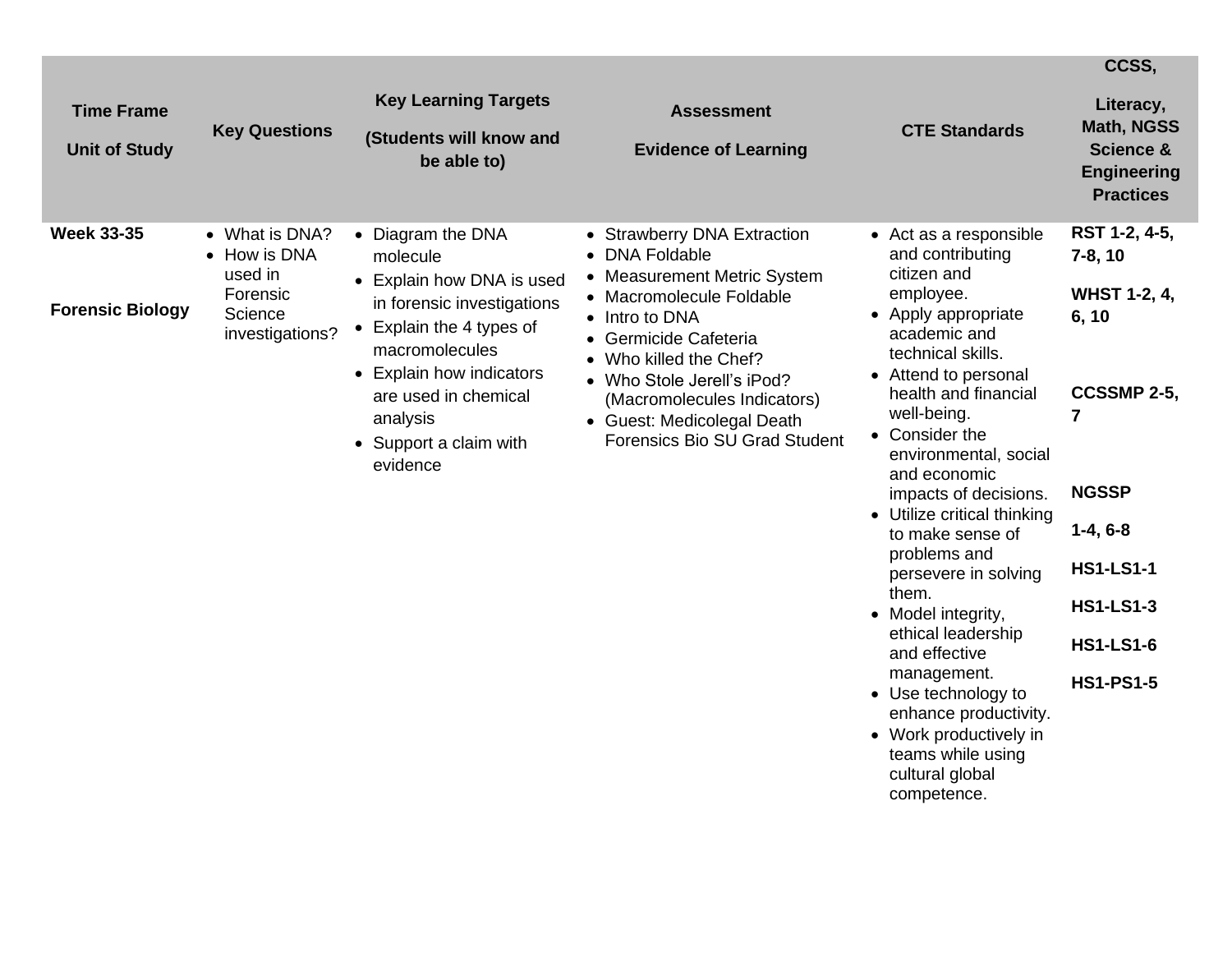| Time Frame<br><br>Unit of Study | Key Questions | Key Learning Targets<br><br>(Students will know and be able to) | Assessment<br><br>Evidence of Learning | CTE Standards | CCSS,<br><br>Literacy, Math, NGSS Science & Engineering Practices |
|---|---|---|---|---|---|
| **Week 33-35**<br><br>**Forensic Biology** | • What is DNA?<br>• How is DNA used in Forensic Science investigations? | • Diagram the DNA molecule<br>• Explain how DNA is used in forensic investigations<br>• Explain the 4 types of macromolecules<br>• Explain how indicators are used in chemical analysis<br>• Support a claim with evidence | • Strawberry DNA Extraction<br>• DNA Foldable<br>• Measurement Metric System<br>• Macromolecule Foldable<br>• Intro to DNA<br>• Germicide Cafeteria<br>• Who killed the Chef?<br>• Who Stole Jerell's iPod? (Macromolecules Indicators)<br>• Guest: Medicolegal Death Forensics Bio SU Grad Student | • Act as a responsible and contributing citizen and employee.<br>• Apply appropriate academic and technical skills.<br>• Attend to personal health and financial well-being.<br>• Consider the environmental, social and economic impacts of decisions.<br>• Utilize critical thinking to make sense of problems and persevere in solving them.<br>• Model integrity, ethical leadership and effective management.<br>• Use technology to enhance productivity.<br>• Work productively in teams while using cultural global competence. | **RST 1-2, 4-5, 7-8, 10**<br><br>**WHST 1-2, 4, 6, 10**<br><br>**CCSSMP 2-5, 7**<br><br>**NGSSP**<br><br>**1-4, 6-8**<br><br>**HS1-LS1-1**<br><br>**HS1-LS1-3**<br><br>**HS1-LS1-6**<br><br>**HS1-PS1-5** |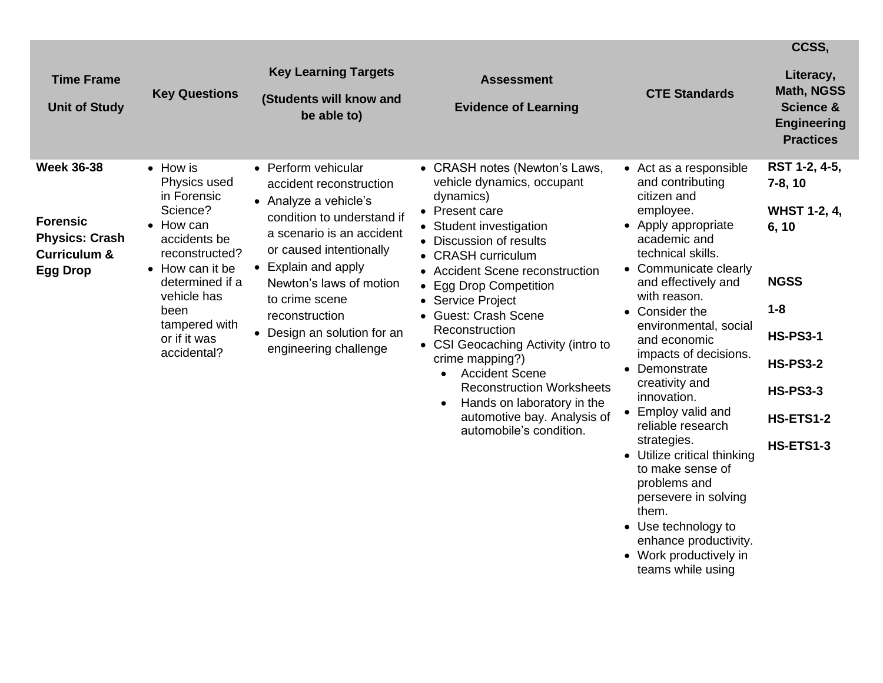| Time Frame<br><br>Unit of Study | Key Questions | Key Learning Targets<br><br>(Students will know and be able to) | Assessment<br><br>Evidence of Learning | CTE Standards | CCSS,<br><br>Literacy, Math, NGSS Science & Engineering Practices |
|---|---|---|---|---|---|
| **Week 36-38**<br><br>**Forensic Physics: Crash Curriculum & Egg Drop** | • How is Physics used in Forensic Science?<br>• How can accidents be reconstructed?<br>• How can it be determined if a vehicle has been tampered with or if it was accidental? | • Perform vehicular accident reconstruction<br>• Analyze a vehicle's condition to understand if a scenario is an accident or caused intentionally<br>• Explain and apply Newton's laws of motion to crime scene reconstruction<br>• Design an solution for an engineering challenge | • CRASH notes (Newton's Laws, vehicle dynamics, occupant dynamics)<br>• Present care<br>• Student investigation<br>• Discussion of results<br>• CRASH curriculum<br>• Accident Scene reconstruction<br>• Egg Drop Competition<br>• Service Project<br>• Guest: Crash Scene Reconstruction<br>• CSI Geocaching Activity (intro to crime mapping?)<br>&nbsp;&nbsp;&nbsp;&nbsp;• Accident Scene Reconstruction Worksheets<br>&nbsp;&nbsp;&nbsp;&nbsp;• Hands on laboratory in the automotive bay. Analysis of automobile's condition. | • Act as a responsible and contributing citizen and employee.<br>• Apply appropriate academic and technical skills.<br>• Communicate clearly and effectively and with reason.<br>• Consider the environmental, social and economic impacts of decisions.<br>• Demonstrate creativity and innovation.<br>• Employ valid and reliable research strategies.<br>• Utilize critical thinking to make sense of problems and persevere in solving them.<br>• Use technology to enhance productivity.<br>• Work productively in teams while using | **RST 1-2, 4-5, 7-8, 10**<br><br>**WHST 1-2, 4, 6, 10**<br><br>**NGSS**<br><br>**1-8**<br><br>**HS-PS3-1**<br><br>**HS-PS3-2**<br><br>**HS-PS3-3**<br><br>**HS-ETS1-2**<br><br>**HS-ETS1-3** |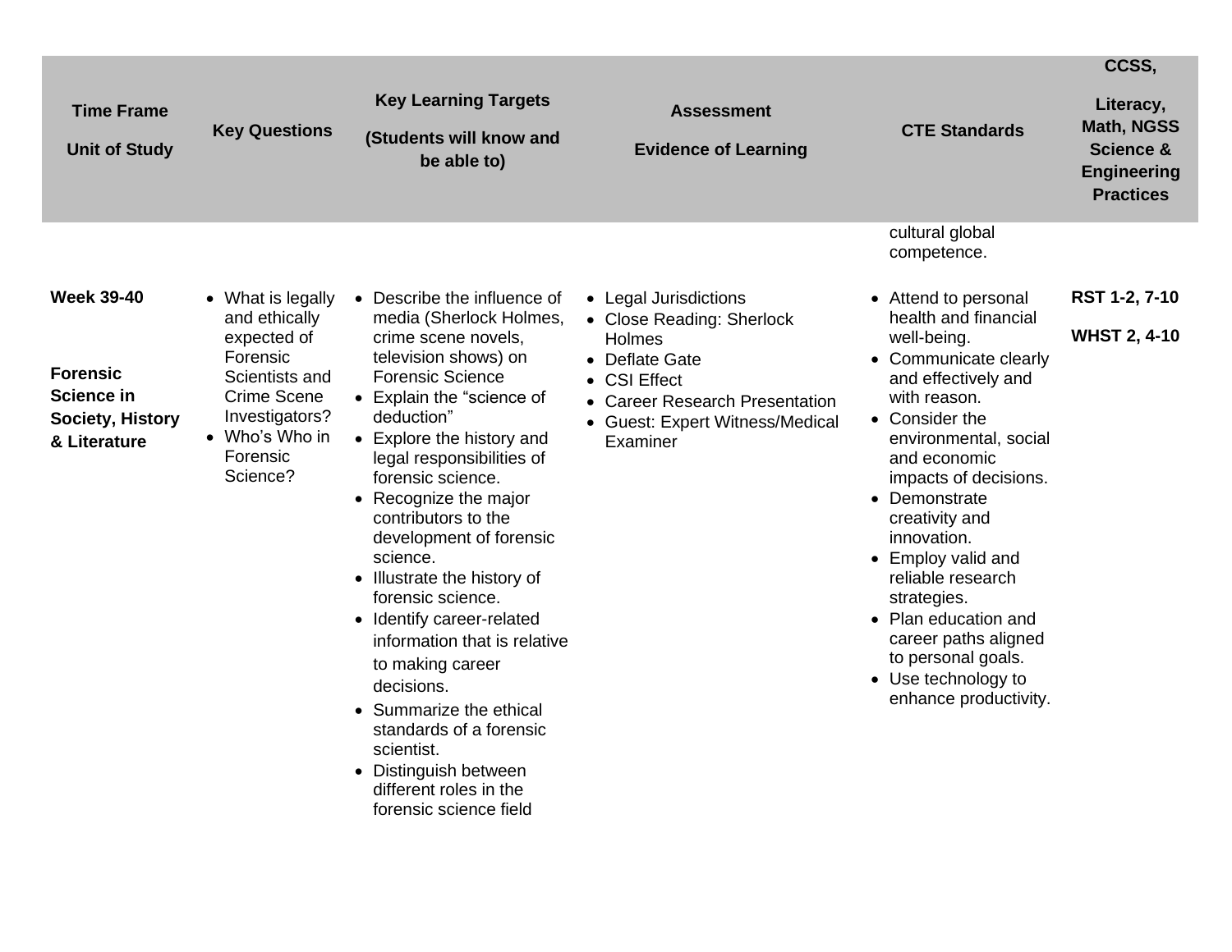| Time Frame<br><br>Unit of Study | Key Questions | Key Learning Targets<br><br>(Students will know and be able to) | Assessment<br><br>Evidence of Learning | CTE Standards | CCSS,<br><br>Literacy, Math, NGSS Science & Engineering Practices |
|---|---|---|---|---|---|
| | | | | cultural global competence. | |
| **Week 39-40**<br><br>**Forensic Science in Society, History & Literature** | • What is legally and ethically expected of Forensic Scientists and Crime Scene Investigators?<br>• Who's Who in Forensic Science? | • Describe the influence of media (Sherlock Holmes, crime scene novels, television shows) on Forensic Science<br>• Explain the "science of deduction"<br>• Explore the history and legal responsibilities of forensic science.<br>• Recognize the major contributors to the development of forensic science.<br>• Illustrate the history of forensic science.<br>• Identify career-related information that is relative to making career decisions.<br>• Summarize the ethical standards of a forensic scientist.<br>• Distinguish between different roles in the forensic science field | • Legal Jurisdictions<br>• Close Reading: Sherlock Holmes<br>• Deflate Gate<br>• CSI Effect<br>• Career Research Presentation<br>• Guest: Expert Witness/Medical Examiner | • Attend to personal health and financial well-being.<br>• Communicate clearly and effectively and with reason.<br>• Consider the environmental, social and economic impacts of decisions.<br>• Demonstrate creativity and innovation.<br>• Employ valid and reliable research strategies.<br>• Plan education and career paths aligned to personal goals.<br>• Use technology to enhance productivity. | **RST 1-2, 7-10**<br><br>**WHST 2, 4-10** |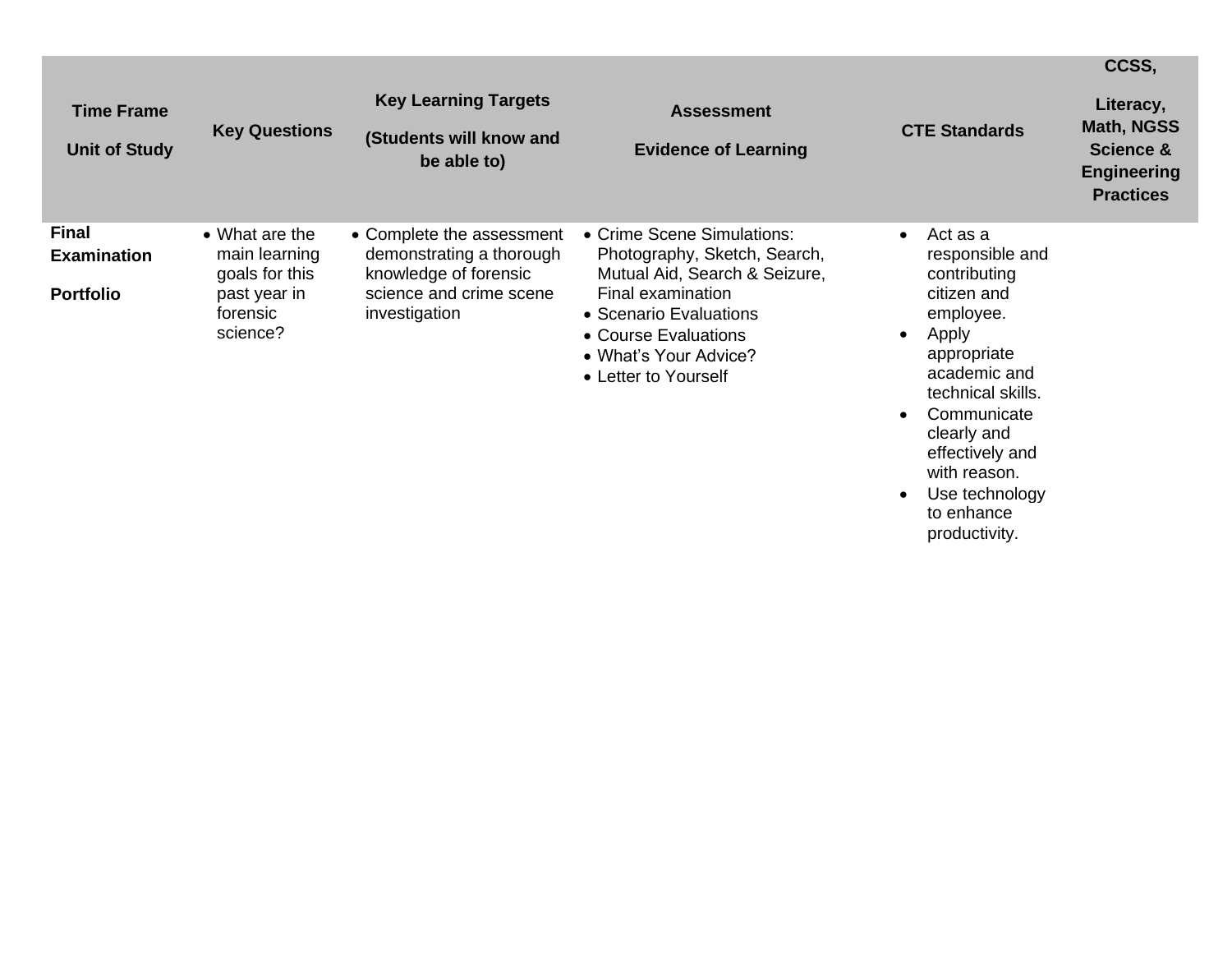| Time Frame<br><br>Unit of Study | Key Questions | Key Learning Targets<br><br>(Students will know and be able to) | Assessment<br><br>Evidence of Learning | CTE Standards | CCSS,<br><br>Literacy, Math, NGSS Science & Engineering Practices |
|---|---|---|---|---|---|
| **Final Examination**<br><br>**Portfolio** | • What are the main learning goals for this past year in forensic science? | • Complete the assessment demonstrating a thorough knowledge of forensic science and crime scene investigation | • Crime Scene Simulations: Photography, Sketch, Search, Mutual Aid, Search & Seizure, Final examination<br>• Scenario Evaluations<br>• Course Evaluations<br>• What's Your Advice?<br>• Letter to Yourself | • Act as a responsible and contributing citizen and employee.<br>• Apply appropriate academic and technical skills.<br>• Communicate clearly and effectively and with reason.<br>• Use technology to enhance productivity. | |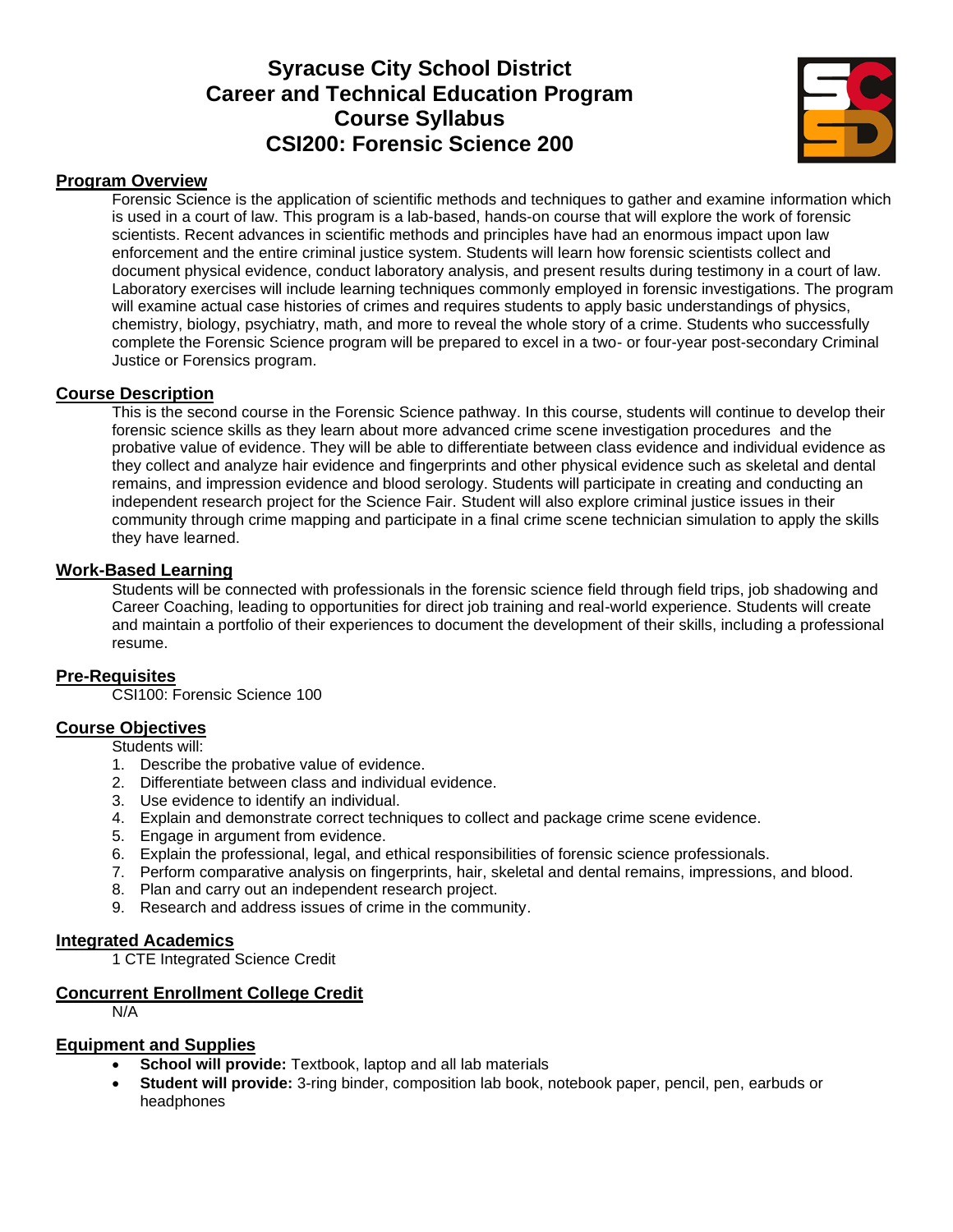# Syracuse City School District
# Career and Technical Education Program
# Course Syllabus
# CSI200: Forensic Science 200

## Program Overview

Forensic Science is the application of scientific methods and techniques to gather and examine information which is used in a court of law. This program is a lab-based, hands-on course that will explore the work of forensic scientists. Recent advances in scientific methods and principles have had an enormous impact upon law enforcement and the entire criminal justice system. Students will learn how forensic scientists collect and document physical evidence, conduct laboratory analysis, and present results during testimony in a court of law. Laboratory exercises will include learning techniques commonly employed in forensic investigations. The program will examine actual case histories of crimes and requires students to apply basic understandings of physics, chemistry, biology, psychiatry, math, and more to reveal the whole story of a crime. Students who successfully complete the Forensic Science program will be prepared to excel in a two- or four-year post-secondary Criminal Justice or Forensics program.

## Course Description

This is the second course in the Forensic Science pathway. In this course, students will continue to develop their forensic science skills as they learn about more advanced crime scene investigation procedures and the probative value of evidence. They will be able to differentiate between class evidence and individual evidence as they collect and analyze hair evidence and fingerprints and other physical evidence such as skeletal and dental remains, and impression evidence and blood serology. Students will participate in creating and conducting an independent research project for the Science Fair. Student will also explore criminal justice issues in their community through crime mapping and participate in a final crime scene technician simulation to apply the skills they have learned.

## Work-Based Learning

Students will be connected with professionals in the forensic science field through field trips, job shadowing and Career Coaching, leading to opportunities for direct job training and real-world experience. Students will create and maintain a portfolio of their experiences to document the development of their skills, including a professional resume.

## Pre-Requisites

CSI100: Forensic Science 100

## Course Objectives

Students will:

1. Describe the probative value of evidence.
2. Differentiate between class and individual evidence.
3. Use evidence to identify an individual.
4. Explain and demonstrate correct techniques to collect and package crime scene evidence.
5. Engage in argument from evidence.
6. Explain the professional, legal, and ethical responsibilities of forensic science professionals.
7. Perform comparative analysis on fingerprints, hair, skeletal and dental remains, impressions, and blood.
8. Plan and carry out an independent research project.
9. Research and address issues of crime in the community.

## Integrated Academics

1 CTE Integrated Science Credit

## Concurrent Enrollment College Credit

N/A

## Equipment and Supplies

- **School will provide:** Textbook, laptop and all lab materials
- **Student will provide:** 3-ring binder, composition lab book, notebook paper, pencil, pen, earbuds or headphones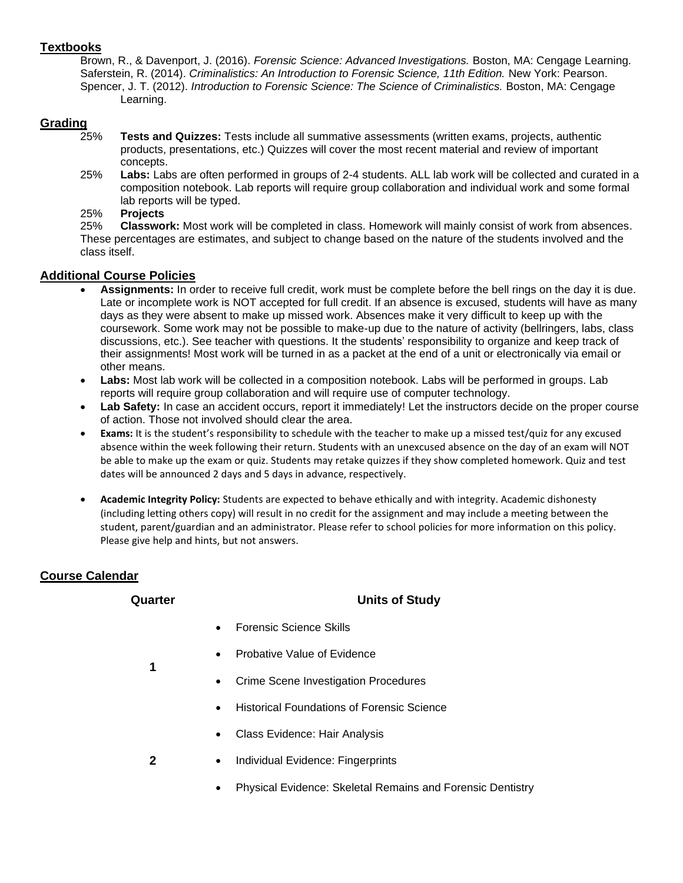## Textbooks

Brown, R., & Davenport, J. (2016). *Forensic Science: Advanced Investigations.* Boston, MA: Cengage Learning.
Saferstein, R. (2014). *Criminalistics: An Introduction to Forensic Science, 11th Edition.* New York: Pearson.
Spencer, J. T. (2012). *Introduction to Forensic Science: The Science of Criminalistics.* Boston, MA: Cengage Learning.

## Grading

25% **Tests and Quizzes:** Tests include all summative assessments (written exams, projects, authentic products, presentations, etc.) Quizzes will cover the most recent material and review of important concepts.

25% **Labs:** Labs are often performed in groups of 2-4 students. ALL lab work will be collected and curated in a composition notebook. Lab reports will require group collaboration and individual work and some formal lab reports will be typed.

25% **Projects**

25% **Classwork:** Most work will be completed in class. Homework will mainly consist of work from absences.

These percentages are estimates, and subject to change based on the nature of the students involved and the class itself.

## Additional Course Policies

- **Assignments:** In order to receive full credit, work must be complete before the bell rings on the day it is due. Late or incomplete work is NOT accepted for full credit. If an absence is excused, students will have as many days as they were absent to make up missed work. Absences make it very difficult to keep up with the coursework. Some work may not be possible to make-up due to the nature of activity (bellringers, labs, class discussions, etc.). See teacher with questions. It the students' responsibility to organize and keep track of their assignments! Most work will be turned in as a packet at the end of a unit or electronically via email or other means.
- **Labs:** Most lab work will be collected in a composition notebook. Labs will be performed in groups. Lab reports will require group collaboration and will require use of computer technology.
- **Lab Safety:** In case an accident occurs, report it immediately! Let the instructors decide on the proper course of action. Those not involved should clear the area.
- **Exams:** It is the student's responsibility to schedule with the teacher to make up a missed test/quiz for any excused absence within the week following their return. Students with an unexcused absence on the day of an exam will NOT be able to make up the exam or quiz. Students may retake quizzes if they show completed homework. Quiz and test dates will be announced 2 days and 5 days in advance, respectively.
- **Academic Integrity Policy:** Students are expected to behave ethically and with integrity. Academic dishonesty (including letting others copy) will result in no credit for the assignment and may include a meeting between the student, parent/guardian and an administrator. Please refer to school policies for more information on this policy. Please give help and hints, but not answers.

## Course Calendar

| Quarter | Units of Study |
|---|---|
| 1 | • Forensic Science Skills<br>• Probative Value of Evidence<br>• Crime Scene Investigation Procedures<br>• Historical Foundations of Forensic Science |
| 2 | • Class Evidence: Hair Analysis<br>• Individual Evidence: Fingerprints<br>• Physical Evidence: Skeletal Remains and Forensic Dentistry |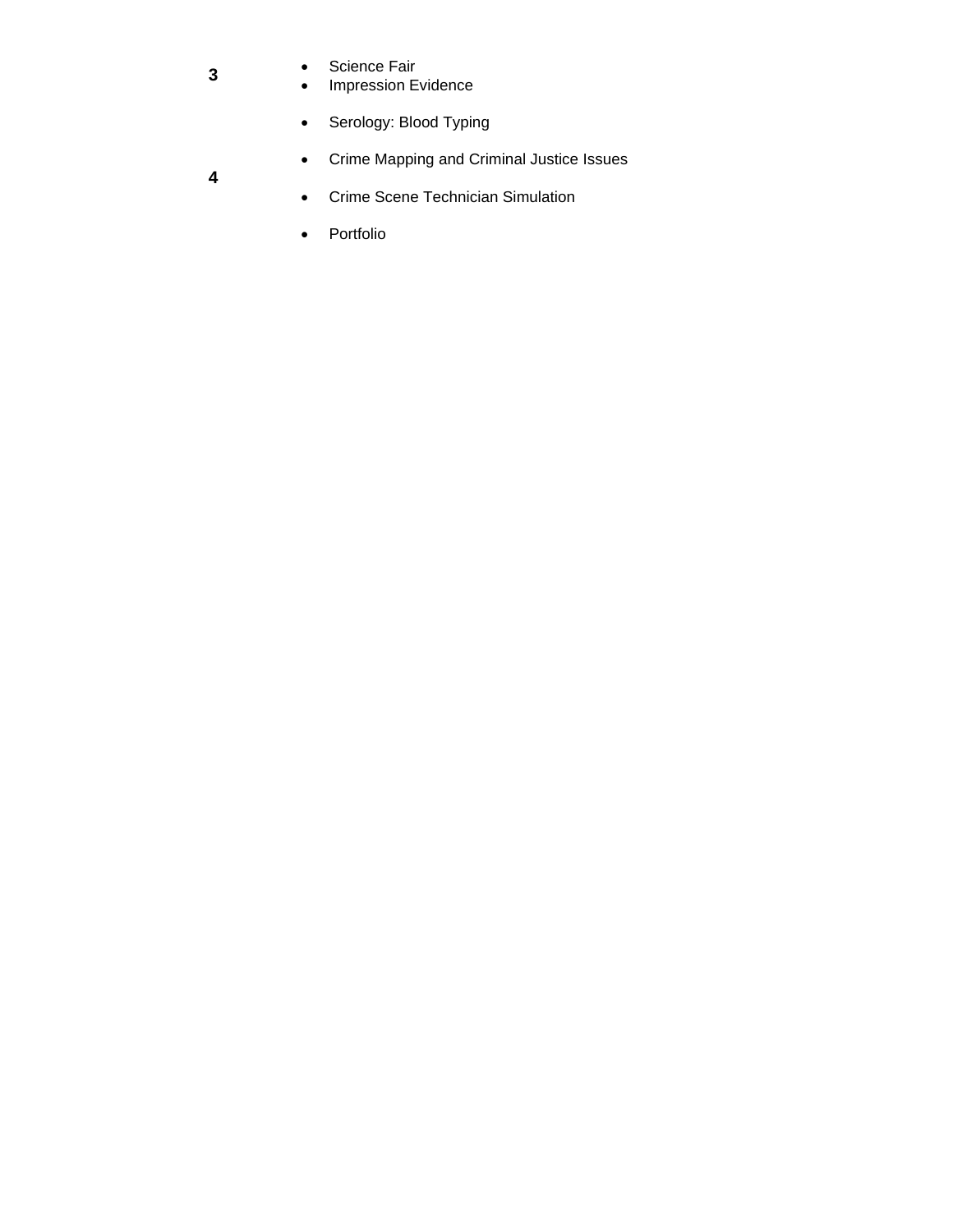| | |
|---|---|
| **3** | • Science Fair<br>• Impression Evidence<br>• Serology: Blood Typing |
| **4** | • Crime Mapping and Criminal Justice Issues<br>• Crime Scene Technician Simulation<br>• Portfolio |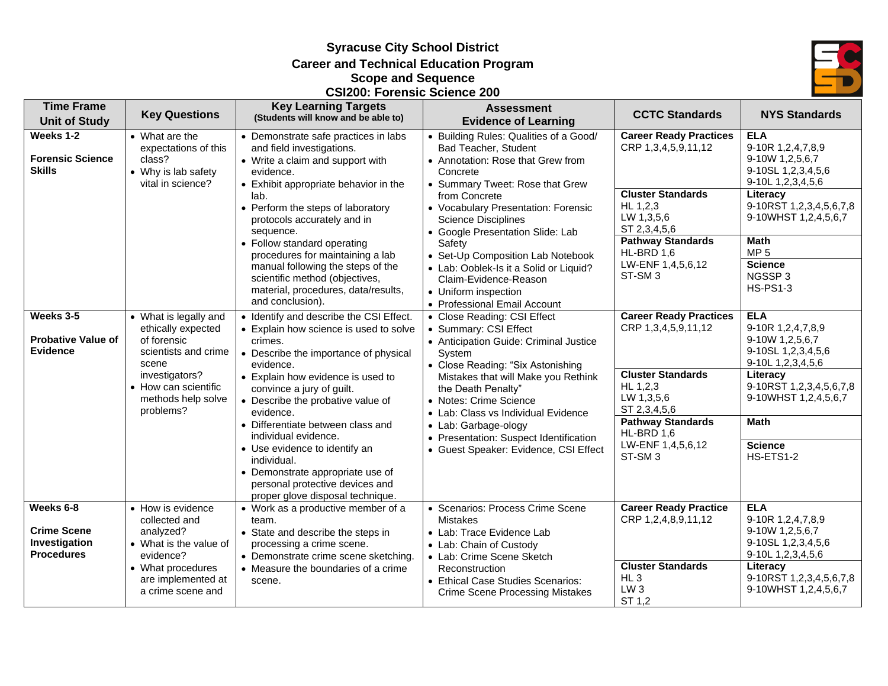**Syracuse City School District**
**Career and Technical Education Program**
**Scope and Sequence**
**CSI200: Forensic Science 200**

| Time Frame Unit of Study | Key Questions | Key Learning Targets (Students will know and be able to) | Assessment Evidence of Learning | CCTC Standards | NYS Standards |
|---|---|---|---|---|---|
| **Weeks 1-2** **Forensic Science Skills** | • What are the expectations of this class? • Why is lab safety vital in science? | • Demonstrate safe practices in labs and field investigations. • Write a claim and support with evidence. • Exhibit appropriate behavior in the lab. • Perform the steps of laboratory protocols accurately and in sequence. • Follow standard operating procedures for maintaining a lab manual following the steps of the scientific method (objectives, material, procedures, data/results, and conclusion). | • Building Rules: Qualities of a Good/ Bad Teacher, Student • Annotation: Rose that Grew from Concrete • Summary Tweet: Rose that Grew from Concrete • Vocabulary Presentation: Forensic Science Disciplines • Google Presentation Slide: Lab Safety • Set-Up Composition Lab Notebook • Lab: Ooblek-Is it a Solid or Liquid? Claim-Evidence-Reason • Uniform inspection • Professional Email Account | **Career Ready Practices** CRP 1,3,4,5,9,11,12 **Cluster Standards** HL 1,2,3 LW 1,3,5,6 ST 2,3,4,5,6 **Pathway Standards** HL-BRD 1,6 LW-ENF 1,4,5,6,12 ST-SM 3 | **ELA** 9-10R 1,2,4,7,8,9 9-10W 1,2,5,6,7 9-10SL 1,2,3,4,5,6 9-10L 1,2,3,4,5,6 **Literacy** 9-10RST 1,2,3,4,5,6,7,8 9-10WHST 1,2,4,5,6,7 **Math** MP 5 **Science** NGSSP 3 HS-PS1-3 |
| **Weeks 3-5** **Probative Value of Evidence** | • What is legally and ethically expected of forensic scientists and crime scene investigators? • How can scientific methods help solve problems? | • Identify and describe the CSI Effect. • Explain how science is used to solve crimes. • Describe the importance of physical evidence. • Explain how evidence is used to convince a jury of guilt. • Describe the probative value of evidence. • Differentiate between class and individual evidence. • Use evidence to identify an individual. • Demonstrate appropriate use of personal protective devices and proper glove disposal technique. | • Close Reading: CSI Effect • Summary: CSI Effect • Anticipation Guide: Criminal Justice System • Close Reading: "Six Astonishing Mistakes that will Make you Rethink the Death Penalty" • Notes: Crime Science • Lab: Class vs Individual Evidence • Lab: Garbage-ology • Presentation: Suspect Identification • Guest Speaker: Evidence, CSI Effect | **Career Ready Practices** CRP 1,3,4,5,9,11,12 **Cluster Standards** HL 1,2,3 LW 1,3,5,6 ST 2,3,4,5,6 **Pathway Standards** HL-BRD 1,6 LW-ENF 1,4,5,6,12 ST-SM 3 | **ELA** 9-10R 1,2,4,7,8,9 9-10W 1,2,5,6,7 9-10SL 1,2,3,4,5,6 9-10L 1,2,3,4,5,6 **Literacy** 9-10RST 1,2,3,4,5,6,7,8 9-10WHST 1,2,4,5,6,7 **Math** **Science** HS-ETS1-2 |
| **Weeks 6-8** **Crime Scene Investigation Procedures** | • How is evidence collected and analyzed? • What is the value of evidence? • What procedures are implemented at a crime scene and | • Work as a productive member of a team. • State and describe the steps in processing a crime scene. • Demonstrate crime scene sketching. • Measure the boundaries of a crime scene. | • Scenarios: Process Crime Scene Mistakes • Lab: Trace Evidence Lab • Lab: Chain of Custody • Lab: Crime Scene Sketch Reconstruction • Ethical Case Studies Scenarios: Crime Scene Processing Mistakes | **Career Ready Practice** CRP 1,2,4,8,9,11,12 **Cluster Standards** HL 3 LW 3 ST 1,2 | **ELA** 9-10R 1,2,4,7,8,9 9-10W 1,2,5,6,7 9-10SL 1,2,3,4,5,6 9-10L 1,2,3,4,5,6 **Literacy** 9-10RST 1,2,3,4,5,6,7,8 9-10WHST 1,2,4,5,6,7 |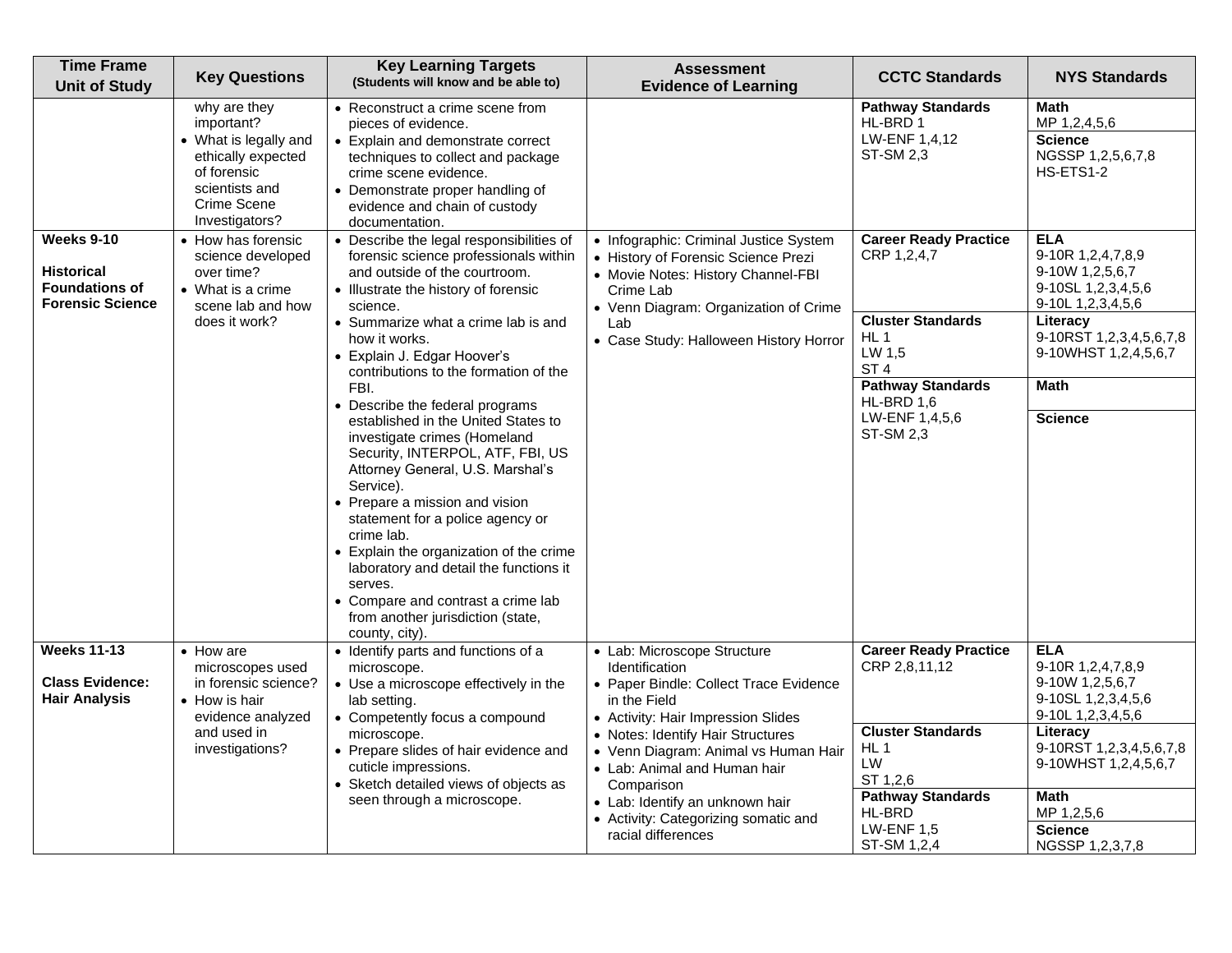| Time Frame Unit of Study | Key Questions | Key Learning Targets (Students will know and be able to) | Assessment Evidence of Learning | CCTC Standards | NYS Standards |
|---|---|---|---|---|---|
| | why are they important?<br>• What is legally and ethically expected of forensic scientists and Crime Scene Investigators? | • Reconstruct a crime scene from pieces of evidence.<br>• Explain and demonstrate correct techniques to collect and package crime scene evidence.<br>• Demonstrate proper handling of evidence and chain of custody documentation. | | **Pathway Standards**<br>HL-BRD 1<br>LW-ENF 1,4,12<br>ST-SM 2,3 | **Math**<br>MP 1,2,4,5,6<br>**Science**<br>NGSSP 1,2,5,6,7,8<br>HS-ETS1-2 |
| **Weeks 9-10**<br><br>**Historical Foundations of Forensic Science** | • How has forensic science developed over time?<br>• What is a crime scene lab and how does it work? | • Describe the legal responsibilities of forensic science professionals within and outside of the courtroom.<br>• Illustrate the history of forensic science.<br>• Summarize what a crime lab is and how it works.<br>• Explain J. Edgar Hoover's contributions to the formation of the FBI.<br>• Describe the federal programs established in the United States to investigate crimes (Homeland Security, INTERPOL, ATF, FBI, US Attorney General, U.S. Marshal's Service).<br>• Prepare a mission and vision statement for a police agency or crime lab.<br>• Explain the organization of the crime laboratory and detail the functions it serves.<br>• Compare and contrast a crime lab from another jurisdiction (state, county, city). | • Infographic: Criminal Justice System<br>• History of Forensic Science Prezi<br>• Movie Notes: History Channel-FBI Crime Lab<br>• Venn Diagram: Organization of Crime Lab<br>• Case Study: Halloween History Horror | **Career Ready Practice**<br>CRP 1,2,4,7<br><br>**Cluster Standards**<br>HL 1<br>LW 1,5<br>ST 4<br><br>**Pathway Standards**<br>HL-BRD 1,6<br>LW-ENF 1,4,5,6<br>ST-SM 2,3 | **ELA**<br>9-10R 1,2,4,7,8,9<br>9-10W 1,2,5,6,7<br>9-10SL 1,2,3,4,5,6<br>9-10L 1,2,3,4,5,6<br><br>**Literacy**<br>9-10RST 1,2,3,4,5,6,7,8<br>9-10WHST 1,2,4,5,6,7<br><br>**Math**<br><br>**Science** |
| **Weeks 11-13**<br><br>**Class Evidence: Hair Analysis** | • How are microscopes used in forensic science?<br>• How is hair evidence analyzed and used in investigations? | • Identify parts and functions of a microscope.<br>• Use a microscope effectively in the lab setting.<br>• Competently focus a compound microscope.<br>• Prepare slides of hair evidence and cuticle impressions.<br>• Sketch detailed views of objects as seen through a microscope. | • Lab: Microscope Structure Identification<br>• Paper Bindle: Collect Trace Evidence in the Field<br>• Activity: Hair Impression Slides<br>• Notes: Identify Hair Structures<br>• Venn Diagram: Animal vs Human Hair<br>• Lab: Animal and Human hair Comparison<br>• Lab: Identify an unknown hair<br>• Activity: Categorizing somatic and racial differences | **Career Ready Practice**<br>CRP 2,8,11,12<br><br>**Cluster Standards**<br>HL 1<br>LW<br>ST 1,2,6<br><br>**Pathway Standards**<br>HL-BRD<br>LW-ENF 1,5<br>ST-SM 1,2,4 | **ELA**<br>9-10R 1,2,4,7,8,9<br>9-10W 1,2,5,6,7<br>9-10SL 1,2,3,4,5,6<br>9-10L 1,2,3,4,5,6<br><br>**Literacy**<br>9-10RST 1,2,3,4,5,6,7,8<br>9-10WHST 1,2,4,5,6,7<br><br>**Math**<br>MP 1,2,5,6<br>**Science**<br>NGSSP 1,2,3,7,8 |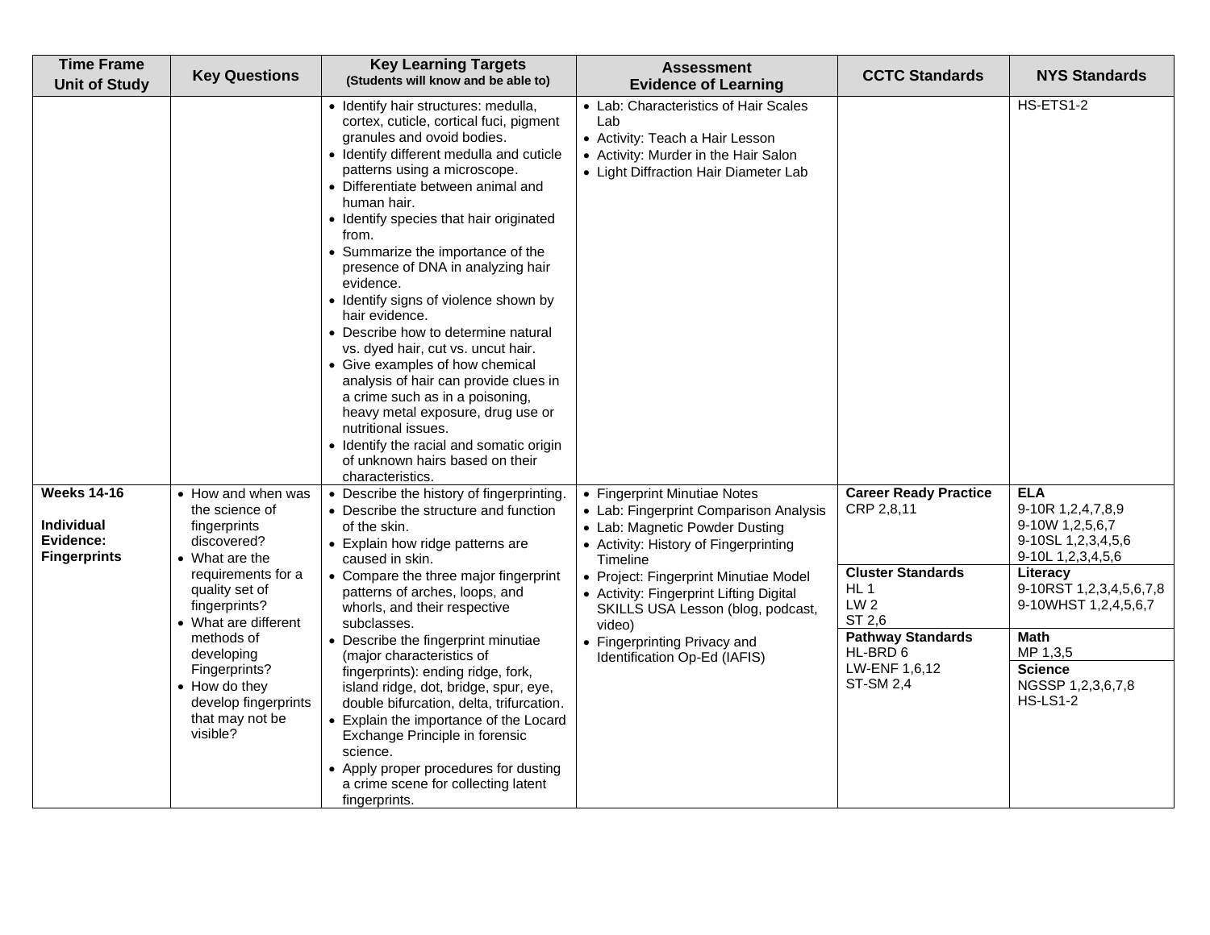| Time Frame<br>Unit of Study | Key Questions | Key Learning Targets<br>(Students will know and be able to) | Assessment<br>Evidence of Learning | CCTC Standards | NYS Standards |
|---|---|---|---|---|---|
| | | • Identify hair structures: medulla, cortex, cuticle, cortical fuci, pigment granules and ovoid bodies.<br>• Identify different medulla and cuticle patterns using a microscope.<br>• Differentiate between animal and human hair.<br>• Identify species that hair originated from.<br>• Summarize the importance of the presence of DNA in analyzing hair evidence.<br>• Identify signs of violence shown by hair evidence.<br>• Describe how to determine natural vs. dyed hair, cut vs. uncut hair.<br>• Give examples of how chemical analysis of hair can provide clues in a crime such as in a poisoning, heavy metal exposure, drug use or nutritional issues.<br>• Identify the racial and somatic origin of unknown hairs based on their characteristics. | • Lab: Characteristics of Hair Scales Lab<br>• Activity: Teach a Hair Lesson<br>• Activity: Murder in the Hair Salon<br>• Light Diffraction Hair Diameter Lab | | HS-ETS1-2 |
| **Weeks 14-16**<br><br>**Individual Evidence: Fingerprints** | • How and when was the science of fingerprints discovered?<br>• What are the requirements for a quality set of fingerprints?<br>• What are different methods of developing Fingerprints?<br>• How do they develop fingerprints that may not be visible? | • Describe the history of fingerprinting.<br>• Describe the structure and function of the skin.<br>• Explain how ridge patterns are caused in skin.<br>• Compare the three major fingerprint patterns of arches, loops, and whorls, and their respective subclasses.<br>• Describe the fingerprint minutiae (major characteristics of fingerprints): ending ridge, fork, island ridge, dot, bridge, spur, eye, double bifurcation, delta, trifurcation.<br>• Explain the importance of the Locard Exchange Principle in forensic science.<br>• Apply proper procedures for dusting a crime scene for collecting latent fingerprints. | • Fingerprint Minutiae Notes<br>• Lab: Fingerprint Comparison Analysis<br>• Lab: Magnetic Powder Dusting<br>• Activity: History of Fingerprinting Timeline<br>• Project: Fingerprint Minutiae Model<br>• Activity: Fingerprint Lifting Digital SKILLS USA Lesson (blog, podcast, video)<br>• Fingerprinting Privacy and Identification Op-Ed (IAFIS) | **Career Ready Practice**<br>CRP 2,8,11<br><br>**Cluster Standards**<br>HL 1<br>LW 2<br>ST 2,6<br><br>**Pathway Standards**<br>HL-BRD 6<br>LW-ENF 1,6,12<br>ST-SM 2,4 | **ELA**<br>9-10R 1,2,4,7,8,9<br>9-10W 1,2,5,6,7<br>9-10SL 1,2,3,4,5,6<br>9-10L 1,2,3,4,5,6<br><br>**Literacy**<br>9-10RST 1,2,3,4,5,6,7,8<br>9-10WHST 1,2,4,5,6,7<br><br>**Math**<br>MP 1,3,5<br><br>**Science**<br>NGSSP 1,2,3,6,7,8<br>HS-LS1-2 |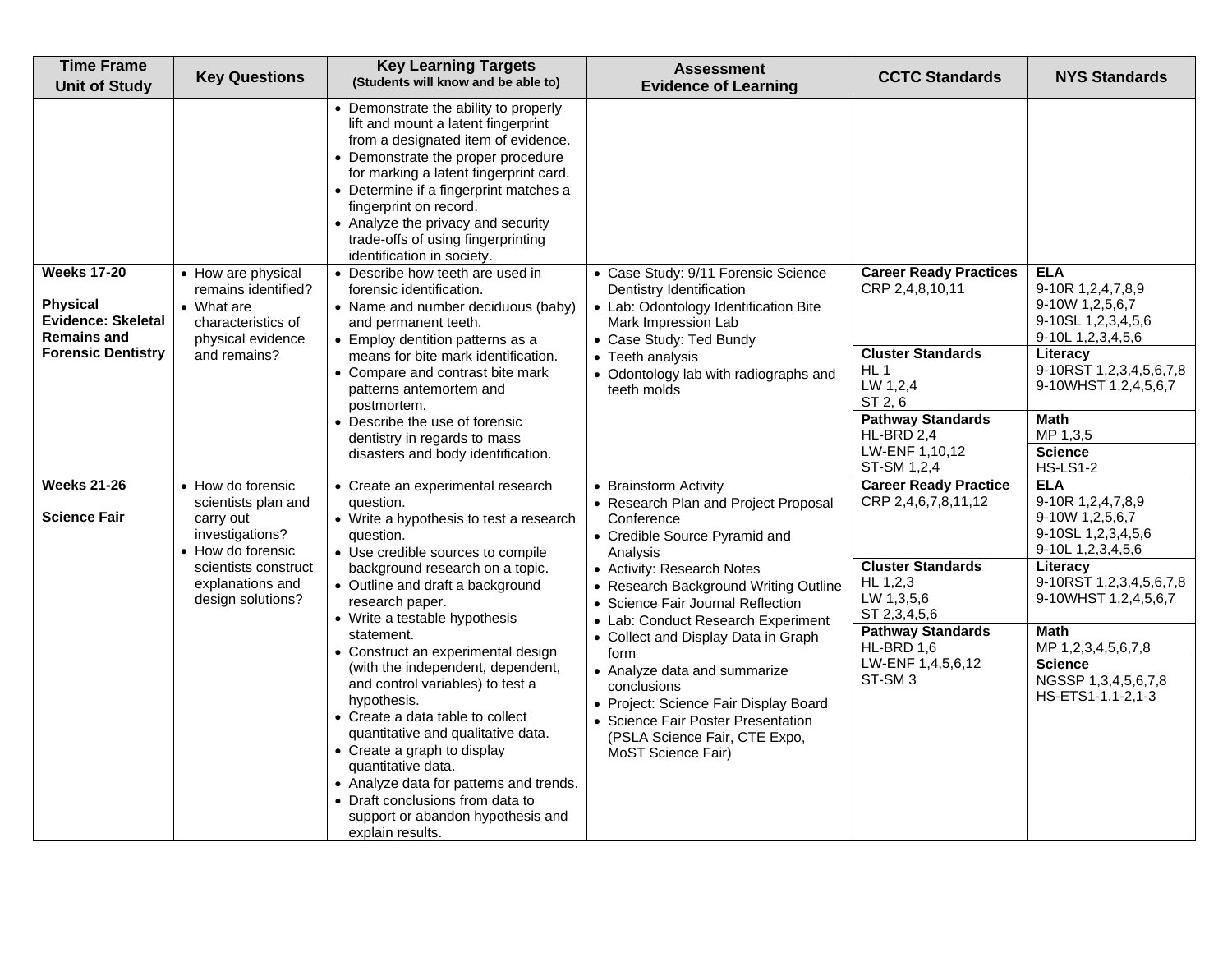| Time Frame Unit of Study | Key Questions | Key Learning Targets (Students will know and be able to) | Assessment Evidence of Learning | CCTC Standards | NYS Standards |
|---|---|---|---|---|---|
| | | • Demonstrate the ability to properly lift and mount a latent fingerprint from a designated item of evidence.<br>• Demonstrate the proper procedure for marking a latent fingerprint card.<br>• Determine if a fingerprint matches a fingerprint on record.<br>• Analyze the privacy and security trade-offs of using fingerprinting identification in society. | | | |
| **Weeks 17-20**<br><br>**Physical Evidence: Skeletal Remains and Forensic Dentistry** | • How are physical remains identified?<br>• What are characteristics of physical evidence and remains? | • Describe how teeth are used in forensic identification.<br>• Name and number deciduous (baby) and permanent teeth.<br>• Employ dentition patterns as a means for bite mark identification.<br>• Compare and contrast bite mark patterns antemortem and postmortem.<br>• Describe the use of forensic dentistry in regards to mass disasters and body identification. | • Case Study: 9/11 Forensic Science Dentistry Identification<br>• Lab: Odontology Identification Bite Mark Impression Lab<br>• Case Study: Ted Bundy<br>• Teeth analysis<br>• Odontology lab with radiographs and teeth molds | **Career Ready Practices**<br>CRP 2,4,8,10,11<br><br>**Cluster Standards**<br>HL 1<br>LW 1,2,4<br>ST 2, 6<br><br>**Pathway Standards**<br>HL-BRD 2,4<br>LW-ENF 1,10,12<br>ST-SM 1,2,4 | **ELA**<br>9-10R 1,2,4,7,8,9<br>9-10W 1,2,5,6,7<br>9-10SL 1,2,3,4,5,6<br>9-10L 1,2,3,4,5,6<br><br>**Literacy**<br>9-10RST 1,2,3,4,5,6,7,8<br>9-10WHST 1,2,4,5,6,7<br><br>**Math**<br>MP 1,3,5<br><br>**Science**<br>HS-LS1-2 |
| **Weeks 21-26**<br><br>**Science Fair** | • How do forensic scientists plan and carry out investigations?<br>• How do forensic scientists construct explanations and design solutions? | • Create an experimental research question.<br>• Write a hypothesis to test a research question.<br>• Use credible sources to compile background research on a topic.<br>• Outline and draft a background research paper.<br>• Write a testable hypothesis statement.<br>• Construct an experimental design (with the independent, dependent, and control variables) to test a hypothesis.<br>• Create a data table to collect quantitative and qualitative data.<br>• Create a graph to display quantitative data.<br>• Analyze data for patterns and trends.<br>• Draft conclusions from data to support or abandon hypothesis and explain results. | • Brainstorm Activity<br>• Research Plan and Project Proposal Conference<br>• Credible Source Pyramid and Analysis<br>• Activity: Research Notes<br>• Research Background Writing Outline<br>• Science Fair Journal Reflection<br>• Lab: Conduct Research Experiment<br>• Collect and Display Data in Graph form<br>• Analyze data and summarize conclusions<br>• Project: Science Fair Display Board<br>• Science Fair Poster Presentation (PSLA Science Fair, CTE Expo, MoST Science Fair) | **Career Ready Practice**<br>CRP 2,4,6,7,8,11,12<br><br>**Cluster Standards**<br>HL 1,2,3<br>LW 1,3,5,6<br>ST 2,3,4,5,6<br><br>**Pathway Standards**<br>HL-BRD 1,6<br>LW-ENF 1,4,5,6,12<br>ST-SM 3 | **ELA**<br>9-10R 1,2,4,7,8,9<br>9-10W 1,2,5,6,7<br>9-10SL 1,2,3,4,5,6<br>9-10L 1,2,3,4,5,6<br><br>**Literacy**<br>9-10RST 1,2,3,4,5,6,7,8<br>9-10WHST 1,2,4,5,6,7<br><br>**Math**<br>MP 1,2,3,4,5,6,7,8<br><br>**Science**<br>NGSSP 1,3,4,5,6,7,8<br>HS-ETS1-1,1-2,1-3 |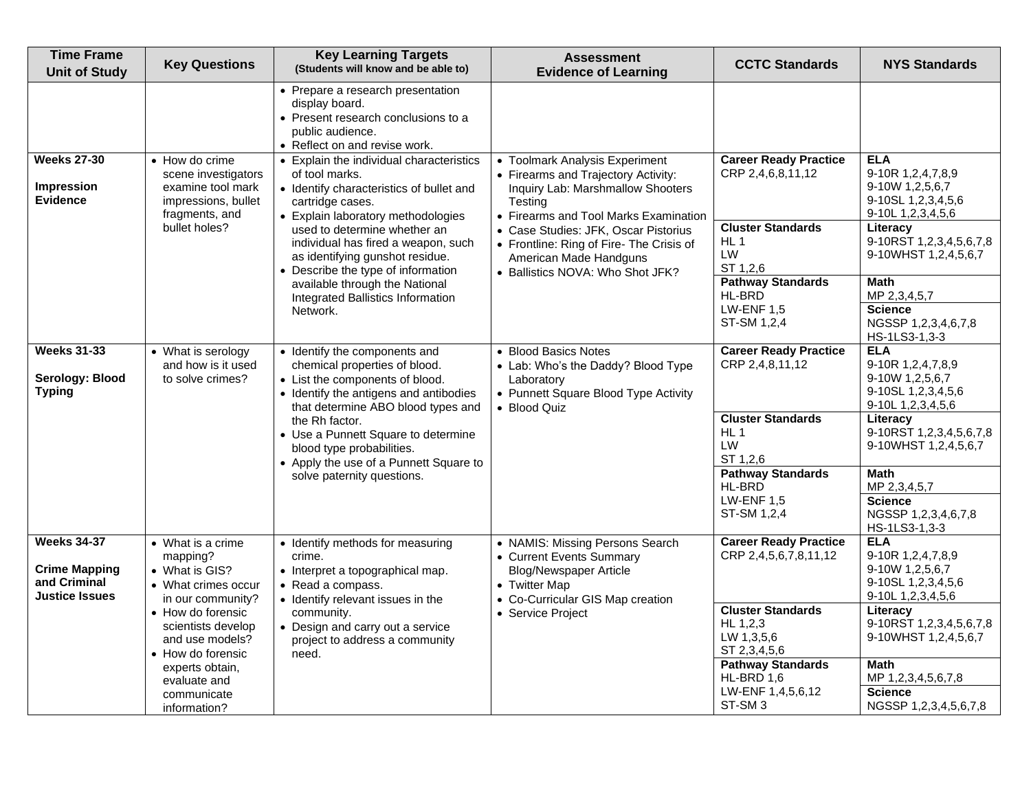| Time Frame Unit of Study | Key Questions | Key Learning Targets (Students will know and be able to) | Assessment Evidence of Learning | CCTC Standards | NYS Standards |
|---|---|---|---|---|---|
| | | • Prepare a research presentation display board.<br>• Present research conclusions to a public audience.<br>• Reflect on and revise work. | | | |
| **Weeks 27-30**<br><br>**Impression Evidence** | • How do crime scene investigators examine tool mark impressions, bullet fragments, and bullet holes? | • Explain the individual characteristics of tool marks.<br>• Identify characteristics of bullet and cartridge cases.<br>• Explain laboratory methodologies used to determine whether an individual has fired a weapon, such as identifying gunshot residue.<br>• Describe the type of information available through the National Integrated Ballistics Information Network. | • Toolmark Analysis Experiment<br>• Firearms and Trajectory Activity: Inquiry Lab: Marshmallow Shooters Testing<br>• Firearms and Tool Marks Examination<br>• Case Studies: JFK, Oscar Pistorius<br>• Frontline: Ring of Fire- The Crisis of American Made Handguns<br>• Ballistics NOVA: Who Shot JFK? | **Career Ready Practice**<br>CRP 2,4,6,8,11,12<br><br>**Cluster Standards**<br>HL 1<br>LW<br>ST 1,2,6<br><br>**Pathway Standards**<br>HL-BRD<br>LW-ENF 1,5<br>ST-SM 1,2,4 | **ELA**<br>9-10R 1,2,4,7,8,9<br>9-10W 1,2,5,6,7<br>9-10SL 1,2,3,4,5,6<br>9-10L 1,2,3,4,5,6<br><br>**Literacy**<br>9-10RST 1,2,3,4,5,6,7,8<br>9-10WHST 1,2,4,5,6,7<br><br>**Math**<br>MP 2,3,4,5,7<br><br>**Science**<br>NGSSP 1,2,3,4,6,7,8<br>HS-1LS3-1,3-3 |
| **Weeks 31-33**<br><br>**Serology: Blood Typing** | • What is serology and how is it used to solve crimes? | • Identify the components and chemical properties of blood.<br>• List the components of blood.<br>• Identify the antigens and antibodies that determine ABO blood types and the Rh factor.<br>• Use a Punnett Square to determine blood type probabilities.<br>• Apply the use of a Punnett Square to solve paternity questions. | • Blood Basics Notes<br>• Lab: Who's the Daddy? Blood Type Laboratory<br>• Punnett Square Blood Type Activity<br>• Blood Quiz | **Career Ready Practice**<br>CRP 2,4,8,11,12<br><br>**Cluster Standards**<br>HL 1<br>LW<br>ST 1,2,6<br><br>**Pathway Standards**<br>HL-BRD<br>LW-ENF 1,5<br>ST-SM 1,2,4 | **ELA**<br>9-10R 1,2,4,7,8,9<br>9-10W 1,2,5,6,7<br>9-10SL 1,2,3,4,5,6<br>9-10L 1,2,3,4,5,6<br><br>**Literacy**<br>9-10RST 1,2,3,4,5,6,7,8<br>9-10WHST 1,2,4,5,6,7<br><br>**Math**<br>MP 2,3,4,5,7<br><br>**Science**<br>NGSSP 1,2,3,4,6,7,8<br>HS-1LS3-1,3-3 |
| **Weeks 34-37**<br><br>**Crime Mapping and Criminal Justice Issues** | • What is a crime mapping?<br>• What is GIS?<br>• What crimes occur in our community?<br>• How do forensic scientists develop and use models?<br>• How do forensic experts obtain, evaluate and communicate information? | • Identify methods for measuring crime.<br>• Interpret a topographical map.<br>• Read a compass.<br>• Identify relevant issues in the community.<br>• Design and carry out a service project to address a community need. | • NAMIS: Missing Persons Search<br>• Current Events Summary Blog/Newspaper Article<br>• Twitter Map<br>• Co-Curricular GIS Map creation<br>• Service Project | **Career Ready Practice**<br>CRP 2,4,5,6,7,8,11,12<br><br>**Cluster Standards**<br>HL 1,2,3<br>LW 1,3,5,6<br>ST 2,3,4,5,6<br><br>**Pathway Standards**<br>HL-BRD 1,6<br>LW-ENF 1,4,5,6,12<br>ST-SM 3 | **ELA**<br>9-10R 1,2,4,7,8,9<br>9-10W 1,2,5,6,7<br>9-10SL 1,2,3,4,5,6<br>9-10L 1,2,3,4,5,6<br><br>**Literacy**<br>9-10RST 1,2,3,4,5,6,7,8<br>9-10WHST 1,2,4,5,6,7<br><br>**Math**<br>MP 1,2,3,4,5,6,7,8<br><br>**Science**<br>NGSSP 1,2,3,4,5,6,7,8 |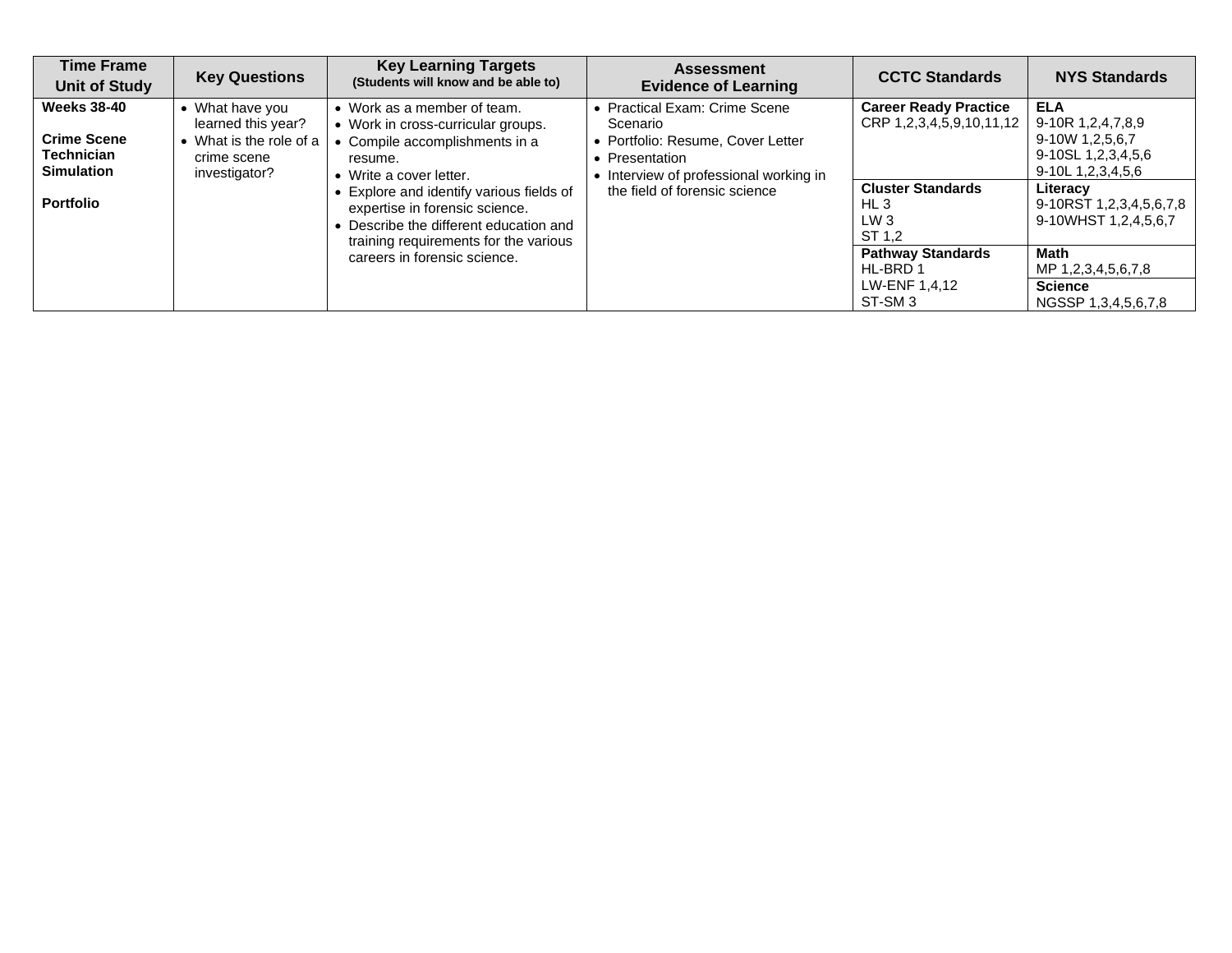| Time Frame<br>Unit of Study | Key Questions | Key Learning Targets<br>(Students will know and be able to) | Assessment<br>Evidence of Learning | CCTC Standards | NYS Standards |
|---|---|---|---|---|---|
| **Weeks 38-40**<br><br>**Crime Scene Technician Simulation**<br><br>**Portfolio** | • What have you learned this year?<br>• What is the role of a crime scene investigator? | • Work as a member of team.<br>• Work in cross-curricular groups.<br>• Compile accomplishments in a resume.<br>• Write a cover letter.<br>• Explore and identify various fields of expertise in forensic science.<br>• Describe the different education and training requirements for the various careers in forensic science. | • Practical Exam: Crime Scene Scenario<br>• Portfolio: Resume, Cover Letter<br>• Presentation<br>• Interview of professional working in the field of forensic science | **Career Ready Practice**<br>CRP 1,2,3,4,5,9,10,11,12<br><br>**Cluster Standards**<br>HL 3<br>LW 3<br>ST 1,2<br><br>**Pathway Standards**<br>HL-BRD 1<br>LW-ENF 1,4,12<br>ST-SM 3 | **ELA**<br>9-10R 1,2,4,7,8,9<br>9-10W 1,2,5,6,7<br>9-10SL 1,2,3,4,5,6<br>9-10L 1,2,3,4,5,6<br><br>**Literacy**<br>9-10RST 1,2,3,4,5,6,7,8<br>9-10WHST 1,2,4,5,6,7<br><br>**Math**<br>MP 1,2,3,4,5,6,7,8<br><br>**Science**<br>NGSSP 1,3,4,5,6,7,8 |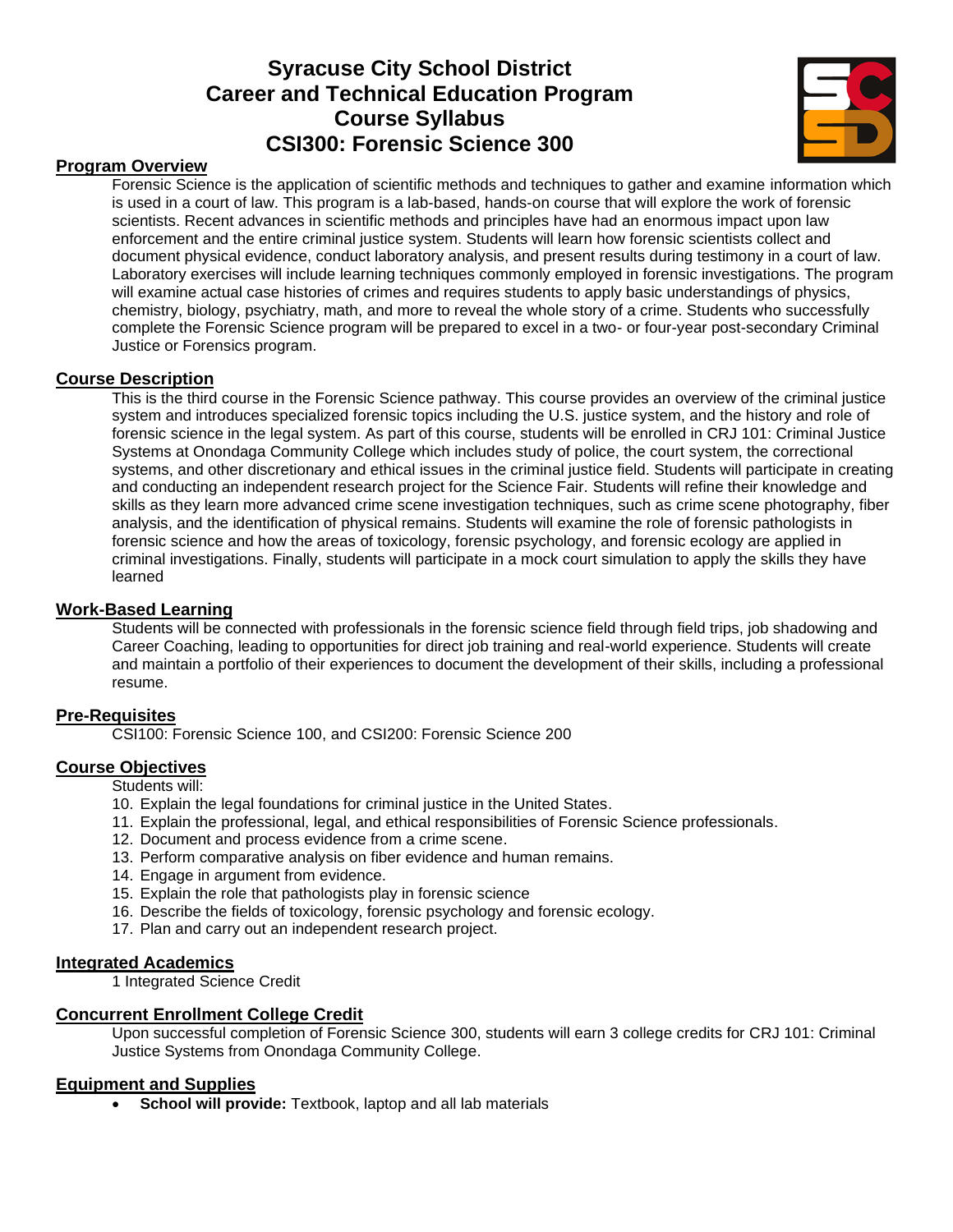# Syracuse City School District
# Career and Technical Education Program
# Course Syllabus
# CSI300: Forensic Science 300

## Program Overview

Forensic Science is the application of scientific methods and techniques to gather and examine information which is used in a court of law. This program is a lab-based, hands-on course that will explore the work of forensic scientists. Recent advances in scientific methods and principles have had an enormous impact upon law enforcement and the entire criminal justice system. Students will learn how forensic scientists collect and document physical evidence, conduct laboratory analysis, and present results during testimony in a court of law. Laboratory exercises will include learning techniques commonly employed in forensic investigations. The program will examine actual case histories of crimes and requires students to apply basic understandings of physics, chemistry, biology, psychiatry, math, and more to reveal the whole story of a crime. Students who successfully complete the Forensic Science program will be prepared to excel in a two- or four-year post-secondary Criminal Justice or Forensics program.

## Course Description

This is the third course in the Forensic Science pathway. This course provides an overview of the criminal justice system and introduces specialized forensic topics including the U.S. justice system, and the history and role of forensic science in the legal system. As part of this course, students will be enrolled in CRJ 101: Criminal Justice Systems at Onondaga Community College which includes study of police, the court system, the correctional systems, and other discretionary and ethical issues in the criminal justice field. Students will participate in creating and conducting an independent research project for the Science Fair. Students will refine their knowledge and skills as they learn more advanced crime scene investigation techniques, such as crime scene photography, fiber analysis, and the identification of physical remains. Students will examine the role of forensic pathologists in forensic science and how the areas of toxicology, forensic psychology, and forensic ecology are applied in criminal investigations. Finally, students will participate in a mock court simulation to apply the skills they have learned

## Work-Based Learning

Students will be connected with professionals in the forensic science field through field trips, job shadowing and Career Coaching, leading to opportunities for direct job training and real-world experience. Students will create and maintain a portfolio of their experiences to document the development of their skills, including a professional resume.

## Pre-Requisites

CSI100: Forensic Science 100, and CSI200: Forensic Science 200

## Course Objectives

Students will:

10. Explain the legal foundations for criminal justice in the United States.
11. Explain the professional, legal, and ethical responsibilities of Forensic Science professionals.
12. Document and process evidence from a crime scene.
13. Perform comparative analysis on fiber evidence and human remains.
14. Engage in argument from evidence.
15. Explain the role that pathologists play in forensic science
16. Describe the fields of toxicology, forensic psychology and forensic ecology.
17. Plan and carry out an independent research project.

## Integrated Academics

1 Integrated Science Credit

## Concurrent Enrollment College Credit

Upon successful completion of Forensic Science 300, students will earn 3 college credits for CRJ 101: Criminal Justice Systems from Onondaga Community College.

## Equipment and Supplies

- **School will provide:** Textbook, laptop and all lab materials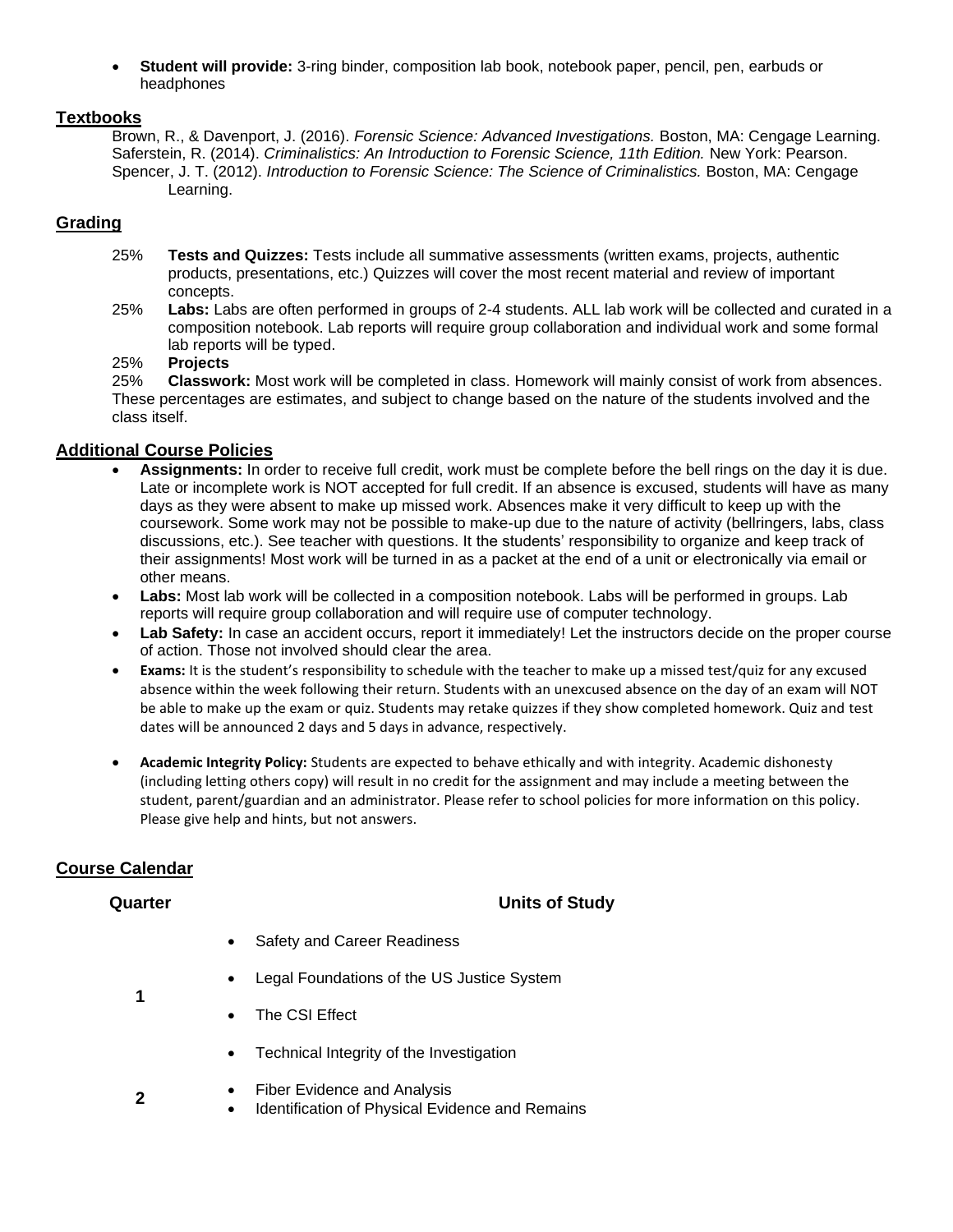- **Student will provide:** 3-ring binder, composition lab book, notebook paper, pencil, pen, earbuds or headphones

## Textbooks

Brown, R., & Davenport, J. (2016). *Forensic Science: Advanced Investigations.* Boston, MA: Cengage Learning.
Saferstein, R. (2014). *Criminalistics: An Introduction to Forensic Science, 11th Edition.* New York: Pearson.
Spencer, J. T. (2012). *Introduction to Forensic Science: The Science of Criminalistics.* Boston, MA: Cengage Learning.

## Grading

25% **Tests and Quizzes:** Tests include all summative assessments (written exams, projects, authentic products, presentations, etc.) Quizzes will cover the most recent material and review of important concepts.
25% **Labs:** Labs are often performed in groups of 2-4 students. ALL lab work will be collected and curated in a composition notebook. Lab reports will require group collaboration and individual work and some formal lab reports will be typed.
25% **Projects**
25% **Classwork:** Most work will be completed in class. Homework will mainly consist of work from absences.
These percentages are estimates, and subject to change based on the nature of the students involved and the class itself.

## Additional Course Policies

- **Assignments:** In order to receive full credit, work must be complete before the bell rings on the day it is due. Late or incomplete work is NOT accepted for full credit. If an absence is excused, students will have as many days as they were absent to make up missed work. Absences make it very difficult to keep up with the coursework. Some work may not be possible to make-up due to the nature of activity (bellringers, labs, class discussions, etc.). See teacher with questions. It the students' responsibility to organize and keep track of their assignments! Most work will be turned in as a packet at the end of a unit or electronically via email or other means.
- **Labs:** Most lab work will be collected in a composition notebook. Labs will be performed in groups. Lab reports will require group collaboration and will require use of computer technology.
- **Lab Safety:** In case an accident occurs, report it immediately! Let the instructors decide on the proper course of action. Those not involved should clear the area.
- **Exams:** It is the student's responsibility to schedule with the teacher to make up a missed test/quiz for any excused absence within the week following their return. Students with an unexcused absence on the day of an exam will NOT be able to make up the exam or quiz. Students may retake quizzes if they show completed homework. Quiz and test dates will be announced 2 days and 5 days in advance, respectively.
- **Academic Integrity Policy:** Students are expected to behave ethically and with integrity. Academic dishonesty (including letting others copy) will result in no credit for the assignment and may include a meeting between the student, parent/guardian and an administrator. Please refer to school policies for more information on this policy. Please give help and hints, but not answers.

## Course Calendar

| Quarter | Units of Study |
| --- | --- |
| 1 | • Safety and Career Readiness<br>• Legal Foundations of the US Justice System<br>• The CSI Effect<br>• Technical Integrity of the Investigation |
| 2 | • Fiber Evidence and Analysis<br>• Identification of Physical Evidence and Remains |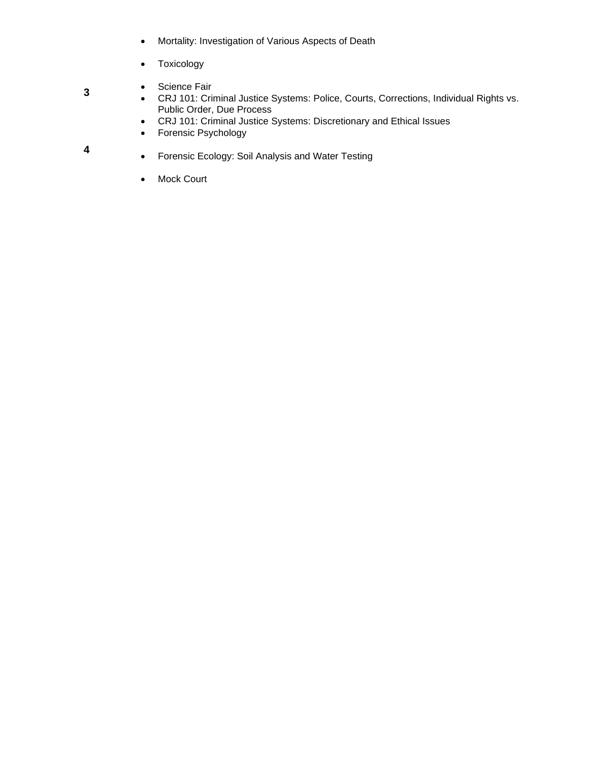- Mortality: Investigation of Various Aspects of Death

- Toxicology

**3**

- Science Fair
- CRJ 101: Criminal Justice Systems: Police, Courts, Corrections, Individual Rights vs. Public Order, Due Process
- CRJ 101: Criminal Justice Systems: Discretionary and Ethical Issues
- Forensic Psychology

**4**

- Forensic Ecology: Soil Analysis and Water Testing

- Mock Court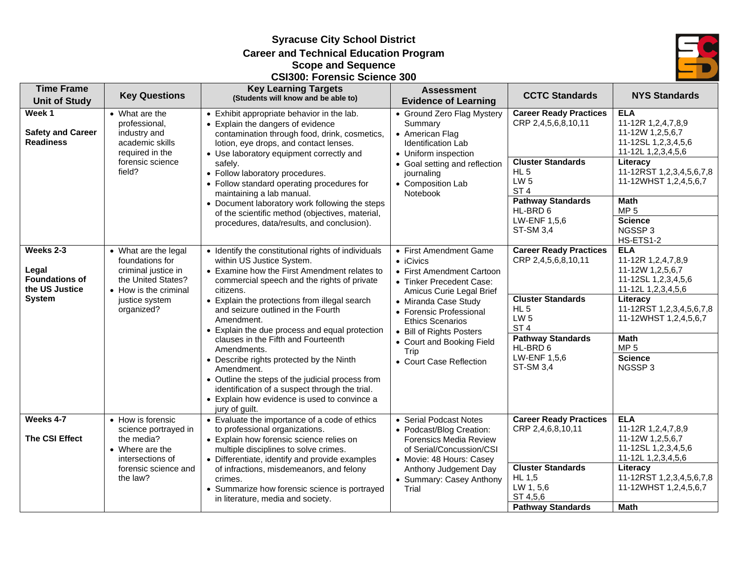# Syracuse City School District
## Career and Technical Education Program
## Scope and Sequence
## CSI300: Forensic Science 300

| Time Frame Unit of Study | Key Questions | Key Learning Targets (Students will know and be able to) | Assessment Evidence of Learning | CCTC Standards | NYS Standards |
|---|---|---|---|---|---|
| **Week 1** **Safety and Career Readiness** | • What are the professional, industry and academic skills required in the forensic science field? | • Exhibit appropriate behavior in the lab.<br>• Explain the dangers of evidence contamination through food, drink, cosmetics, lotion, eye drops, and contact lenses.<br>• Use laboratory equipment correctly and safely.<br>• Follow laboratory procedures.<br>• Follow standard operating procedures for maintaining a lab manual.<br>• Document laboratory work following the steps of the scientific method (objectives, material, procedures, data/results, and conclusion). | • Ground Zero Flag Mystery Summary<br>• American Flag Identification Lab<br>• Uniform inspection<br>• Goal setting and reflection journaling<br>• Composition Lab Notebook | **Career Ready Practices**<br>CRP 2,4,5,6,8,10,11<br>**Cluster Standards**<br>HL 5<br>LW 5<br>ST 4<br>**Pathway Standards**<br>HL-BRD 6<br>LW-ENF 1,5,6<br>ST-SM 3,4 | **ELA**<br>11-12R 1,2,4,7,8,9<br>11-12W 1,2,5,6,7<br>11-12SL 1,2,3,4,5,6<br>11-12L 1,2,3,4,5,6<br>**Literacy**<br>11-12RST 1,2,3,4,5,6,7,8<br>11-12WHST 1,2,4,5,6,7<br>**Math**<br>MP 5<br>**Science**<br>NGSSP 3<br>HS-ETS1-2 |
| **Weeks 2-3** **Legal Foundations of the US Justice System** | • What are the legal foundations for criminal justice in the United States?<br>• How is the criminal justice system organized? | • Identify the constitutional rights of individuals within US Justice System.<br>• Examine how the First Amendment relates to commercial speech and the rights of private citizens.<br>• Explain the protections from illegal search and seizure outlined in the Fourth Amendment.<br>• Explain the due process and equal protection clauses in the Fifth and Fourteenth Amendments.<br>• Describe rights protected by the Ninth Amendment.<br>• Outline the steps of the judicial process from identification of a suspect through the trial.<br>• Explain how evidence is used to convince a jury of guilt. | • First Amendment Game<br>• iCivics<br>• First Amendment Cartoon<br>• Tinker Precedent Case: Amicus Curie Legal Brief<br>• Miranda Case Study<br>• Forensic Professional Ethics Scenarios<br>• Bill of Rights Posters<br>• Court and Booking Field Trip<br>• Court Case Reflection | **Career Ready Practices**<br>CRP 2,4,5,6,8,10,11<br>**Cluster Standards**<br>HL 5<br>LW 5<br>ST 4<br>**Pathway Standards**<br>HL-BRD 6<br>LW-ENF 1,5,6<br>ST-SM 3,4 | **ELA**<br>11-12R 1,2,4,7,8,9<br>11-12W 1,2,5,6,7<br>11-12SL 1,2,3,4,5,6<br>11-12L 1,2,3,4,5,6<br>**Literacy**<br>11-12RST 1,2,3,4,5,6,7,8<br>11-12WHST 1,2,4,5,6,7<br>**Math**<br>MP 5<br>**Science**<br>NGSSP 3 |
| **Weeks 4-7** **The CSI Effect** | • How is forensic science portrayed in the media?<br>• Where are the intersections of forensic science and the law? | • Evaluate the importance of a code of ethics to professional organizations.<br>• Explain how forensic science relies on multiple disciplines to solve crimes.<br>• Differentiate, identify and provide examples of infractions, misdemeanors, and felony crimes.<br>• Summarize how forensic science is portrayed in literature, media and society. | • Serial Podcast Notes<br>• Podcast/Blog Creation: Forensics Media Review of Serial/Concussion/CSI<br>• Movie: 48 Hours: Casey Anthony Judgement Day<br>• Summary: Casey Anthony Trial | **Career Ready Practices**<br>CRP 2,4,6,8,10,11<br>**Cluster Standards**<br>HL 1,5<br>LW 1, 5,6<br>ST 4,5,6<br>**Pathway Standards** | **ELA**<br>11-12R 1,2,4,7,8,9<br>11-12W 1,2,5,6,7<br>11-12SL 1,2,3,4,5,6<br>11-12L 1,2,3,4,5,6<br>**Literacy**<br>11-12RST 1,2,3,4,5,6,7,8<br>11-12WHST 1,2,4,5,6,7<br>**Math** |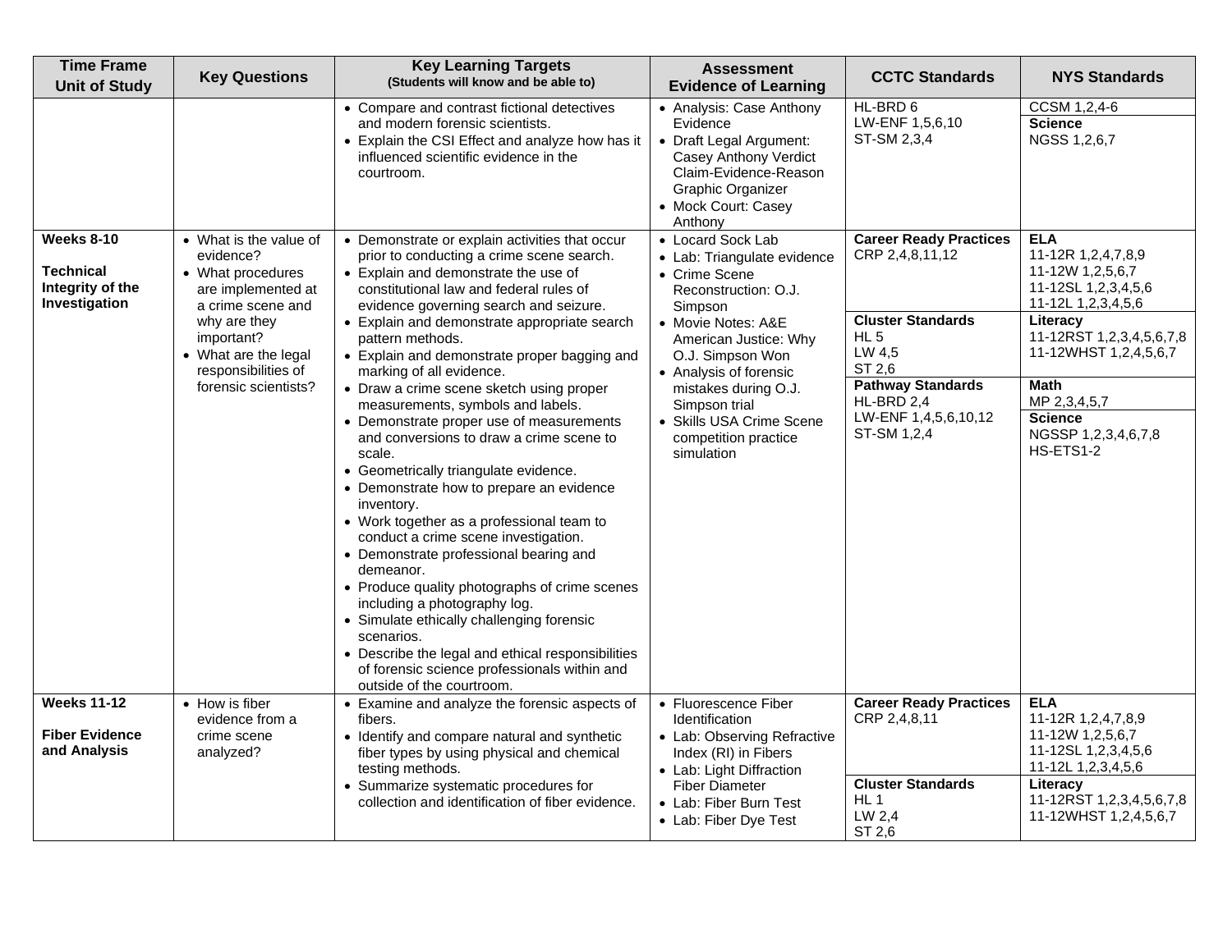| Time Frame Unit of Study | Key Questions | Key Learning Targets (Students will know and be able to) | Assessment Evidence of Learning | CCTC Standards | NYS Standards |
|---|---|---|---|---|---|
| | | • Compare and contrast fictional detectives and modern forensic scientists.<br>• Explain the CSI Effect and analyze how has it influenced scientific evidence in the courtroom. | • Analysis: Case Anthony Evidence<br>• Draft Legal Argument: Casey Anthony Verdict Claim-Evidence-Reason Graphic Organizer<br>• Mock Court: Casey Anthony | HL-BRD 6<br>LW-ENF 1,5,6,10<br>ST-SM 2,3,4 | CCSM 1,2,4-6<br>**Science**<br>NGSS 1,2,6,7 |
| **Weeks 8-10**<br><br>**Technical Integrity of the Investigation** | • What is the value of evidence?<br>• What procedures are implemented at a crime scene and why are they important?<br>• What are the legal responsibilities of forensic scientists? | • Demonstrate or explain activities that occur prior to conducting a crime scene search.<br>• Explain and demonstrate the use of constitutional law and federal rules of evidence governing search and seizure.<br>• Explain and demonstrate appropriate search pattern methods.<br>• Explain and demonstrate proper bagging and marking of all evidence.<br>• Draw a crime scene sketch using proper measurements, symbols and labels.<br>• Demonstrate proper use of measurements and conversions to draw a crime scene to scale.<br>• Geometrically triangulate evidence.<br>• Demonstrate how to prepare an evidence inventory.<br>• Work together as a professional team to conduct a crime scene investigation.<br>• Demonstrate professional bearing and demeanor.<br>• Produce quality photographs of crime scenes including a photography log.<br>• Simulate ethically challenging forensic scenarios.<br>• Describe the legal and ethical responsibilities of forensic science professionals within and outside of the courtroom. | • Locard Sock Lab<br>• Lab: Triangulate evidence<br>• Crime Scene Reconstruction: O.J. Simpson<br>• Movie Notes: A&E American Justice: Why O.J. Simpson Won<br>• Analysis of forensic mistakes during O.J. Simpson trial<br>• Skills USA Crime Scene competition practice simulation | **Career Ready Practices**<br>CRP 2,4,8,11,12<br><br>**Cluster Standards**<br>HL 5<br>LW 4,5<br>ST 2,6<br><br>**Pathway Standards**<br>HL-BRD 2,4<br>LW-ENF 1,4,5,6,10,12<br>ST-SM 1,2,4 | **ELA**<br>11-12R 1,2,4,7,8,9<br>11-12W 1,2,5,6,7<br>11-12SL 1,2,3,4,5,6<br>11-12L 1,2,3,4,5,6<br><br>**Literacy**<br>11-12RST 1,2,3,4,5,6,7,8<br>11-12WHST 1,2,4,5,6,7<br><br>**Math**<br>MP 2,3,4,5,7<br><br>**Science**<br>NGSSP 1,2,3,4,6,7,8<br>HS-ETS1-2 |
| **Weeks 11-12**<br><br>**Fiber Evidence and Analysis** | • How is fiber evidence from a crime scene analyzed? | • Examine and analyze the forensic aspects of fibers.<br>• Identify and compare natural and synthetic fiber types by using physical and chemical testing methods.<br>• Summarize systematic procedures for collection and identification of fiber evidence. | • Fluorescence Fiber Identification<br>• Lab: Observing Refractive Index (RI) in Fibers<br>• Lab: Light Diffraction Fiber Diameter<br>• Lab: Fiber Burn Test<br>• Lab: Fiber Dye Test | **Career Ready Practices**<br>CRP 2,4,8,11<br><br>**Cluster Standards**<br>HL 1<br>LW 2,4<br>ST 2,6 | **ELA**<br>11-12R 1,2,4,7,8,9<br>11-12W 1,2,5,6,7<br>11-12SL 1,2,3,4,5,6<br>11-12L 1,2,3,4,5,6<br><br>**Literacy**<br>11-12RST 1,2,3,4,5,6,7,8<br>11-12WHST 1,2,4,5,6,7 |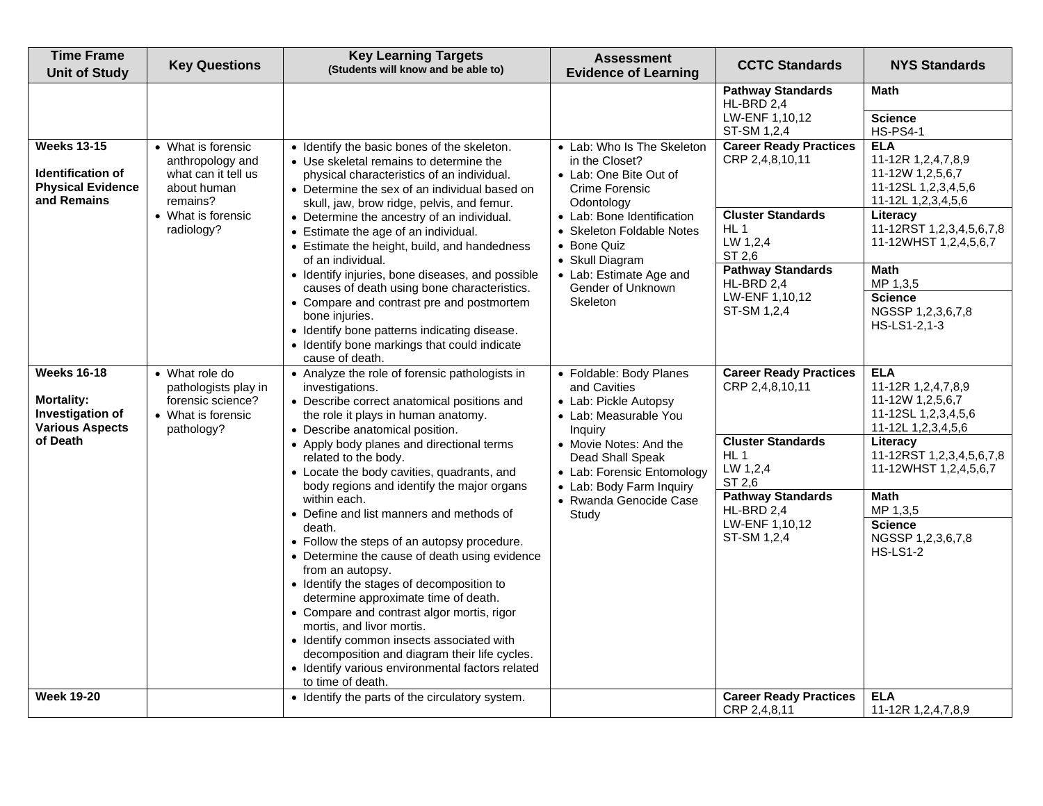| Time Frame Unit of Study | Key Questions | Key Learning Targets (Students will know and be able to) | Assessment Evidence of Learning | CCTC Standards | NYS Standards |
|---|---|---|---|---|---|
| | | | | **Pathway Standards**<br>HL-BRD 2,4<br>LW-ENF 1,10,12<br>ST-SM 1,2,4 | **Math**<br><br>**Science**<br>HS-PS4-1 |
| **Weeks 13-15**<br><br>**Identification of Physical Evidence and Remains** | • What is forensic anthropology and what can it tell us about human remains?<br>• What is forensic radiology? | • Identify the basic bones of the skeleton.<br>• Use skeletal remains to determine the physical characteristics of an individual.<br>• Determine the sex of an individual based on skull, jaw, brow ridge, pelvis, and femur.<br>• Determine the ancestry of an individual.<br>• Estimate the age of an individual.<br>• Estimate the height, build, and handedness of an individual.<br>• Identify injuries, bone diseases, and possible causes of death using bone characteristics.<br>• Compare and contrast pre and postmortem bone injuries.<br>• Identify bone patterns indicating disease.<br>• Identify bone markings that could indicate cause of death. | • Lab: Who Is The Skeleton in the Closet?<br>• Lab: One Bite Out of Crime Forensic Odontology<br>• Lab: Bone Identification<br>• Skeleton Foldable Notes<br>• Bone Quiz<br>• Skull Diagram<br>• Lab: Estimate Age and Gender of Unknown Skeleton | **Career Ready Practices**<br>CRP 2,4,8,10,11<br><br>**Cluster Standards**<br>HL 1<br>LW 1,2,4<br>ST 2,6<br><br>**Pathway Standards**<br>HL-BRD 2,4<br>LW-ENF 1,10,12<br>ST-SM 1,2,4 | **ELA**<br>11-12R 1,2,4,7,8,9<br>11-12W 1,2,5,6,7<br>11-12SL 1,2,3,4,5,6<br>11-12L 1,2,3,4,5,6<br><br>**Literacy**<br>11-12RST 1,2,3,4,5,6,7,8<br>11-12WHST 1,2,4,5,6,7<br><br>**Math**<br>MP 1,3,5<br><br>**Science**<br>NGSSP 1,2,3,6,7,8<br>HS-LS1-2,1-3 |
| **Weeks 16-18**<br><br>**Mortality: Investigation of Various Aspects of Death** | • What role do pathologists play in forensic science?<br>• What is forensic pathology? | • Analyze the role of forensic pathologists in investigations.<br>• Describe correct anatomical positions and the role it plays in human anatomy.<br>• Describe anatomical position.<br>• Apply body planes and directional terms related to the body.<br>• Locate the body cavities, quadrants, and body regions and identify the major organs within each.<br>• Define and list manners and methods of death.<br>• Follow the steps of an autopsy procedure.<br>• Determine the cause of death using evidence from an autopsy.<br>• Identify the stages of decomposition to determine approximate time of death.<br>• Compare and contrast algor mortis, rigor mortis, and livor mortis.<br>• Identify common insects associated with decomposition and diagram their life cycles.<br>• Identify various environmental factors related to time of death. | • Foldable: Body Planes and Cavities<br>• Lab: Pickle Autopsy<br>• Lab: Measurable You Inquiry<br>• Movie Notes: And the Dead Shall Speak<br>• Lab: Forensic Entomology<br>• Lab: Body Farm Inquiry<br>• Rwanda Genocide Case Study | **Career Ready Practices**<br>CRP 2,4,8,10,11<br><br>**Cluster Standards**<br>HL 1<br>LW 1,2,4<br>ST 2,6<br><br>**Pathway Standards**<br>HL-BRD 2,4<br>LW-ENF 1,10,12<br>ST-SM 1,2,4 | **ELA**<br>11-12R 1,2,4,7,8,9<br>11-12W 1,2,5,6,7<br>11-12SL 1,2,3,4,5,6<br>11-12L 1,2,3,4,5,6<br><br>**Literacy**<br>11-12RST 1,2,3,4,5,6,7,8<br>11-12WHST 1,2,4,5,6,7<br><br>**Math**<br>MP 1,3,5<br><br>**Science**<br>NGSSP 1,2,3,6,7,8<br>HS-LS1-2 |
| **Week 19-20** | | • Identify the parts of the circulatory system. | | **Career Ready Practices**<br>CRP 2,4,8,11 | **ELA**<br>11-12R 1,2,4,7,8,9 |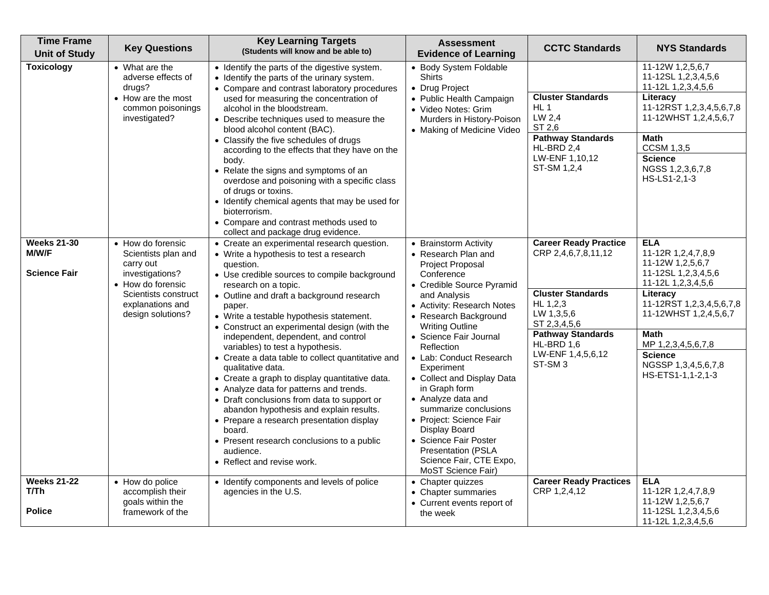| Time Frame Unit of Study | Key Questions | Key Learning Targets (Students will know and be able to) | Assessment Evidence of Learning | CCTC Standards | NYS Standards |
|---|---|---|---|---|---|
| **Toxicology** | • What are the adverse effects of drugs?<br>• How are the most common poisonings investigated? | • Identify the parts of the digestive system.<br>• Identify the parts of the urinary system.<br>• Compare and contrast laboratory procedures used for measuring the concentration of alcohol in the bloodstream.<br>• Describe techniques used to measure the blood alcohol content (BAC).<br>• Classify the five schedules of drugs according to the effects that they have on the body.<br>• Relate the signs and symptoms of an overdose and poisoning with a specific class of drugs or toxins.<br>• Identify chemical agents that may be used for bioterrorism.<br>• Compare and contrast methods used to collect and package drug evidence. | • Body System Foldable Shirts<br>• Drug Project<br>• Public Health Campaign<br>• Video Notes: Grim Murders in History-Poison<br>• Making of Medicine Video | <br>**Cluster Standards**<br>HL 1<br>LW 2,4<br>ST 2,6<br>**Pathway Standards**<br>HL-BRD 2,4<br>LW-ENF 1,10,12<br>ST-SM 1,2,4 | 11-12W 1,2,5,6,7<br>11-12SL 1,2,3,4,5,6<br>11-12L 1,2,3,4,5,6<br>**Literacy**<br>11-12RST 1,2,3,4,5,6,7,8<br>11-12WHST 1,2,4,5,6,7<br>**Math**<br>CCSM 1,3,5<br>**Science**<br>NGSS 1,2,3,6,7,8<br>HS-LS1-2,1-3 |
| **Weeks 21-30 M/W/F**<br><br>**Science Fair** | • How do forensic Scientists plan and carry out investigations?<br>• How do forensic Scientists construct explanations and design solutions? | • Create an experimental research question.<br>• Write a hypothesis to test a research question.<br>• Use credible sources to compile background research on a topic.<br>• Outline and draft a background research paper.<br>• Write a testable hypothesis statement.<br>• Construct an experimental design (with the independent, dependent, and control variables) to test a hypothesis.<br>• Create a data table to collect quantitative and qualitative data.<br>• Create a graph to display quantitative data.<br>• Analyze data for patterns and trends.<br>• Draft conclusions from data to support or abandon hypothesis and explain results.<br>• Prepare a research presentation display board.<br>• Present research conclusions to a public audience.<br>• Reflect and revise work. | • Brainstorm Activity<br>• Research Plan and Project Proposal Conference<br>• Credible Source Pyramid and Analysis<br>• Activity: Research Notes<br>• Research Background Writing Outline<br>• Science Fair Journal Reflection<br>• Lab: Conduct Research Experiment<br>• Collect and Display Data in Graph form<br>• Analyze data and summarize conclusions<br>• Project: Science Fair Display Board<br>• Science Fair Poster Presentation (PSLA Science Fair, CTE Expo, MoST Science Fair) | **Career Ready Practice**<br>CRP 2,4,6,7,8,11,12<br>**Cluster Standards**<br>HL 1,2,3<br>LW 1,3,5,6<br>ST 2,3,4,5,6<br>**Pathway Standards**<br>HL-BRD 1,6<br>LW-ENF 1,4,5,6,12<br>ST-SM 3 | **ELA**<br>11-12R 1,2,4,7,8,9<br>11-12W 1,2,5,6,7<br>11-12SL 1,2,3,4,5,6<br>11-12L 1,2,3,4,5,6<br>**Literacy**<br>11-12RST 1,2,3,4,5,6,7,8<br>11-12WHST 1,2,4,5,6,7<br>**Math**<br>MP 1,2,3,4,5,6,7,8<br>**Science**<br>NGSSP 1,3,4,5,6,7,8<br>HS-ETS1-1,1-2,1-3 |
| **Weeks 21-22 T/Th**<br><br>**Police** | • How do police accomplish their goals within the framework of the | • Identify components and levels of police agencies in the U.S. | • Chapter quizzes<br>• Chapter summaries<br>• Current events report of the week | **Career Ready Practices**<br>CRP 1,2,4,12 | **ELA**<br>11-12R 1,2,4,7,8,9<br>11-12W 1,2,5,6,7<br>11-12SL 1,2,3,4,5,6<br>11-12L 1,2,3,4,5,6 |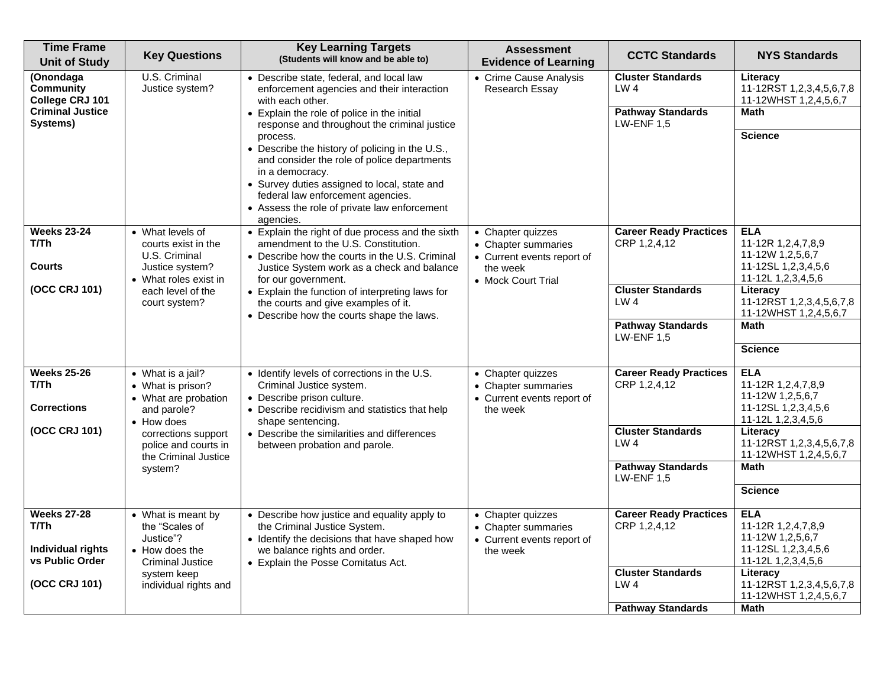| Time Frame Unit of Study | Key Questions | Key Learning Targets (Students will know and be able to) | Assessment Evidence of Learning | CCTC Standards | NYS Standards |
|---|---|---|---|---|---|
| **(Onondaga Community College CRJ 101 Criminal Justice Systems)** | U.S. Criminal Justice system? | • Describe state, federal, and local law enforcement agencies and their interaction with each other.<br>• Explain the role of police in the initial response and throughout the criminal justice process.<br>• Describe the history of policing in the U.S., and consider the role of police departments in a democracy.<br>• Survey duties assigned to local, state and federal law enforcement agencies.<br>• Assess the role of private law enforcement agencies. | • Crime Cause Analysis Research Essay | **Cluster Standards** LW 4 | **Literacy** 11-12RST 1,2,3,4,5,6,7,8 11-12WHST 1,2,4,5,6,7 |
| | | | | **Pathway Standards** LW-ENF 1,5 | **Math** |
| | | | | | **Science** |
| **Weeks 23-24 T/Th**<br><br>**Courts**<br><br>**(OCC CRJ 101)** | • What levels of courts exist in the U.S. Criminal Justice system?<br>• What roles exist in each level of the court system? | • Explain the right of due process and the sixth amendment to the U.S. Constitution.<br>• Describe how the courts in the U.S. Criminal Justice System work as a check and balance for our government.<br>• Explain the function of interpreting laws for the courts and give examples of it.<br>• Describe how the courts shape the laws. | • Chapter quizzes<br>• Chapter summaries<br>• Current events report of the week<br>• Mock Court Trial | **Career Ready Practices** CRP 1,2,4,12 | **ELA** 11-12R 1,2,4,7,8,9 11-12W 1,2,5,6,7 11-12SL 1,2,3,4,5,6 11-12L 1,2,3,4,5,6 |
| | | | | **Cluster Standards** LW 4 | **Literacy** 11-12RST 1,2,3,4,5,6,7,8 11-12WHST 1,2,4,5,6,7 |
| | | | | **Pathway Standards** LW-ENF 1,5 | **Math** |
| | | | | | **Science** |
| **Weeks 25-26 T/Th**<br><br>**Corrections**<br><br>**(OCC CRJ 101)** | • What is a jail?<br>• What is prison?<br>• What are probation and parole?<br>• How does corrections support police and courts in the Criminal Justice system? | • Identify levels of corrections in the U.S. Criminal Justice system.<br>• Describe prison culture.<br>• Describe recidivism and statistics that help shape sentencing.<br>• Describe the similarities and differences between probation and parole. | • Chapter quizzes<br>• Chapter summaries<br>• Current events report of the week | **Career Ready Practices** CRP 1,2,4,12 | **ELA** 11-12R 1,2,4,7,8,9 11-12W 1,2,5,6,7 11-12SL 1,2,3,4,5,6 11-12L 1,2,3,4,5,6 |
| | | | | **Cluster Standards** LW 4 | **Literacy** 11-12RST 1,2,3,4,5,6,7,8 11-12WHST 1,2,4,5,6,7 |
| | | | | **Pathway Standards** LW-ENF 1,5 | **Math** |
| | | | | | **Science** |
| **Weeks 27-28 T/Th**<br><br>**Individual rights vs Public Order**<br><br>**(OCC CRJ 101)** | • What is meant by the "Scales of Justice"?<br>• How does the Criminal Justice system keep individual rights and | • Describe how justice and equality apply to the Criminal Justice System.<br>• Identify the decisions that have shaped how we balance rights and order.<br>• Explain the Posse Comitatus Act. | • Chapter quizzes<br>• Chapter summaries<br>• Current events report of the week | **Career Ready Practices** CRP 1,2,4,12 | **ELA** 11-12R 1,2,4,7,8,9 11-12W 1,2,5,6,7 11-12SL 1,2,3,4,5,6 11-12L 1,2,3,4,5,6 |
| | | | | **Cluster Standards** LW 4 | **Literacy** 11-12RST 1,2,3,4,5,6,7,8 11-12WHST 1,2,4,5,6,7 |
| | | | | **Pathway Standards** | **Math** |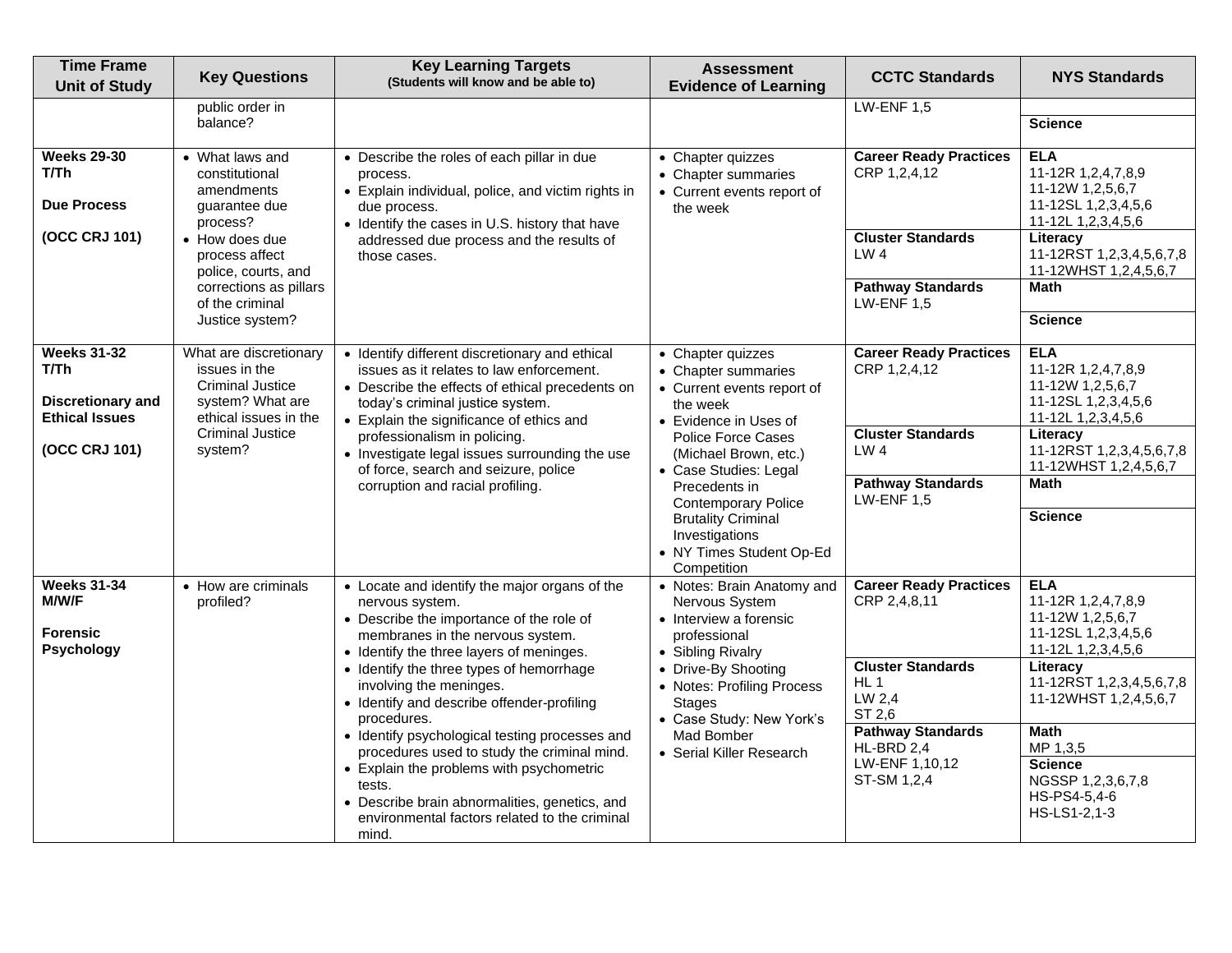| Time Frame Unit of Study | Key Questions | Key Learning Targets (Students will know and be able to) | Assessment Evidence of Learning | CCTC Standards | NYS Standards |
|---|---|---|---|---|---|
| | public order in balance? | | | LW-ENF 1,5 | **Science** |
| **Weeks 29-30 T/Th**<br><br>**Due Process**<br><br>**(OCC CRJ 101)** | • What laws and constitutional amendments guarantee due process?<br>• How does due process affect police, courts, and corrections as pillars of the criminal Justice system? | • Describe the roles of each pillar in due process.<br>• Explain individual, police, and victim rights in due process.<br>• Identify the cases in U.S. history that have addressed due process and the results of those cases. | • Chapter quizzes<br>• Chapter summaries<br>• Current events report of the week | **Career Ready Practices**<br>CRP 1,2,4,12<br><br>**Cluster Standards**<br>LW 4<br><br>**Pathway Standards**<br>LW-ENF 1,5 | **ELA**<br>11-12R 1,2,4,7,8,9<br>11-12W 1,2,5,6,7<br>11-12SL 1,2,3,4,5,6<br>11-12L 1,2,3,4,5,6<br>**Literacy**<br>11-12RST 1,2,3,4,5,6,7,8<br>11-12WHST 1,2,4,5,6,7<br>**Math**<br><br>**Science** |
| **Weeks 31-32 T/Th**<br><br>**Discretionary and Ethical Issues**<br><br>**(OCC CRJ 101)** | What are discretionary issues in the Criminal Justice system? What are ethical issues in the Criminal Justice system? | • Identify different discretionary and ethical issues as it relates to law enforcement.<br>• Describe the effects of ethical precedents on today's criminal justice system.<br>• Explain the significance of ethics and professionalism in policing.<br>• Investigate legal issues surrounding the use of force, search and seizure, police corruption and racial profiling. | • Chapter quizzes<br>• Chapter summaries<br>• Current events report of the week<br>• Evidence in Uses of Police Force Cases (Michael Brown, etc.)<br>• Case Studies: Legal Precedents in Contemporary Police Brutality Criminal Investigations<br>• NY Times Student Op-Ed Competition | **Career Ready Practices**<br>CRP 1,2,4,12<br><br>**Cluster Standards**<br>LW 4<br><br>**Pathway Standards**<br>LW-ENF 1,5 | **ELA**<br>11-12R 1,2,4,7,8,9<br>11-12W 1,2,5,6,7<br>11-12SL 1,2,3,4,5,6<br>11-12L 1,2,3,4,5,6<br>**Literacy**<br>11-12RST 1,2,3,4,5,6,7,8<br>11-12WHST 1,2,4,5,6,7<br>**Math**<br><br>**Science** |
| **Weeks 31-34 M/W/F**<br><br>**Forensic Psychology** | • How are criminals profiled? | • Locate and identify the major organs of the nervous system.<br>• Describe the importance of the role of membranes in the nervous system.<br>• Identify the three layers of meninges.<br>• Identify the three types of hemorrhage involving the meninges.<br>• Identify and describe offender-profiling procedures.<br>• Identify psychological testing processes and procedures used to study the criminal mind.<br>• Explain the problems with psychometric tests.<br>• Describe brain abnormalities, genetics, and environmental factors related to the criminal mind. | • Notes: Brain Anatomy and Nervous System<br>• Interview a forensic professional<br>• Sibling Rivalry<br>• Drive-By Shooting<br>• Notes: Profiling Process Stages<br>• Case Study: New York's Mad Bomber<br>• Serial Killer Research | **Career Ready Practices**<br>CRP 2,4,8,11<br><br>**Cluster Standards**<br>HL 1<br>LW 2,4<br>ST 2,6<br><br>**Pathway Standards**<br>HL-BRD 2,4<br>LW-ENF 1,10,12<br>ST-SM 1,2,4 | **ELA**<br>11-12R 1,2,4,7,8,9<br>11-12W 1,2,5,6,7<br>11-12SL 1,2,3,4,5,6<br>11-12L 1,2,3,4,5,6<br>**Literacy**<br>11-12RST 1,2,3,4,5,6,7,8<br>11-12WHST 1,2,4,5,6,7<br>**Math**<br>MP 1,3,5<br>**Science**<br>NGSSP 1,2,3,6,7,8<br>HS-PS4-5,4-6<br>HS-LS1-2,1-3 |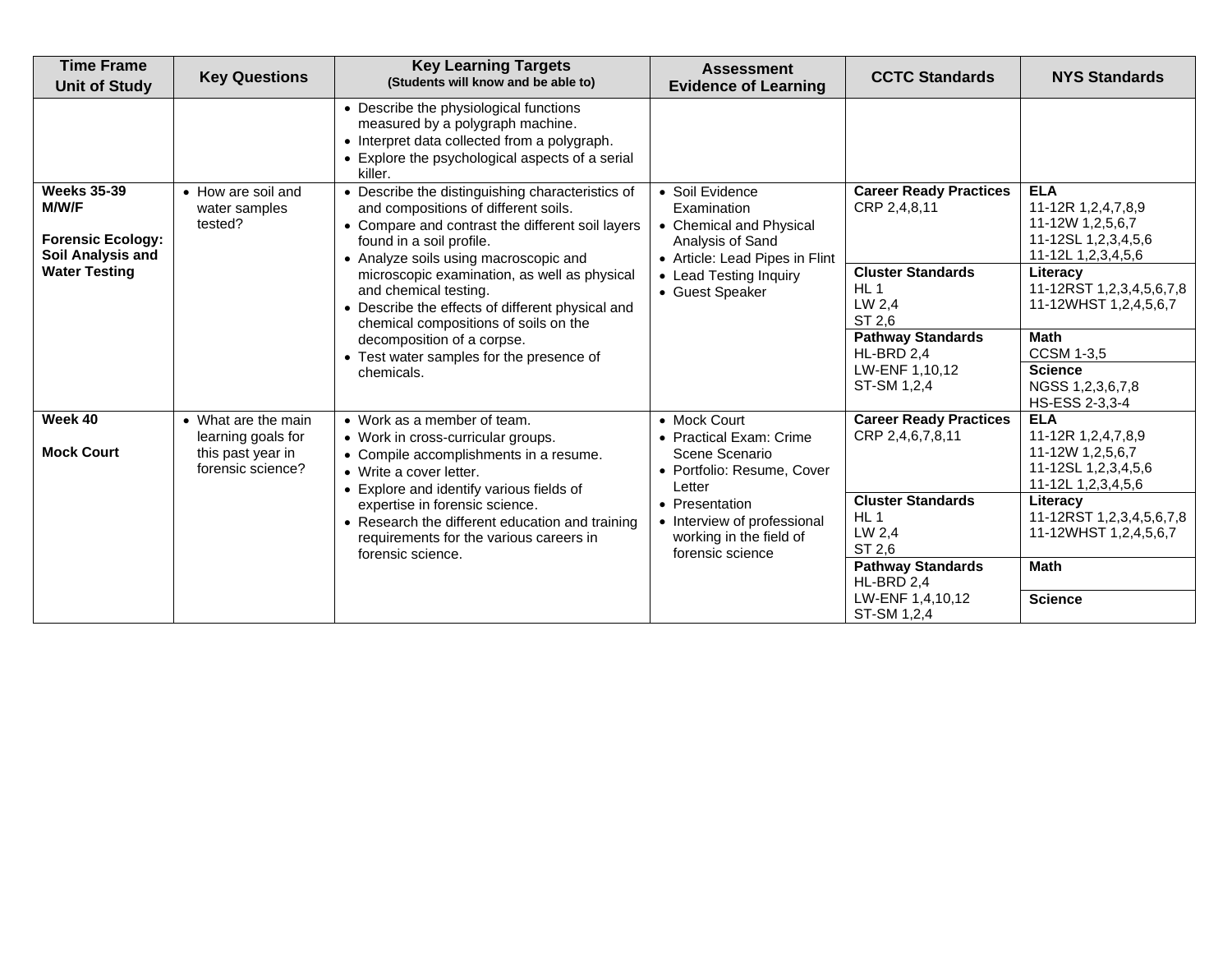| Time Frame Unit of Study | Key Questions | Key Learning Targets (Students will know and be able to) | Assessment Evidence of Learning | CCTC Standards | NYS Standards |
|---|---|---|---|---|---|
| | | • Describe the physiological functions measured by a polygraph machine.<br>• Interpret data collected from a polygraph.<br>• Explore the psychological aspects of a serial killer. | | | |
| **Weeks 35-39 M/W/F**<br><br>**Forensic Ecology: Soil Analysis and Water Testing** | • How are soil and water samples tested? | • Describe the distinguishing characteristics of and compositions of different soils.<br>• Compare and contrast the different soil layers found in a soil profile.<br>• Analyze soils using macroscopic and microscopic examination, as well as physical and chemical testing.<br>• Describe the effects of different physical and chemical compositions of soils on the decomposition of a corpse.<br>• Test water samples for the presence of chemicals. | • Soil Evidence Examination<br>• Chemical and Physical Analysis of Sand<br>• Article: Lead Pipes in Flint<br>• Lead Testing Inquiry<br>• Guest Speaker | **Career Ready Practices**<br>CRP 2,4,8,11<br><br>**Cluster Standards**<br>HL 1<br>LW 2,4<br>ST 2,6<br><br>**Pathway Standards**<br>HL-BRD 2,4<br>LW-ENF 1,10,12<br>ST-SM 1,2,4 | **ELA**<br>11-12R 1,2,4,7,8,9<br>11-12W 1,2,5,6,7<br>11-12SL 1,2,3,4,5,6<br>11-12L 1,2,3,4,5,6<br><br>**Literacy**<br>11-12RST 1,2,3,4,5,6,7,8<br>11-12WHST 1,2,4,5,6,7<br><br>**Math**<br>CCSM 1-3,5<br><br>**Science**<br>NGSS 1,2,3,6,7,8<br>HS-ESS 2-3,3-4 |
| **Week 40**<br><br>**Mock Court** | • What are the main learning goals for this past year in forensic science? | • Work as a member of team.<br>• Work in cross-curricular groups.<br>• Compile accomplishments in a resume.<br>• Write a cover letter.<br>• Explore and identify various fields of expertise in forensic science.<br>• Research the different education and training requirements for the various careers in forensic science. | • Mock Court<br>• Practical Exam: Crime Scene Scenario<br>• Portfolio: Resume, Cover Letter<br>• Presentation<br>• Interview of professional working in the field of forensic science | **Career Ready Practices**<br>CRP 2,4,6,7,8,11<br><br>**Cluster Standards**<br>HL 1<br>LW 2,4<br>ST 2,6<br><br>**Pathway Standards**<br>HL-BRD 2,4<br>LW-ENF 1,4,10,12<br>ST-SM 1,2,4 | **ELA**<br>11-12R 1,2,4,7,8,9<br>11-12W 1,2,5,6,7<br>11-12SL 1,2,3,4,5,6<br>11-12L 1,2,3,4,5,6<br><br>**Literacy**<br>11-12RST 1,2,3,4,5,6,7,8<br>11-12WHST 1,2,4,5,6,7<br><br>**Math**<br><br>**Science** |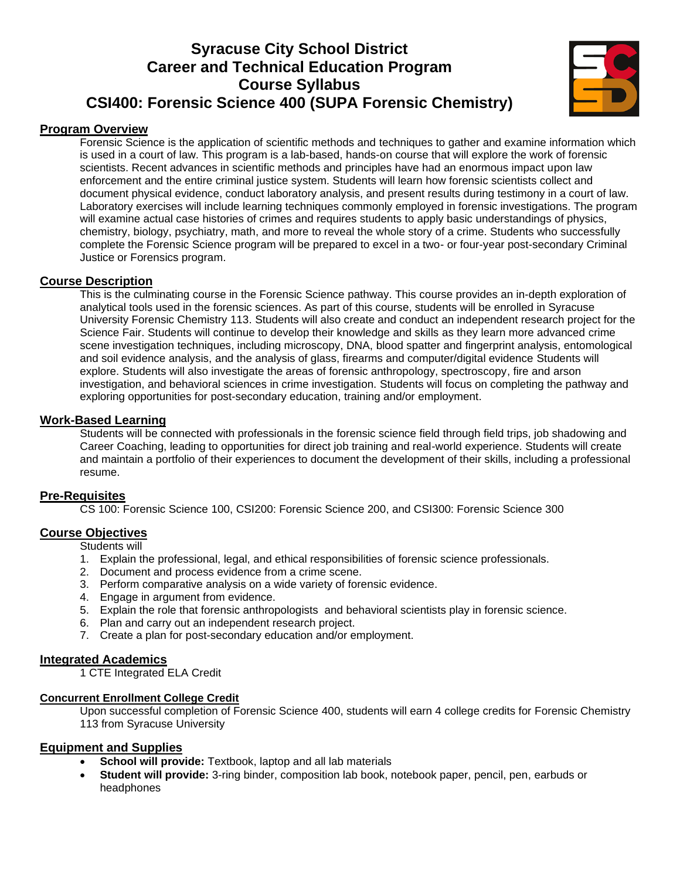# Syracuse City School District
# Career and Technical Education Program
# Course Syllabus
# CSI400: Forensic Science 400 (SUPA Forensic Chemistry)

## Program Overview

Forensic Science is the application of scientific methods and techniques to gather and examine information which is used in a court of law. This program is a lab-based, hands-on course that will explore the work of forensic scientists. Recent advances in scientific methods and principles have had an enormous impact upon law enforcement and the entire criminal justice system. Students will learn how forensic scientists collect and document physical evidence, conduct laboratory analysis, and present results during testimony in a court of law. Laboratory exercises will include learning techniques commonly employed in forensic investigations. The program will examine actual case histories of crimes and requires students to apply basic understandings of physics, chemistry, biology, psychiatry, math, and more to reveal the whole story of a crime. Students who successfully complete the Forensic Science program will be prepared to excel in a two- or four-year post-secondary Criminal Justice or Forensics program.

## Course Description

This is the culminating course in the Forensic Science pathway. This course provides an in-depth exploration of analytical tools used in the forensic sciences. As part of this course, students will be enrolled in Syracuse University Forensic Chemistry 113. Students will also create and conduct an independent research project for the Science Fair. Students will continue to develop their knowledge and skills as they learn more advanced crime scene investigation techniques, including microscopy, DNA, blood spatter and fingerprint analysis, entomological and soil evidence analysis, and the analysis of glass, firearms and computer/digital evidence Students will explore. Students will also investigate the areas of forensic anthropology, spectroscopy, fire and arson investigation, and behavioral sciences in crime investigation. Students will focus on completing the pathway and exploring opportunities for post-secondary education, training and/or employment.

## Work-Based Learning

Students will be connected with professionals in the forensic science field through field trips, job shadowing and Career Coaching, leading to opportunities for direct job training and real-world experience. Students will create and maintain a portfolio of their experiences to document the development of their skills, including a professional resume.

## Pre-Requisites

CS 100: Forensic Science 100, CSI200: Forensic Science 200, and CSI300: Forensic Science 300

## Course Objectives

Students will

1. Explain the professional, legal, and ethical responsibilities of forensic science professionals.
2. Document and process evidence from a crime scene.
3. Perform comparative analysis on a wide variety of forensic evidence.
4. Engage in argument from evidence.
5. Explain the role that forensic anthropologists and behavioral scientists play in forensic science.
6. Plan and carry out an independent research project.
7. Create a plan for post-secondary education and/or employment.

## Integrated Academics

1 CTE Integrated ELA Credit

### Concurrent Enrollment College Credit

Upon successful completion of Forensic Science 400, students will earn 4 college credits for Forensic Chemistry 113 from Syracuse University

## Equipment and Supplies

- **School will provide:** Textbook, laptop and all lab materials
- **Student will provide:** 3-ring binder, composition lab book, notebook paper, pencil, pen, earbuds or headphones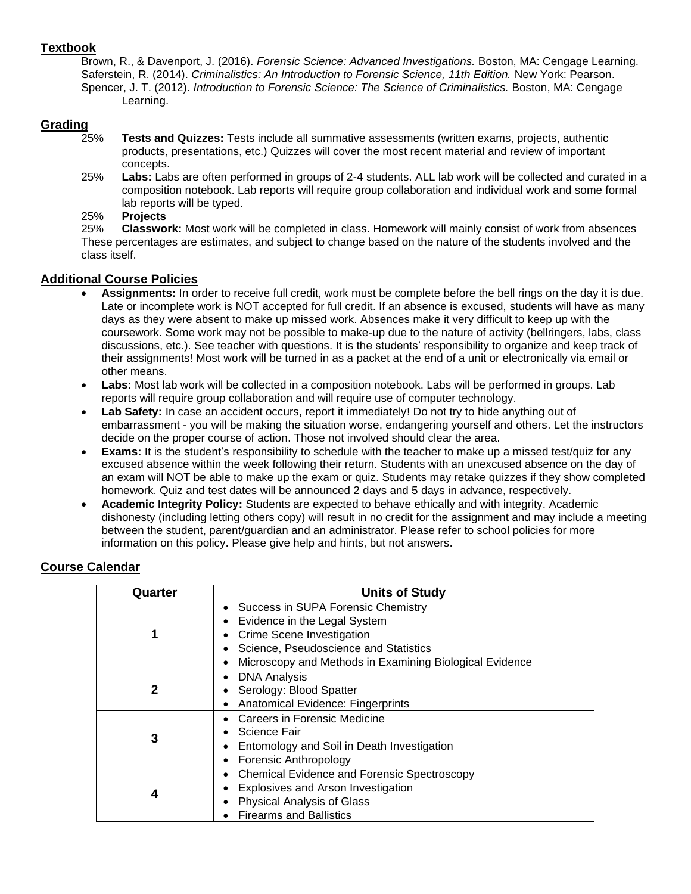## Textbook

Brown, R., & Davenport, J. (2016). *Forensic Science: Advanced Investigations.* Boston, MA: Cengage Learning.
Saferstein, R. (2014). *Criminalistics: An Introduction to Forensic Science, 11th Edition.* New York: Pearson.
Spencer, J. T. (2012). *Introduction to Forensic Science: The Science of Criminalistics.* Boston, MA: Cengage Learning.

## Grading

25% **Tests and Quizzes:** Tests include all summative assessments (written exams, projects, authentic products, presentations, etc.) Quizzes will cover the most recent material and review of important concepts.

25% **Labs:** Labs are often performed in groups of 2-4 students. ALL lab work will be collected and curated in a composition notebook. Lab reports will require group collaboration and individual work and some formal lab reports will be typed.

25% **Projects**

25% **Classwork:** Most work will be completed in class. Homework will mainly consist of work from absences

These percentages are estimates, and subject to change based on the nature of the students involved and the class itself.

## Additional Course Policies

- **Assignments:** In order to receive full credit, work must be complete before the bell rings on the day it is due. Late or incomplete work is NOT accepted for full credit. If an absence is excused, students will have as many days as they were absent to make up missed work. Absences make it very difficult to keep up with the coursework. Some work may not be possible to make-up due to the nature of activity (bellringers, labs, class discussions, etc.). See teacher with questions. It is the students' responsibility to organize and keep track of their assignments! Most work will be turned in as a packet at the end of a unit or electronically via email or other means.
- **Labs:** Most lab work will be collected in a composition notebook. Labs will be performed in groups. Lab reports will require group collaboration and will require use of computer technology.
- **Lab Safety:** In case an accident occurs, report it immediately! Do not try to hide anything out of embarrassment - you will be making the situation worse, endangering yourself and others. Let the instructors decide on the proper course of action. Those not involved should clear the area.
- **Exams:** It is the student's responsibility to schedule with the teacher to make up a missed test/quiz for any excused absence within the week following their return. Students with an unexcused absence on the day of an exam will NOT be able to make up the exam or quiz. Students may retake quizzes if they show completed homework. Quiz and test dates will be announced 2 days and 5 days in advance, respectively.
- **Academic Integrity Policy:** Students are expected to behave ethically and with integrity. Academic dishonesty (including letting others copy) will result in no credit for the assignment and may include a meeting between the student, parent/guardian and an administrator. Please refer to school policies for more information on this policy. Please give help and hints, but not answers.

## Course Calendar

| Quarter | Units of Study |
|---|---|
| 1 | • Success in SUPA Forensic Chemistry<br>• Evidence in the Legal System<br>• Crime Scene Investigation<br>• Science, Pseudoscience and Statistics<br>• Microscopy and Methods in Examining Biological Evidence |
| 2 | • DNA Analysis<br>• Serology: Blood Spatter<br>• Anatomical Evidence: Fingerprints |
| 3 | • Careers in Forensic Medicine<br>• Science Fair<br>• Entomology and Soil in Death Investigation<br>• Forensic Anthropology |
| 4 | • Chemical Evidence and Forensic Spectroscopy<br>• Explosives and Arson Investigation<br>• Physical Analysis of Glass<br>• Firearms and Ballistics |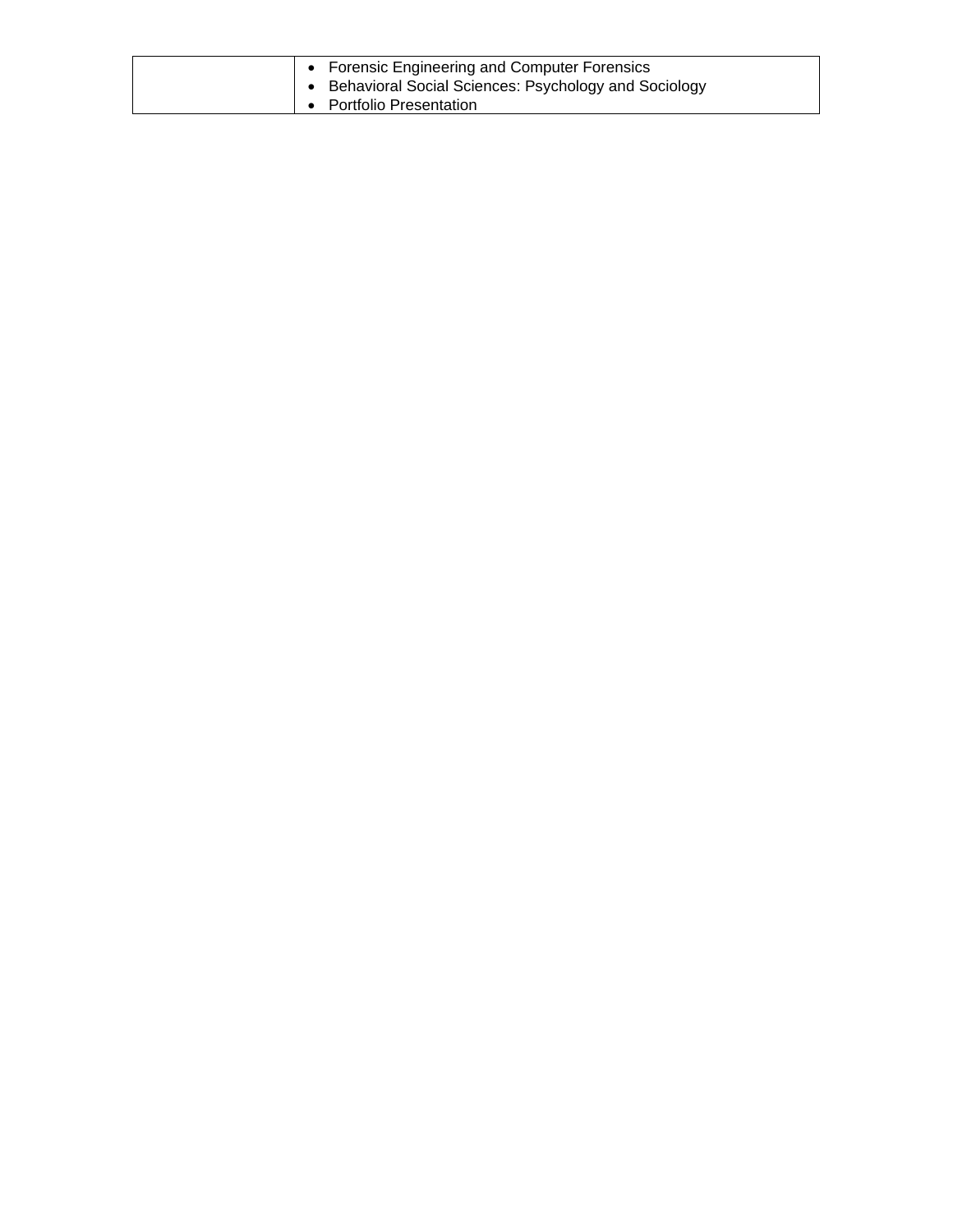| | |
|---|---|
| | • Forensic Engineering and Computer Forensics<br>• Behavioral Social Sciences: Psychology and Sociology<br>• Portfolio Presentation |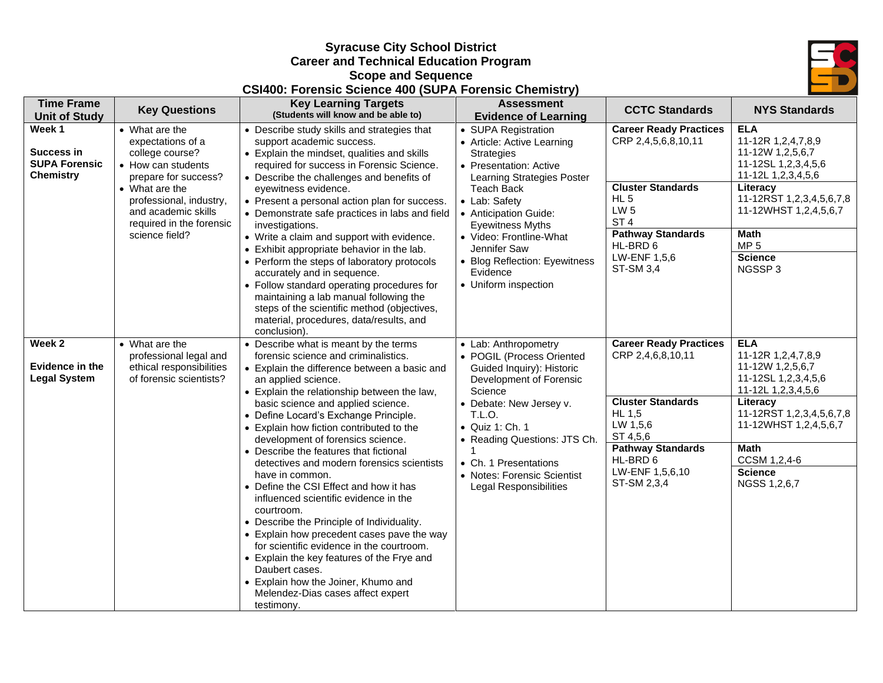# Syracuse City School District
## Career and Technical Education Program
## Scope and Sequence
## CSI400: Forensic Science 400 (SUPA Forensic Chemistry)

| Time Frame Unit of Study | Key Questions | Key Learning Targets (Students will know and be able to) | Assessment Evidence of Learning | CCTC Standards | NYS Standards |
|---|---|---|---|---|---|
| **Week 1**<br><br>**Success in SUPA Forensic Chemistry** | • What are the expectations of a college course?<br>• How can students prepare for success?<br>• What are the professional, industry, and academic skills required in the forensic science field? | • Describe study skills and strategies that support academic success.<br>• Explain the mindset, qualities and skills required for success in Forensic Science.<br>• Describe the challenges and benefits of eyewitness evidence.<br>• Present a personal action plan for success.<br>• Demonstrate safe practices in labs and field investigations.<br>• Write a claim and support with evidence.<br>• Exhibit appropriate behavior in the lab.<br>• Perform the steps of laboratory protocols accurately and in sequence.<br>• Follow standard operating procedures for maintaining a lab manual following the steps of the scientific method (objectives, material, procedures, data/results, and conclusion). | • SUPA Registration<br>• Article: Active Learning Strategies<br>• Presentation: Active Learning Strategies Poster Teach Back<br>• Lab: Safety<br>• Anticipation Guide: Eyewitness Myths<br>• Video: Frontline-What Jennifer Saw<br>• Blog Reflection: Eyewitness Evidence<br>• Uniform inspection | **Career Ready Practices**<br>CRP 2,4,5,6,8,10,11<br><br>**Cluster Standards**<br>HL 5<br>LW 5<br>ST 4<br><br>**Pathway Standards**<br>HL-BRD 6<br>LW-ENF 1,5,6<br>ST-SM 3,4 | **ELA**<br>11-12R 1,2,4,7,8,9<br>11-12W 1,2,5,6,7<br>11-12SL 1,2,3,4,5,6<br>11-12L 1,2,3,4,5,6<br><br>**Literacy**<br>11-12RST 1,2,3,4,5,6,7,8<br>11-12WHST 1,2,4,5,6,7<br><br>**Math**<br>MP 5<br><br>**Science**<br>NGSSP 3 |
| **Week 2**<br><br>**Evidence in the Legal System** | • What are the professional legal and ethical responsibilities of forensic scientists? | • Describe what is meant by the terms forensic science and criminalistics.<br>• Explain the difference between a basic and an applied science.<br>• Explain the relationship between the law, basic science and applied science.<br>• Define Locard's Exchange Principle.<br>• Explain how fiction contributed to the development of forensics science.<br>• Describe the features that fictional detectives and modern forensics scientists have in common.<br>• Define the CSI Effect and how it has influenced scientific evidence in the courtroom.<br>• Describe the Principle of Individuality.<br>• Explain how precedent cases pave the way for scientific evidence in the courtroom.<br>• Explain the key features of the Frye and Daubert cases.<br>• Explain how the Joiner, Khumo and Melendez-Dias cases affect expert testimony. | • Lab: Anthropometry<br>• POGIL (Process Oriented Guided Inquiry): Historic Development of Forensic Science<br>• Debate: New Jersey v. T.L.O.<br>• Quiz 1: Ch. 1<br>• Reading Questions: JTS Ch. 1<br>• Ch. 1 Presentations<br>• Notes: Forensic Scientist Legal Responsibilities | **Career Ready Practices**<br>CRP 2,4,6,8,10,11<br><br>**Cluster Standards**<br>HL 1,5<br>LW 1,5,6<br>ST 4,5,6<br><br>**Pathway Standards**<br>HL-BRD 6<br>LW-ENF 1,5,6,10<br>ST-SM 2,3,4 | **ELA**<br>11-12R 1,2,4,7,8,9<br>11-12W 1,2,5,6,7<br>11-12SL 1,2,3,4,5,6<br>11-12L 1,2,3,4,5,6<br><br>**Literacy**<br>11-12RST 1,2,3,4,5,6,7,8<br>11-12WHST 1,2,4,5,6,7<br><br>**Math**<br>CCSM 1,2,4-6<br><br>**Science**<br>NGSS 1,2,6,7 |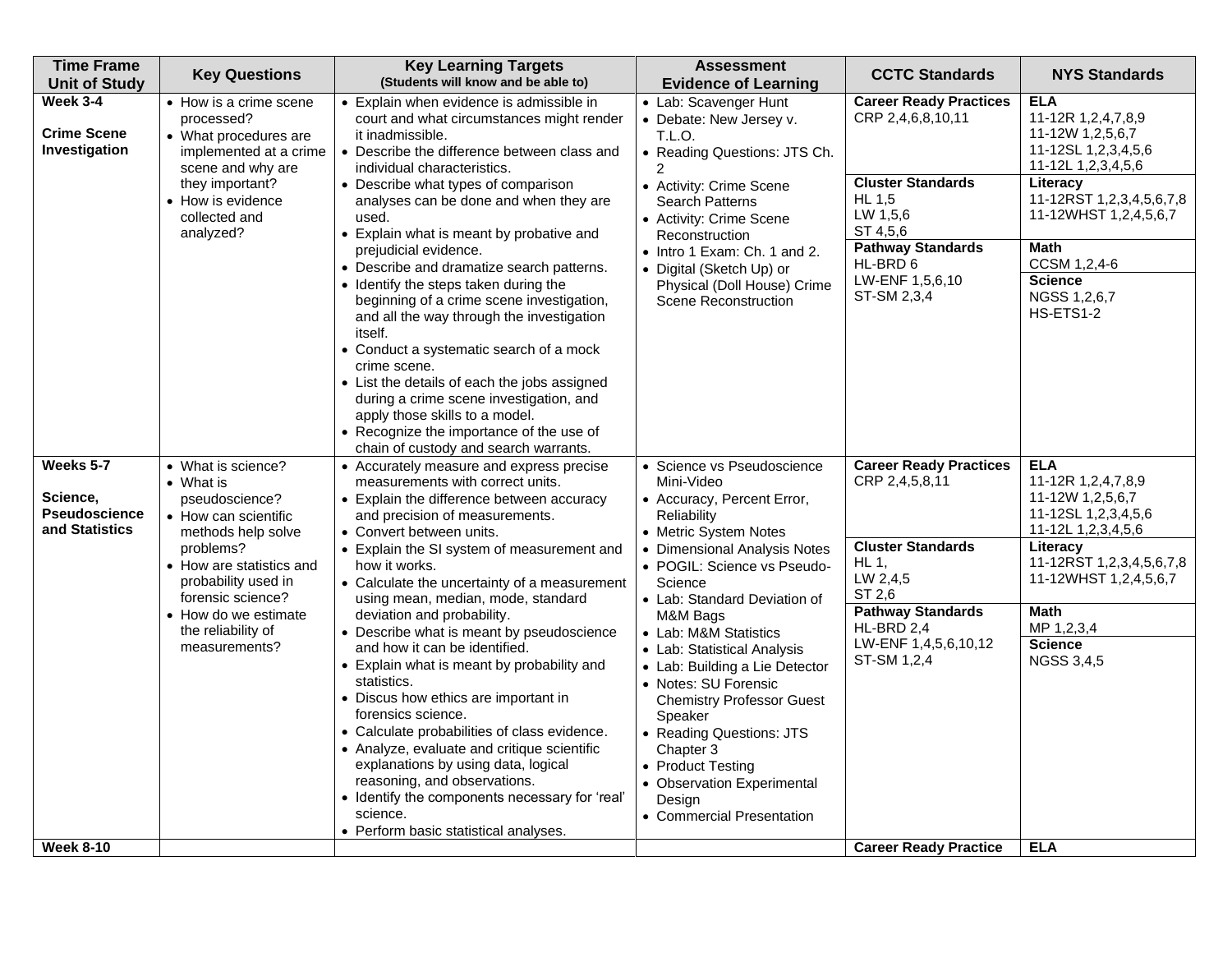| Time Frame Unit of Study | Key Questions | Key Learning Targets (Students will know and be able to) | Assessment Evidence of Learning | CCTC Standards | NYS Standards |
|---|---|---|---|---|---|
| **Week 3-4**<br><br>**Crime Scene Investigation** | • How is a crime scene processed?<br>• What procedures are implemented at a crime scene and why are they important?<br>• How is evidence collected and analyzed? | • Explain when evidence is admissible in court and what circumstances might render it inadmissible.<br>• Describe the difference between class and individual characteristics.<br>• Describe what types of comparison analyses can be done and when they are used.<br>• Explain what is meant by probative and prejudicial evidence.<br>• Describe and dramatize search patterns.<br>• Identify the steps taken during the beginning of a crime scene investigation, and all the way through the investigation itself.<br>• Conduct a systematic search of a mock crime scene.<br>• List the details of each the jobs assigned during a crime scene investigation, and apply those skills to a model.<br>• Recognize the importance of the use of chain of custody and search warrants. | • Lab: Scavenger Hunt<br>• Debate: New Jersey v. T.L.O.<br>• Reading Questions: JTS Ch. 2<br>• Activity: Crime Scene Search Patterns<br>• Activity: Crime Scene Reconstruction<br>• Intro 1 Exam: Ch. 1 and 2.<br>• Digital (Sketch Up) or Physical (Doll House) Crime Scene Reconstruction | **Career Ready Practices**<br>CRP 2,4,6,8,10,11<br><br>**Cluster Standards**<br>HL 1,5<br>LW 1,5,6<br>ST 4,5,6<br><br>**Pathway Standards**<br>HL-BRD 6<br>LW-ENF 1,5,6,10<br>ST-SM 2,3,4 | **ELA**<br>11-12R 1,2,4,7,8,9<br>11-12W 1,2,5,6,7<br>11-12SL 1,2,3,4,5,6<br>11-12L 1,2,3,4,5,6<br><br>**Literacy**<br>11-12RST 1,2,3,4,5,6,7,8<br>11-12WHST 1,2,4,5,6,7<br><br>**Math**<br>CCSM 1,2,4-6<br><br>**Science**<br>NGSS 1,2,6,7<br>HS-ETS1-2 |
| **Weeks 5-7**<br><br>**Science, Pseudoscience and Statistics** | • What is science?<br>• What is pseudoscience?<br>• How can scientific methods help solve problems?<br>• How are statistics and probability used in forensic science?<br>• How do we estimate the reliability of measurements? | • Accurately measure and express precise measurements with correct units.<br>• Explain the difference between accuracy and precision of measurements.<br>• Convert between units.<br>• Explain the SI system of measurement and how it works.<br>• Calculate the uncertainty of a measurement using mean, median, mode, standard deviation and probability.<br>• Describe what is meant by pseudoscience and how it can be identified.<br>• Explain what is meant by probability and statistics.<br>• Discus how ethics are important in forensics science.<br>• Calculate probabilities of class evidence.<br>• Analyze, evaluate and critique scientific explanations by using data, logical reasoning, and observations.<br>• Identify the components necessary for 'real' science.<br>• Perform basic statistical analyses. | • Science vs Pseudoscience Mini-Video<br>• Accuracy, Percent Error, Reliability<br>• Metric System Notes<br>• Dimensional Analysis Notes<br>• POGIL: Science vs Pseudo-Science<br>• Lab: Standard Deviation of M&M Bags<br>• Lab: M&M Statistics<br>• Lab: Statistical Analysis<br>• Lab: Building a Lie Detector<br>• Notes: SU Forensic Chemistry Professor Guest Speaker<br>• Reading Questions: JTS Chapter 3<br>• Product Testing<br>• Observation Experimental Design<br>• Commercial Presentation | **Career Ready Practices**<br>CRP 2,4,5,8,11<br><br>**Cluster Standards**<br>HL 1,<br>LW 2,4,5<br>ST 2,6<br><br>**Pathway Standards**<br>HL-BRD 2,4<br>LW-ENF 1,4,5,6,10,12<br>ST-SM 1,2,4 | **ELA**<br>11-12R 1,2,4,7,8,9<br>11-12W 1,2,5,6,7<br>11-12SL 1,2,3,4,5,6<br>11-12L 1,2,3,4,5,6<br><br>**Literacy**<br>11-12RST 1,2,3,4,5,6,7,8<br>11-12WHST 1,2,4,5,6,7<br><br>**Math**<br>MP 1,2,3,4<br><br>**Science**<br>NGSS 3,4,5 |
| **Week 8-10** | | | | **Career Ready Practice** | **ELA** |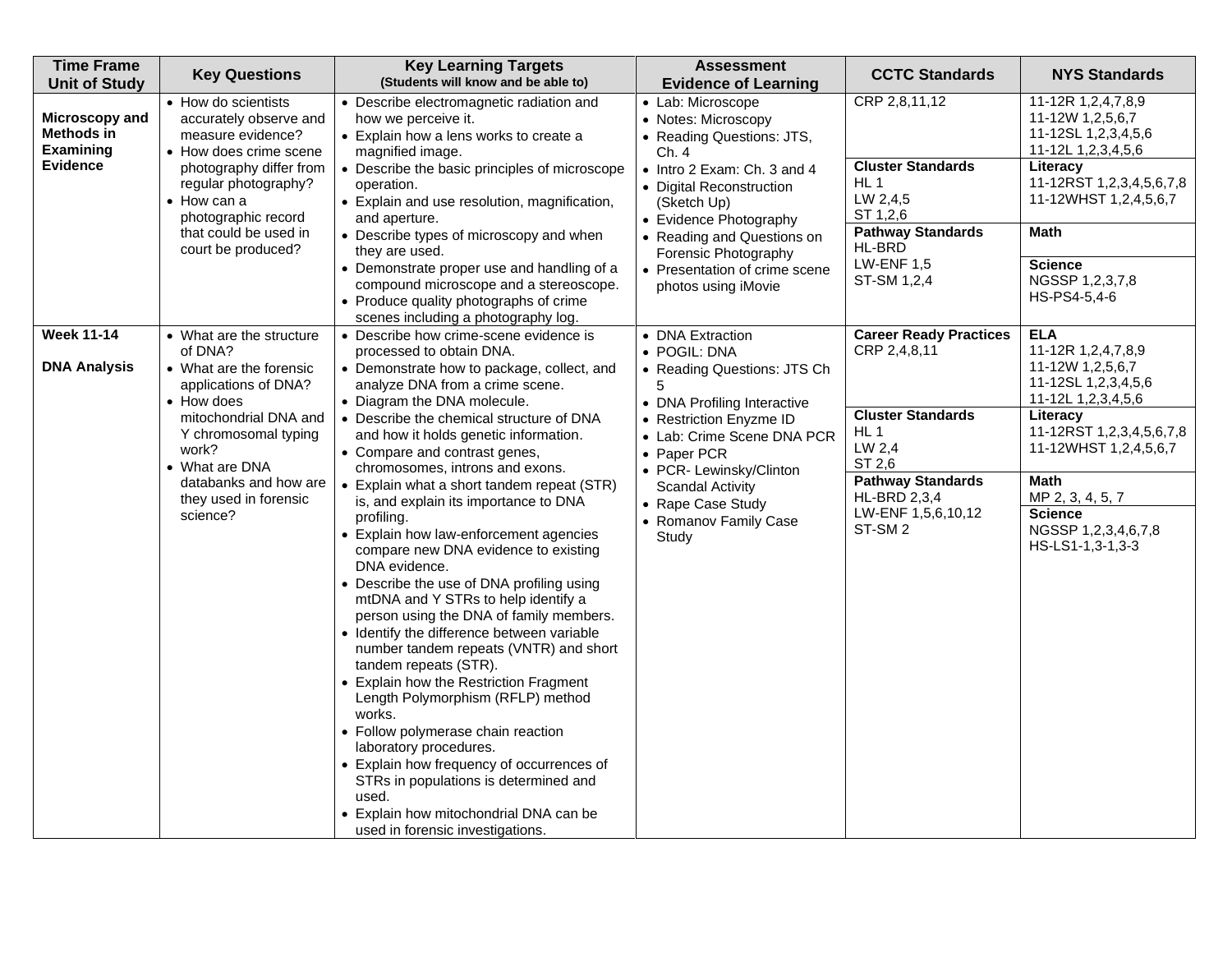| Time Frame Unit of Study | Key Questions | Key Learning Targets (Students will know and be able to) | Assessment Evidence of Learning | CCTC Standards | NYS Standards |
|---|---|---|---|---|---|
| **Microscopy and Methods in Examining Evidence** | • How do scientists accurately observe and measure evidence?<br>• How does crime scene photography differ from regular photography?<br>• How can a photographic record that could be used in court be produced? | • Describe electromagnetic radiation and how we perceive it.<br>• Explain how a lens works to create a magnified image.<br>• Describe the basic principles of microscope operation.<br>• Explain and use resolution, magnification, and aperture.<br>• Describe types of microscopy and when they are used.<br>• Demonstrate proper use and handling of a compound microscope and a stereoscope.<br>• Produce quality photographs of crime scenes including a photography log. | • Lab: Microscope<br>• Notes: Microscopy<br>• Reading Questions: JTS, Ch. 4<br>• Intro 2 Exam: Ch. 3 and 4<br>• Digital Reconstruction (Sketch Up)<br>• Evidence Photography<br>• Reading and Questions on Forensic Photography<br>• Presentation of crime scene photos using iMovie | CRP 2,8,11,12<br><br>**Cluster Standards**<br>HL 1<br>LW 2,4,5<br>ST 1,2,6<br><br>**Pathway Standards**<br>HL-BRD<br>LW-ENF 1,5<br>ST-SM 1,2,4 | 11-12R 1,2,4,7,8,9<br>11-12W 1,2,5,6,7<br>11-12SL 1,2,3,4,5,6<br>11-12L 1,2,3,4,5,6<br><br>**Literacy**<br>11-12RST 1,2,3,4,5,6,7,8<br>11-12WHST 1,2,4,5,6,7<br><br>**Math**<br><br>**Science**<br>NGSSP 1,2,3,7,8<br>HS-PS4-5,4-6 |
| **Week 11-14**<br><br>**DNA Analysis** | • What are the structure of DNA?<br>• What are the forensic applications of DNA?<br>• How does mitochondrial DNA and Y chromosomal typing work?<br>• What are DNA databanks and how are they used in forensic science? | • Describe how crime-scene evidence is processed to obtain DNA.<br>• Demonstrate how to package, collect, and analyze DNA from a crime scene.<br>• Diagram the DNA molecule.<br>• Describe the chemical structure of DNA and how it holds genetic information.<br>• Compare and contrast genes, chromosomes, introns and exons.<br>• Explain what a short tandem repeat (STR) is, and explain its importance to DNA profiling.<br>• Explain how law-enforcement agencies compare new DNA evidence to existing DNA evidence.<br>• Describe the use of DNA profiling using mtDNA and Y STRs to help identify a person using the DNA of family members.<br>• Identify the difference between variable number tandem repeats (VNTR) and short tandem repeats (STR).<br>• Explain how the Restriction Fragment Length Polymorphism (RFLP) method works.<br>• Follow polymerase chain reaction laboratory procedures.<br>• Explain how frequency of occurrences of STRs in populations is determined and used.<br>• Explain how mitochondrial DNA can be used in forensic investigations. | • DNA Extraction<br>• POGIL: DNA<br>• Reading Questions: JTS Ch 5<br>• DNA Profiling Interactive<br>• Restriction Enyzme ID<br>• Lab: Crime Scene DNA PCR<br>• Paper PCR<br>• PCR- Lewinsky/Clinton Scandal Activity<br>• Rape Case Study<br>• Romanov Family Case Study | **Career Ready Practices**<br>CRP 2,4,8,11<br><br>**Cluster Standards**<br>HL 1<br>LW 2,4<br>ST 2,6<br><br>**Pathway Standards**<br>HL-BRD 2,3,4<br>LW-ENF 1,5,6,10,12<br>ST-SM 2 | **ELA**<br>11-12R 1,2,4,7,8,9<br>11-12W 1,2,5,6,7<br>11-12SL 1,2,3,4,5,6<br>11-12L 1,2,3,4,5,6<br><br>**Literacy**<br>11-12RST 1,2,3,4,5,6,7,8<br>11-12WHST 1,2,4,5,6,7<br><br>**Math**<br>MP 2, 3, 4, 5, 7<br><br>**Science**<br>NGSSP 1,2,3,4,6,7,8<br>HS-LS1-1,3-1,3-3 |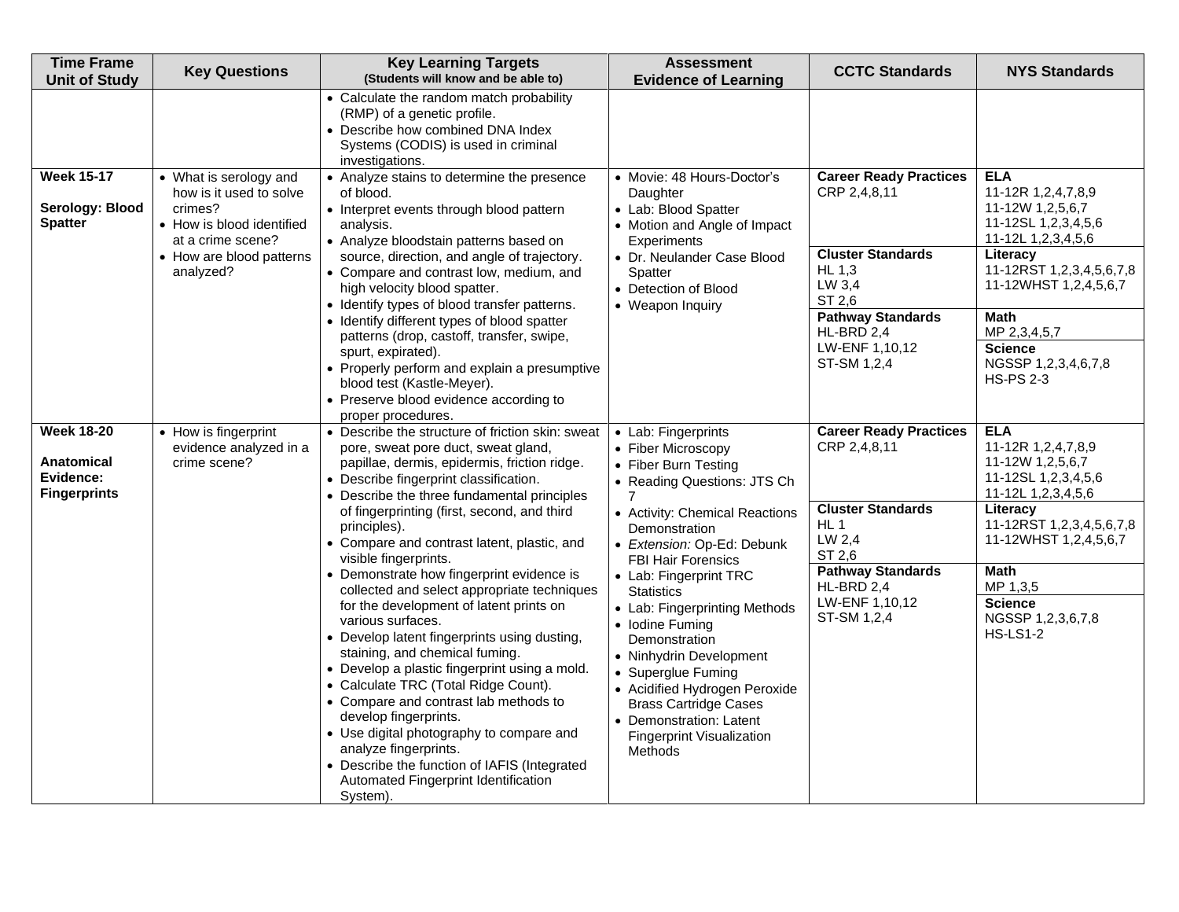| Time Frame Unit of Study | Key Questions | Key Learning Targets (Students will know and be able to) | Assessment Evidence of Learning | CCTC Standards | NYS Standards |
|---|---|---|---|---|---|
| | | • Calculate the random match probability (RMP) of a genetic profile.<br>• Describe how combined DNA Index Systems (CODIS) is used in criminal investigations. | | | |
| **Week 15-17**<br><br>**Serology: Blood Spatter** | • What is serology and how is it used to solve crimes?<br>• How is blood identified at a crime scene?<br>• How are blood patterns analyzed? | • Analyze stains to determine the presence of blood.<br>• Interpret events through blood pattern analysis.<br>• Analyze bloodstain patterns based on source, direction, and angle of trajectory.<br>• Compare and contrast low, medium, and high velocity blood spatter.<br>• Identify types of blood transfer patterns.<br>• Identify different types of blood spatter patterns (drop, castoff, transfer, swipe, spurt, expirated).<br>• Properly perform and explain a presumptive blood test (Kastle-Meyer).<br>• Preserve blood evidence according to proper procedures. | • Movie: 48 Hours-Doctor's Daughter<br>• Lab: Blood Spatter<br>• Motion and Angle of Impact Experiments<br>• Dr. Neulander Case Blood Spatter<br>• Detection of Blood<br>• Weapon Inquiry | **Career Ready Practices**<br>CRP 2,4,8,11<br><br>**Cluster Standards**<br>HL 1,3<br>LW 3,4<br>ST 2,6<br><br>**Pathway Standards**<br>HL-BRD 2,4<br>LW-ENF 1,10,12<br>ST-SM 1,2,4 | **ELA**<br>11-12R 1,2,4,7,8,9<br>11-12W 1,2,5,6,7<br>11-12SL 1,2,3,4,5,6<br>11-12L 1,2,3,4,5,6<br><br>**Literacy**<br>11-12RST 1,2,3,4,5,6,7,8<br>11-12WHST 1,2,4,5,6,7<br><br>**Math**<br>MP 2,3,4,5,7<br><br>**Science**<br>NGSSP 1,2,3,4,6,7,8<br>HS-PS 2-3 |
| **Week 18-20**<br><br>**Anatomical Evidence: Fingerprints** | • How is fingerprint evidence analyzed in a crime scene? | • Describe the structure of friction skin: sweat pore, sweat pore duct, sweat gland, papillae, dermis, epidermis, friction ridge.<br>• Describe fingerprint classification.<br>• Describe the three fundamental principles of fingerprinting (first, second, and third principles).<br>• Compare and contrast latent, plastic, and visible fingerprints.<br>• Demonstrate how fingerprint evidence is collected and select appropriate techniques for the development of latent prints on various surfaces.<br>• Develop latent fingerprints using dusting, staining, and chemical fuming.<br>• Develop a plastic fingerprint using a mold.<br>• Calculate TRC (Total Ridge Count).<br>• Compare and contrast lab methods to develop fingerprints.<br>• Use digital photography to compare and analyze fingerprints.<br>• Describe the function of IAFIS (Integrated Automated Fingerprint Identification System). | • Lab: Fingerprints<br>• Fiber Microscopy<br>• Fiber Burn Testing<br>• Reading Questions: JTS Ch 7<br>• Activity: Chemical Reactions Demonstration<br>• *Extension:* Op-Ed: Debunk FBI Hair Forensics<br>• Lab: Fingerprint TRC Statistics<br>• Lab: Fingerprinting Methods<br>• Iodine Fuming Demonstration<br>• Ninhydrin Development<br>• Superglue Fuming<br>• Acidified Hydrogen Peroxide Brass Cartridge Cases<br>• Demonstration: Latent Fingerprint Visualization Methods | **Career Ready Practices**<br>CRP 2,4,8,11<br><br>**Cluster Standards**<br>HL 1<br>LW 2,4<br>ST 2,6<br><br>**Pathway Standards**<br>HL-BRD 2,4<br>LW-ENF 1,10,12<br>ST-SM 1,2,4 | **ELA**<br>11-12R 1,2,4,7,8,9<br>11-12W 1,2,5,6,7<br>11-12SL 1,2,3,4,5,6<br>11-12L 1,2,3,4,5,6<br><br>**Literacy**<br>11-12RST 1,2,3,4,5,6,7,8<br>11-12WHST 1,2,4,5,6,7<br><br>**Math**<br>MP 1,3,5<br><br>**Science**<br>NGSSP 1,2,3,6,7,8<br>HS-LS1-2 |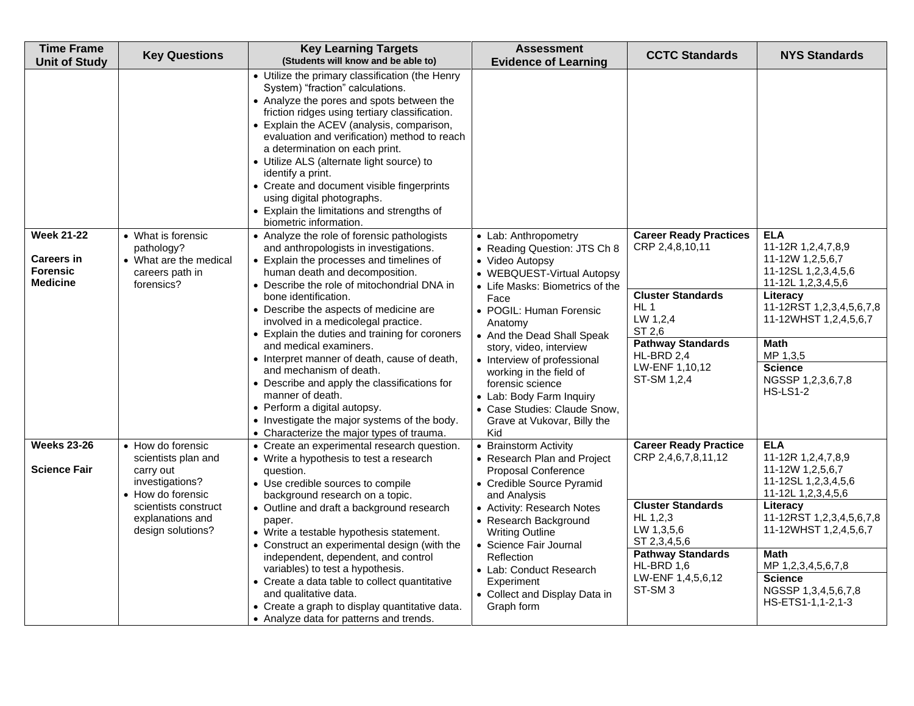| Time Frame Unit of Study | Key Questions | Key Learning Targets (Students will know and be able to) | Assessment Evidence of Learning | CCTC Standards | NYS Standards |
|---|---|---|---|---|---|
| | | • Utilize the primary classification (the Henry System) "fraction" calculations.<br>• Analyze the pores and spots between the friction ridges using tertiary classification.<br>• Explain the ACEV (analysis, comparison, evaluation and verification) method to reach a determination on each print.<br>• Utilize ALS (alternate light source) to identify a print.<br>• Create and document visible fingerprints using digital photographs.<br>• Explain the limitations and strengths of biometric information. | | | |
| **Week 21-22**<br><br>**Careers in Forensic Medicine** | • What is forensic pathology?<br>• What are the medical careers path in forensics? | • Analyze the role of forensic pathologists and anthropologists in investigations.<br>• Explain the processes and timelines of human death and decomposition.<br>• Describe the role of mitochondrial DNA in bone identification.<br>• Describe the aspects of medicine are involved in a medicolegal practice.<br>• Explain the duties and training for coroners and medical examiners.<br>• Interpret manner of death, cause of death, and mechanism of death.<br>• Describe and apply the classifications for manner of death.<br>• Perform a digital autopsy.<br>• Investigate the major systems of the body.<br>• Characterize the major types of trauma. | • Lab: Anthropometry<br>• Reading Question: JTS Ch 8<br>• Video Autopsy<br>• WEBQUEST-Virtual Autopsy<br>• Life Masks: Biometrics of the Face<br>• POGIL: Human Forensic Anatomy<br>• And the Dead Shall Speak story, video, interview<br>• Interview of professional working in the field of forensic science<br>• Lab: Body Farm Inquiry<br>• Case Studies: Claude Snow, Grave at Vukovar, Billy the Kid | **Career Ready Practices**<br>CRP 2,4,8,10,11<br><br>**Cluster Standards**<br>HL 1<br>LW 1,2,4<br>ST 2,6<br><br>**Pathway Standards**<br>HL-BRD 2,4<br>LW-ENF 1,10,12<br>ST-SM 1,2,4 | **ELA**<br>11-12R 1,2,4,7,8,9<br>11-12W 1,2,5,6,7<br>11-12SL 1,2,3,4,5,6<br>11-12L 1,2,3,4,5,6<br><br>**Literacy**<br>11-12RST 1,2,3,4,5,6,7,8<br>11-12WHST 1,2,4,5,6,7<br><br>**Math**<br>MP 1,3,5<br><br>**Science**<br>NGSSP 1,2,3,6,7,8<br>HS-LS1-2 |
| **Weeks 23-26**<br><br>**Science Fair** | • How do forensic scientists plan and carry out investigations?<br>• How do forensic scientists construct explanations and design solutions? | • Create an experimental research question.<br>• Write a hypothesis to test a research question.<br>• Use credible sources to compile background research on a topic.<br>• Outline and draft a background research paper.<br>• Write a testable hypothesis statement.<br>• Construct an experimental design (with the independent, dependent, and control variables) to test a hypothesis.<br>• Create a data table to collect quantitative and qualitative data.<br>• Create a graph to display quantitative data.<br>• Analyze data for patterns and trends. | • Brainstorm Activity<br>• Research Plan and Project Proposal Conference<br>• Credible Source Pyramid and Analysis<br>• Activity: Research Notes<br>• Research Background Writing Outline<br>• Science Fair Journal Reflection<br>• Lab: Conduct Research Experiment<br>• Collect and Display Data in Graph form | **Career Ready Practice**<br>CRP 2,4,6,7,8,11,12<br><br>**Cluster Standards**<br>HL 1,2,3<br>LW 1,3,5,6<br>ST 2,3,4,5,6<br><br>**Pathway Standards**<br>HL-BRD 1,6<br>LW-ENF 1,4,5,6,12<br>ST-SM 3 | **ELA**<br>11-12R 1,2,4,7,8,9<br>11-12W 1,2,5,6,7<br>11-12SL 1,2,3,4,5,6<br>11-12L 1,2,3,4,5,6<br><br>**Literacy**<br>11-12RST 1,2,3,4,5,6,7,8<br>11-12WHST 1,2,4,5,6,7<br><br>**Math**<br>MP 1,2,3,4,5,6,7,8<br><br>**Science**<br>NGSSP 1,3,4,5,6,7,8<br>HS-ETS1-1,1-2,1-3 |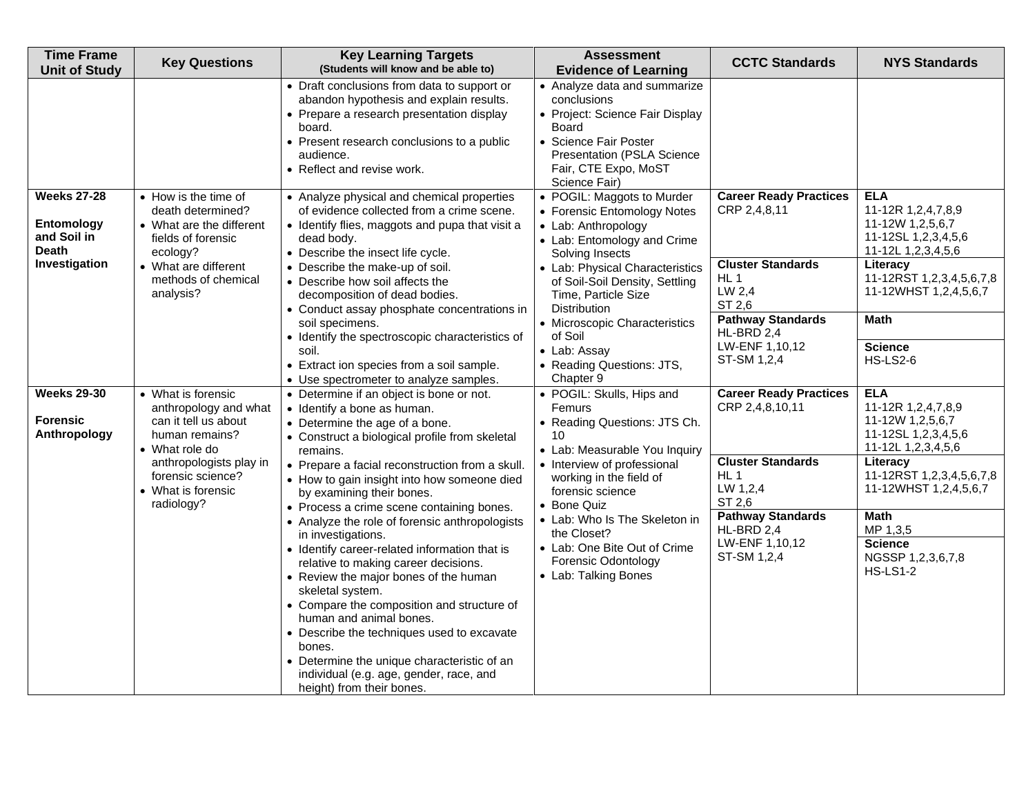| Time Frame Unit of Study | Key Questions | Key Learning Targets (Students will know and be able to) | Assessment Evidence of Learning | CCTC Standards | NYS Standards |
|---|---|---|---|---|---|
| | | • Draft conclusions from data to support or abandon hypothesis and explain results.<br>• Prepare a research presentation display board.<br>• Present research conclusions to a public audience.<br>• Reflect and revise work. | • Analyze data and summarize conclusions<br>• Project: Science Fair Display Board<br>• Science Fair Poster Presentation (PSLA Science Fair, CTE Expo, MoST Science Fair) | | |
| **Weeks 27-28**<br><br>**Entomology and Soil in Death Investigation** | • How is the time of death determined?<br>• What are the different fields of forensic ecology?<br>• What are different methods of chemical analysis? | • Analyze physical and chemical properties of evidence collected from a crime scene.<br>• Identify flies, maggots and pupa that visit a dead body.<br>• Describe the insect life cycle.<br>• Describe the make-up of soil.<br>• Describe how soil affects the decomposition of dead bodies.<br>• Conduct assay phosphate concentrations in soil specimens.<br>• Identify the spectroscopic characteristics of soil.<br>• Extract ion species from a soil sample.<br>• Use spectrometer to analyze samples. | • POGIL: Maggots to Murder<br>• Forensic Entomology Notes<br>• Lab: Anthropology<br>• Lab: Entomology and Crime Solving Insects<br>• Lab: Physical Characteristics of Soil-Soil Density, Settling Time, Particle Size Distribution<br>• Microscopic Characteristics of Soil<br>• Lab: Assay<br>• Reading Questions: JTS, Chapter 9 | **Career Ready Practices**<br>CRP 2,4,8,11<br><br>**Cluster Standards**<br>HL 1<br>LW 2,4<br>ST 2,6<br><br>**Pathway Standards**<br>HL-BRD 2,4<br>LW-ENF 1,10,12<br>ST-SM 1,2,4 | **ELA**<br>11-12R 1,2,4,7,8,9<br>11-12W 1,2,5,6,7<br>11-12SL 1,2,3,4,5,6<br>11-12L 1,2,3,4,5,6<br><br>**Literacy**<br>11-12RST 1,2,3,4,5,6,7,8<br>11-12WHST 1,2,4,5,6,7<br><br>**Math**<br><br>**Science**<br>HS-LS2-6 |
| **Weeks 29-30**<br><br>**Forensic Anthropology** | • What is forensic anthropology and what can it tell us about human remains?<br>• What role do anthropologists play in forensic science?<br>• What is forensic radiology? | • Determine if an object is bone or not.<br>• Identify a bone as human.<br>• Determine the age of a bone.<br>• Construct a biological profile from skeletal remains.<br>• Prepare a facial reconstruction from a skull.<br>• How to gain insight into how someone died by examining their bones.<br>• Process a crime scene containing bones.<br>• Analyze the role of forensic anthropologists in investigations.<br>• Identify career-related information that is relative to making career decisions.<br>• Review the major bones of the human skeletal system.<br>• Compare the composition and structure of human and animal bones.<br>• Describe the techniques used to excavate bones.<br>• Determine the unique characteristic of an individual (e.g. age, gender, race, and height) from their bones. | • POGIL: Skulls, Hips and Femurs<br>• Reading Questions: JTS Ch. 10<br>• Lab: Measurable You Inquiry<br>• Interview of professional working in the field of forensic science<br>• Bone Quiz<br>• Lab: Who Is The Skeleton in the Closet?<br>• Lab: One Bite Out of Crime Forensic Odontology<br>• Lab: Talking Bones | **Career Ready Practices**<br>CRP 2,4,8,10,11<br><br>**Cluster Standards**<br>HL 1<br>LW 1,2,4<br>ST 2,6<br><br>**Pathway Standards**<br>HL-BRD 2,4<br>LW-ENF 1,10,12<br>ST-SM 1,2,4 | **ELA**<br>11-12R 1,2,4,7,8,9<br>11-12W 1,2,5,6,7<br>11-12SL 1,2,3,4,5,6<br>11-12L 1,2,3,4,5,6<br><br>**Literacy**<br>11-12RST 1,2,3,4,5,6,7,8<br>11-12WHST 1,2,4,5,6,7<br><br>**Math**<br>MP 1,3,5<br><br>**Science**<br>NGSSP 1,2,3,6,7,8<br>HS-LS1-2 |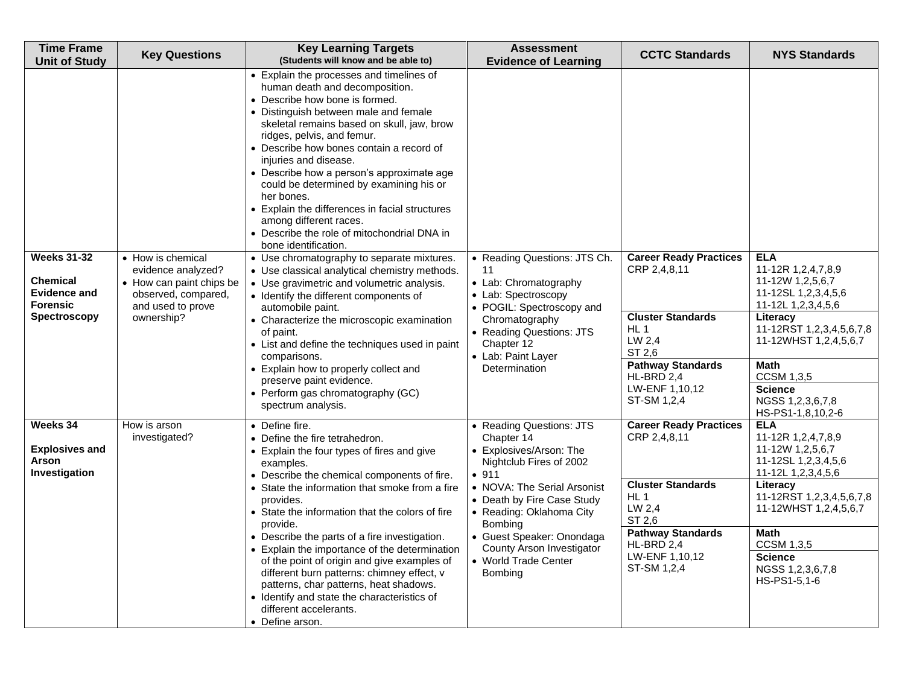| Time Frame Unit of Study | Key Questions | Key Learning Targets (Students will know and be able to) | Assessment Evidence of Learning | CCTC Standards | NYS Standards |
|---|---|---|---|---|---|
| | | • Explain the processes and timelines of human death and decomposition.<br>• Describe how bone is formed.<br>• Distinguish between male and female skeletal remains based on skull, jaw, brow ridges, pelvis, and femur.<br>• Describe how bones contain a record of injuries and disease.<br>• Describe how a person's approximate age could be determined by examining his or her bones.<br>• Explain the differences in facial structures among different races.<br>• Describe the role of mitochondrial DNA in bone identification. | | | |
| **Weeks 31-32**<br><br>**Chemical Evidence and Forensic Spectroscopy** | • How is chemical evidence analyzed?<br>• How can paint chips be observed, compared, and used to prove ownership? | • Use chromatography to separate mixtures.<br>• Use classical analytical chemistry methods.<br>• Use gravimetric and volumetric analysis.<br>• Identify the different components of automobile paint.<br>• Characterize the microscopic examination of paint.<br>• List and define the techniques used in paint comparisons.<br>• Explain how to properly collect and preserve paint evidence.<br>• Perform gas chromatography (GC) spectrum analysis. | • Reading Questions: JTS Ch. 11<br>• Lab: Chromatography<br>• Lab: Spectroscopy<br>• POGIL: Spectroscopy and Chromatography<br>• Reading Questions: JTS Chapter 12<br>• Lab: Paint Layer Determination | **Career Ready Practices**<br>CRP 2,4,8,11<br><br>**Cluster Standards**<br>HL 1<br>LW 2,4<br>ST 2,6<br><br>**Pathway Standards**<br>HL-BRD 2,4<br>LW-ENF 1,10,12<br>ST-SM 1,2,4 | **ELA**<br>11-12R 1,2,4,7,8,9<br>11-12W 1,2,5,6,7<br>11-12SL 1,2,3,4,5,6<br>11-12L 1,2,3,4,5,6<br><br>**Literacy**<br>11-12RST 1,2,3,4,5,6,7,8<br>11-12WHST 1,2,4,5,6,7<br><br>**Math**<br>CCSM 1,3,5<br><br>**Science**<br>NGSS 1,2,3,6,7,8<br>HS-PS1-1,8,10,2-6 |
| **Weeks 34**<br><br>**Explosives and Arson Investigation** | How is arson investigated? | • Define fire.<br>• Define the fire tetrahedron.<br>• Explain the four types of fires and give examples.<br>• Describe the chemical components of fire.<br>• State the information that smoke from a fire provides.<br>• State the information that the colors of fire provide.<br>• Describe the parts of a fire investigation.<br>• Explain the importance of the determination of the point of origin and give examples of different burn patterns: chimney effect, v patterns, char patterns, heat shadows.<br>• Identify and state the characteristics of different accelerants.<br>• Define arson. | • Reading Questions: JTS Chapter 14<br>• Explosives/Arson: The Nightclub Fires of 2002<br>• 911<br>• NOVA: The Serial Arsonist<br>• Death by Fire Case Study<br>• Reading: Oklahoma City Bombing<br>• Guest Speaker: Onondaga County Arson Investigator<br>• World Trade Center Bombing | **Career Ready Practices**<br>CRP 2,4,8,11<br><br>**Cluster Standards**<br>HL 1<br>LW 2,4<br>ST 2,6<br><br>**Pathway Standards**<br>HL-BRD 2,4<br>LW-ENF 1,10,12<br>ST-SM 1,2,4 | **ELA**<br>11-12R 1,2,4,7,8,9<br>11-12W 1,2,5,6,7<br>11-12SL 1,2,3,4,5,6<br>11-12L 1,2,3,4,5,6<br><br>**Literacy**<br>11-12RST 1,2,3,4,5,6,7,8<br>11-12WHST 1,2,4,5,6,7<br><br>**Math**<br>CCSM 1,3,5<br><br>**Science**<br>NGSS 1,2,3,6,7,8<br>HS-PS1-5,1-6 |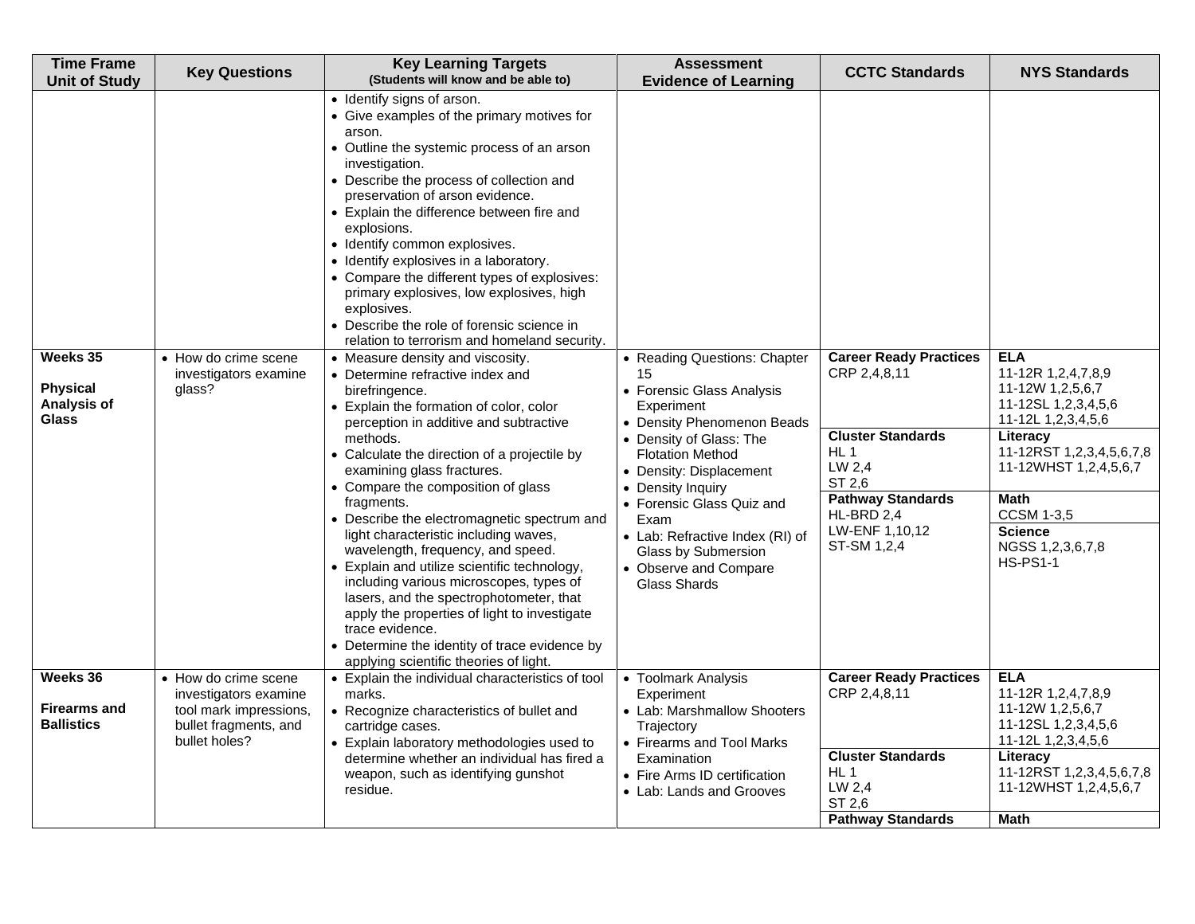| Time Frame Unit of Study | Key Questions | Key Learning Targets (Students will know and be able to) | Assessment Evidence of Learning | CCTC Standards | NYS Standards |
|---|---|---|---|---|---|
| | | • Identify signs of arson.<br>• Give examples of the primary motives for arson.<br>• Outline the systemic process of an arson investigation.<br>• Describe the process of collection and preservation of arson evidence.<br>• Explain the difference between fire and explosions.<br>• Identify common explosives.<br>• Identify explosives in a laboratory.<br>• Compare the different types of explosives: primary explosives, low explosives, high explosives.<br>• Describe the role of forensic science in relation to terrorism and homeland security. | | | |
| **Weeks 35**<br><br>**Physical Analysis of Glass** | • How do crime scene investigators examine glass? | • Measure density and viscosity.<br>• Determine refractive index and birefringence.<br>• Explain the formation of color, color perception in additive and subtractive methods.<br>• Calculate the direction of a projectile by examining glass fractures.<br>• Compare the composition of glass fragments.<br>• Describe the electromagnetic spectrum and light characteristic including waves, wavelength, frequency, and speed.<br>• Explain and utilize scientific technology, including various microscopes, types of lasers, and the spectrophotometer, that apply the properties of light to investigate trace evidence.<br>• Determine the identity of trace evidence by applying scientific theories of light. | • Reading Questions: Chapter 15<br>• Forensic Glass Analysis Experiment<br>• Density Phenomenon Beads<br>• Density of Glass: The Flotation Method<br>• Density: Displacement<br>• Density Inquiry<br>• Forensic Glass Quiz and Exam<br>• Lab: Refractive Index (RI) of Glass by Submersion<br>• Observe and Compare Glass Shards | **Career Ready Practices**<br>CRP 2,4,8,11<br><br>**Cluster Standards**<br>HL 1<br>LW 2,4<br>ST 2,6<br><br>**Pathway Standards**<br>HL-BRD 2,4<br>LW-ENF 1,10,12<br>ST-SM 1,2,4 | **ELA**<br>11-12R 1,2,4,7,8,9<br>11-12W 1,2,5,6,7<br>11-12SL 1,2,3,4,5,6<br>11-12L 1,2,3,4,5,6<br><br>**Literacy**<br>11-12RST 1,2,3,4,5,6,7,8<br>11-12WHST 1,2,4,5,6,7<br><br>**Math**<br>CCSM 1-3,5<br><br>**Science**<br>NGSS 1,2,3,6,7,8<br>HS-PS1-1 |
| **Weeks 36**<br><br>**Firearms and Ballistics** | • How do crime scene investigators examine tool mark impressions, bullet fragments, and bullet holes? | • Explain the individual characteristics of tool marks.<br>• Recognize characteristics of bullet and cartridge cases.<br>• Explain laboratory methodologies used to determine whether an individual has fired a weapon, such as identifying gunshot residue. | • Toolmark Analysis Experiment<br>• Lab: Marshmallow Shooters Trajectory<br>• Firearms and Tool Marks Examination<br>• Fire Arms ID certification<br>• Lab: Lands and Grooves | **Career Ready Practices**<br>CRP 2,4,8,11<br><br>**Cluster Standards**<br>HL 1<br>LW 2,4<br>ST 2,6<br><br>**Pathway Standards** | **ELA**<br>11-12R 1,2,4,7,8,9<br>11-12W 1,2,5,6,7<br>11-12SL 1,2,3,4,5,6<br>11-12L 1,2,3,4,5,6<br><br>**Literacy**<br>11-12RST 1,2,3,4,5,6,7,8<br>11-12WHST 1,2,4,5,6,7<br><br>**Math** |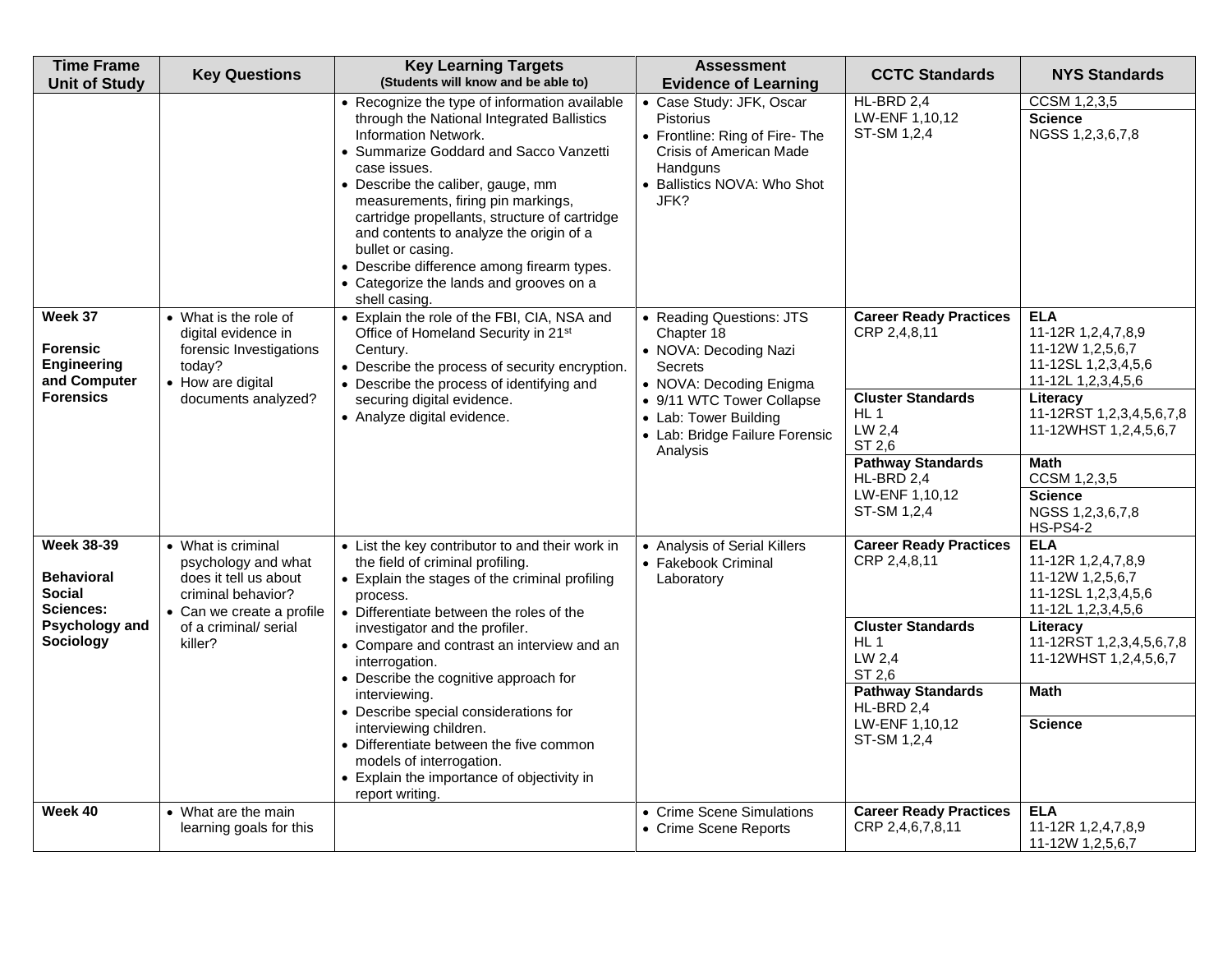| Time Frame Unit of Study | Key Questions | Key Learning Targets (Students will know and be able to) | Assessment Evidence of Learning | CCTC Standards | NYS Standards |
|---|---|---|---|---|---|
| | | • Recognize the type of information available through the National Integrated Ballistics Information Network.<br>• Summarize Goddard and Sacco Vanzetti case issues.<br>• Describe the caliber, gauge, mm measurements, firing pin markings, cartridge propellants, structure of cartridge and contents to analyze the origin of a bullet or casing.<br>• Describe difference among firearm types.<br>• Categorize the lands and grooves on a shell casing. | • Case Study: JFK, Oscar Pistorius<br>• Frontline: Ring of Fire- The Crisis of American Made Handguns<br>• Ballistics NOVA: Who Shot JFK? | HL-BRD 2,4<br>LW-ENF 1,10,12<br>ST-SM 1,2,4 | CCSM 1,2,3,5<br>**Science**<br>NGSS 1,2,3,6,7,8 |
| **Week 37**<br><br>**Forensic Engineering and Computer Forensics** | • What is the role of digital evidence in forensic Investigations today?<br>• How are digital documents analyzed? | • Explain the role of the FBI, CIA, NSA and Office of Homeland Security in 21st Century.<br>• Describe the process of security encryption.<br>• Describe the process of identifying and securing digital evidence.<br>• Analyze digital evidence. | • Reading Questions: JTS Chapter 18<br>• NOVA: Decoding Nazi Secrets<br>• NOVA: Decoding Enigma<br>• 9/11 WTC Tower Collapse<br>• Lab: Tower Building<br>• Lab: Bridge Failure Forensic Analysis | **Career Ready Practices**<br>CRP 2,4,8,11<br><br>**Cluster Standards**<br>HL 1<br>LW 2,4<br>ST 2,6<br><br>**Pathway Standards**<br>HL-BRD 2,4<br>LW-ENF 1,10,12<br>ST-SM 1,2,4 | **ELA**<br>11-12R 1,2,4,7,8,9<br>11-12W 1,2,5,6,7<br>11-12SL 1,2,3,4,5,6<br>11-12L 1,2,3,4,5,6<br><br>**Literacy**<br>11-12RST 1,2,3,4,5,6,7,8<br>11-12WHST 1,2,4,5,6,7<br><br>**Math**<br>CCSM 1,2,3,5<br><br>**Science**<br>NGSS 1,2,3,6,7,8<br>HS-PS4-2 |
| **Week 38-39**<br><br>**Behavioral Social Sciences: Psychology and Sociology** | • What is criminal psychology and what does it tell us about criminal behavior?<br>• Can we create a profile of a criminal/ serial killer? | • List the key contributor to and their work in the field of criminal profiling.<br>• Explain the stages of the criminal profiling process.<br>• Differentiate between the roles of the investigator and the profiler.<br>• Compare and contrast an interview and an interrogation.<br>• Describe the cognitive approach for interviewing.<br>• Describe special considerations for interviewing children.<br>• Differentiate between the five common models of interrogation.<br>• Explain the importance of objectivity in report writing. | • Analysis of Serial Killers<br>• Fakebook Criminal Laboratory | **Career Ready Practices**<br>CRP 2,4,8,11<br><br>**Cluster Standards**<br>HL 1<br>LW 2,4<br>ST 2,6<br><br>**Pathway Standards**<br>HL-BRD 2,4<br>LW-ENF 1,10,12<br>ST-SM 1,2,4 | **ELA**<br>11-12R 1,2,4,7,8,9<br>11-12W 1,2,5,6,7<br>11-12SL 1,2,3,4,5,6<br>11-12L 1,2,3,4,5,6<br><br>**Literacy**<br>11-12RST 1,2,3,4,5,6,7,8<br>11-12WHST 1,2,4,5,6,7<br><br>**Math**<br><br>**Science** |
| **Week 40** | • What are the main learning goals for this | | • Crime Scene Simulations<br>• Crime Scene Reports | **Career Ready Practices**<br>CRP 2,4,6,7,8,11 | **ELA**<br>11-12R 1,2,4,7,8,9<br>11-12W 1,2,5,6,7 |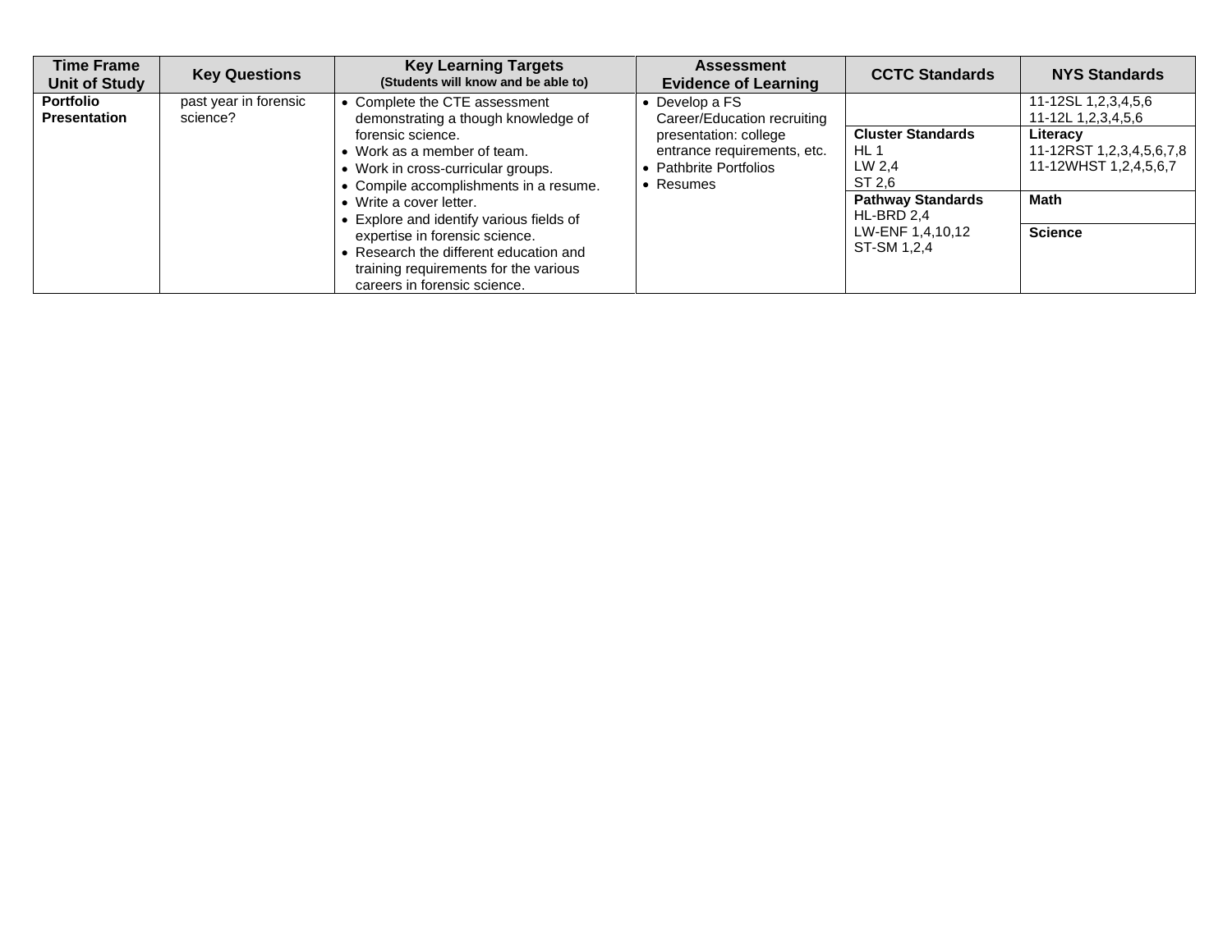| Time Frame Unit of Study | Key Questions | Key Learning Targets (Students will know and be able to) | Assessment Evidence of Learning | CCTC Standards | NYS Standards |
|---|---|---|---|---|---|
| **Portfolio Presentation** | past year in forensic science? | • Complete the CTE assessment demonstrating a though knowledge of forensic science.<br>• Work as a member of team.<br>• Work in cross-curricular groups.<br>• Compile accomplishments in a resume.<br>• Write a cover letter.<br>• Explore and identify various fields of expertise in forensic science.<br>• Research the different education and training requirements for the various careers in forensic science. | • Develop a FS Career/Education recruiting presentation: college entrance requirements, etc.<br>• Pathbrite Portfolios<br>• Resumes | | 11-12SL 1,2,3,4,5,6<br>11-12L 1,2,3,4,5,6 |
| | | | | **Cluster Standards**<br>HL 1<br>LW 2,4<br>ST 2,6 | **Literacy**<br>11-12RST 1,2,3,4,5,6,7,8<br>11-12WHST 1,2,4,5,6,7 |
| | | | | **Pathway Standards**<br>HL-BRD 2,4<br>LW-ENF 1,4,10,12<br>ST-SM 1,2,4 | **Math** |
| | | | | | **Science** |